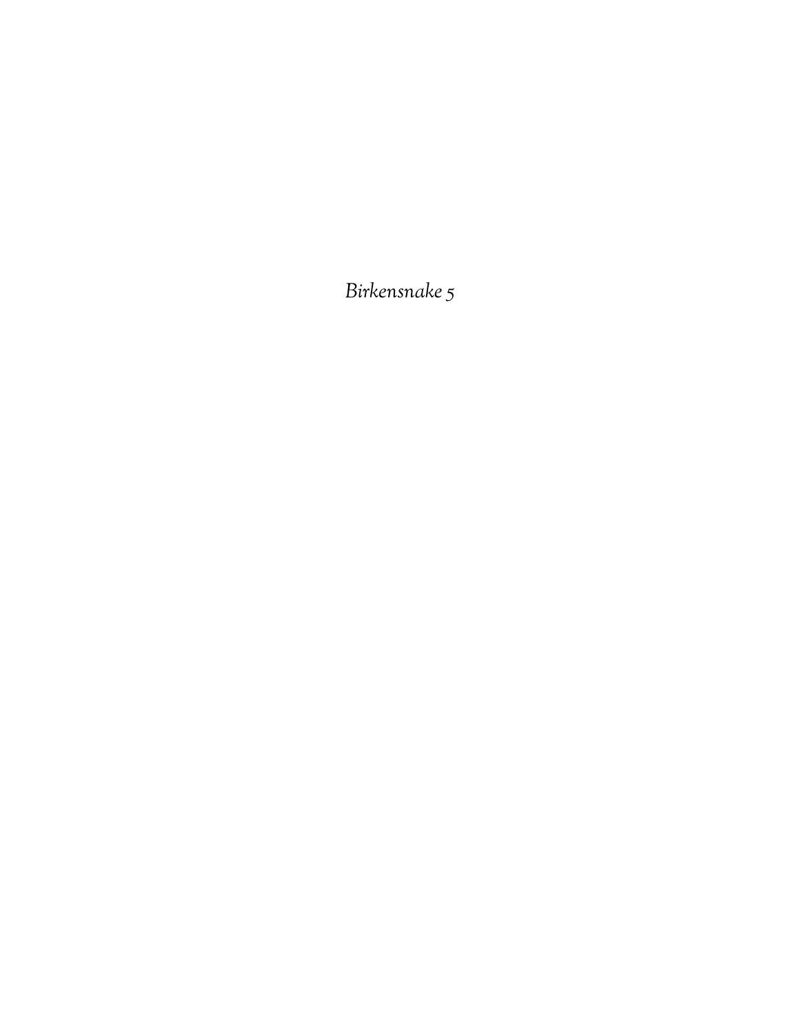*Birkensnake 5*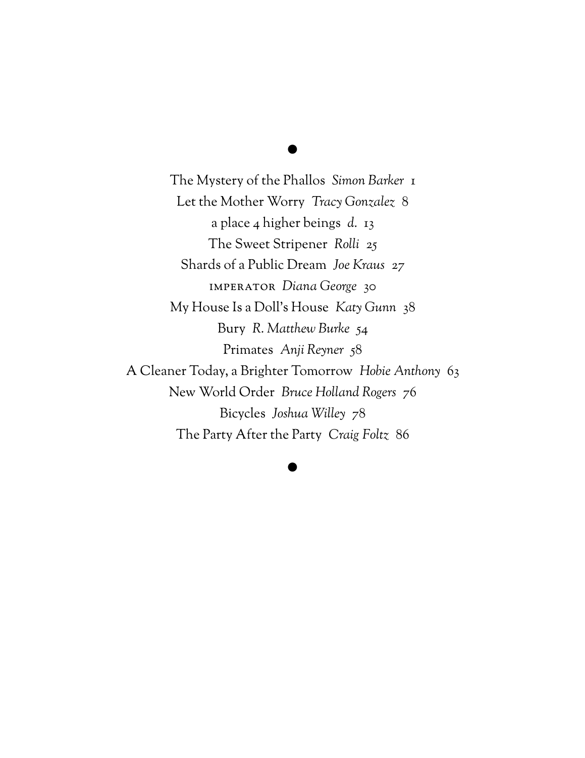The Mystery of the Phallos *Simon Barker* 1

Let the Mother Worry *Tracy Gonzalez* 8

a place 4 higher beings *d.* 13

The Sweet Stripener *Rolli* 25

Shards of a Public Dream *Joe Kraus* 27

IMPERATOR *Diana George* 30

My House Is a Doll's House *Katy Gunn* 38

Bury *R. Matthew Burke* 54

Primates *Anji Reyner* 58

A Cleaner Today, a Brighter Tomorrow *Hobie Anthony* 63

New World Order *Bruce Holland Rogers* 76

Bicycles *Joshua Willey* 78

The Party After the Party *Craig Foltz* 86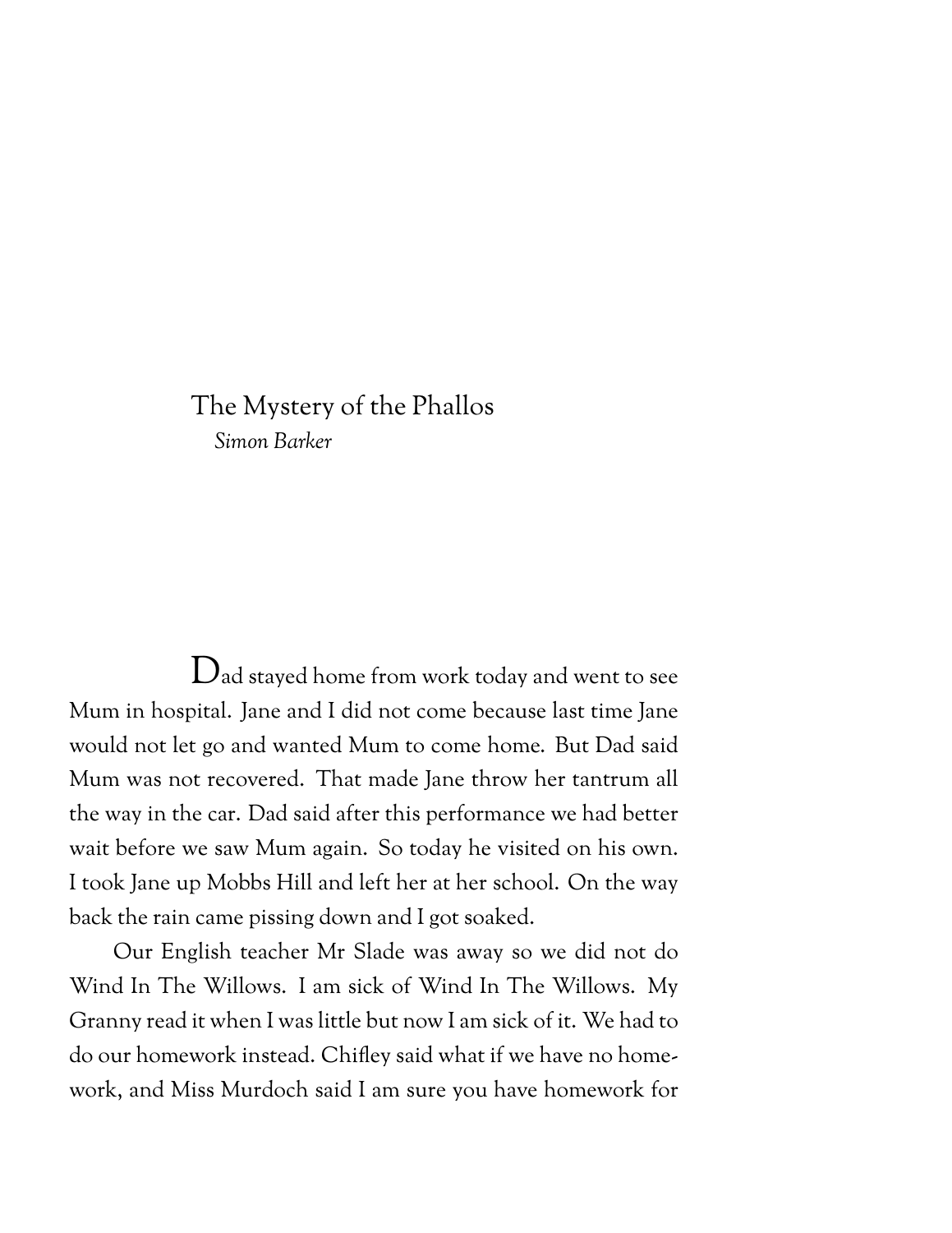# The Mystery of the Phallos

*Simon Barker*

Dad stayed home from work today and went to see Mum in hospital. Jane and I did not come because last time Jane would not let go and wanted Mum to come home. But Dad said Mum was not recovered. That made Jane throw her tantrum all the way in the car. Dad said after this performance we had better wait before we saw Mum again. So today he visited on his own. I took Jane up Mobbs Hill and left her at her school. On the way back the rain came pissing down and I got soaked.

Our English teacher Mr Slade was away so we did not do Wind In The Willows. I am sick of Wind In The Willows. My Granny read it when I was little but now I am sick of it. We had to do our homework instead. Chifley said what if we have no homework, and Miss Murdoch said I am sure you have homework for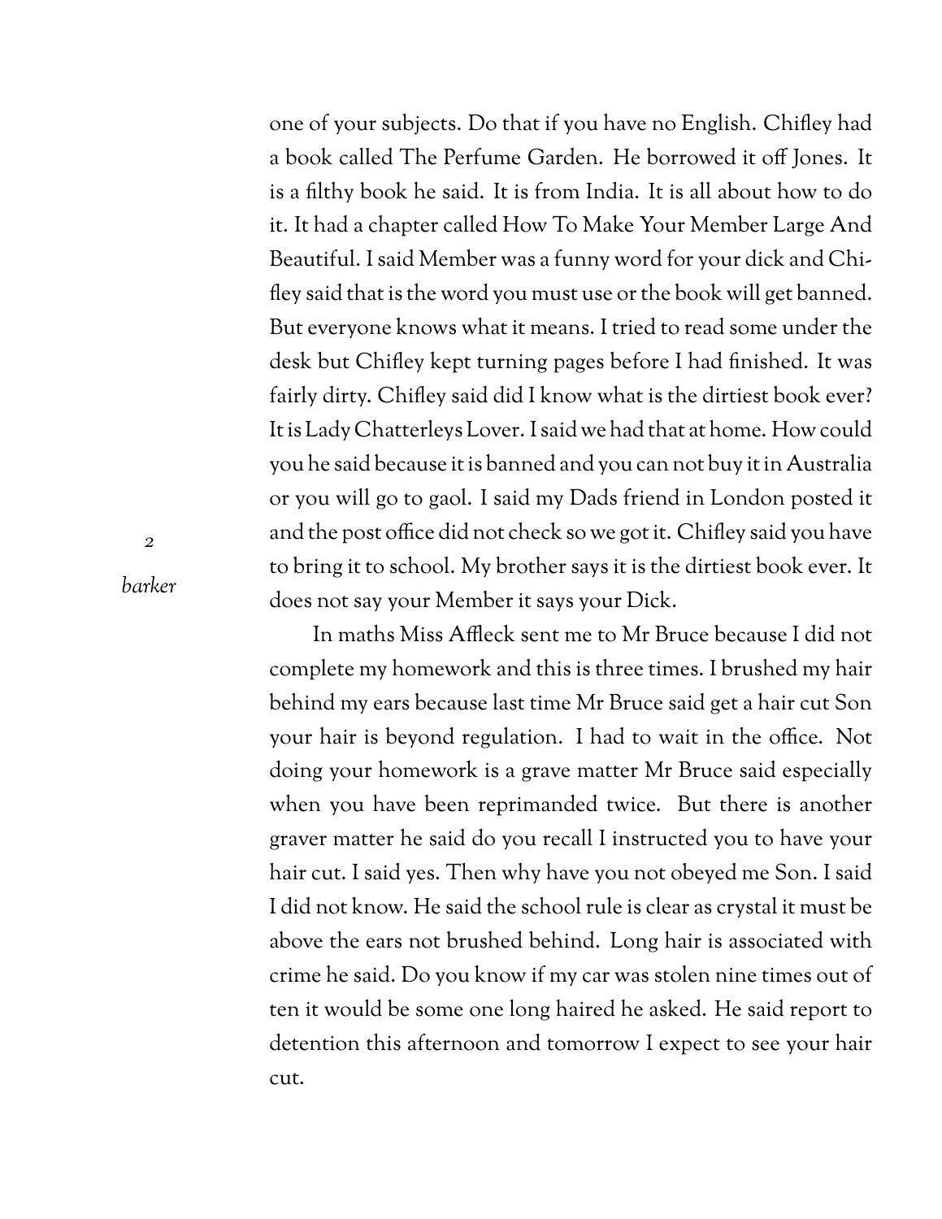one of your subjects. Do that if you have no English. Chifley had a book called The Perfume Garden. He borrowed it off Jones. It is a filthy book he said. It is from India. It is all about how to do it. It had a chapter called How To Make Your Member Large And Beautiful. I said Member was a funny word for your dick and Chifley said that is the word you must use or the book will get banned. But everyone knows what it means. I tried to read some under the desk but Chifley kept turning pages before I had finished. It was fairly dirty. Chifley said did I know what is the dirtiest book ever? It is Lady Chatterleys Lover. I said we had that at home. How could you he said because it is banned and you can not buy it in Australia or you will go to gaol. I said my Dads friend in London posted it and the post office did not check so we got it. Chifley said you have to bring it to school. My brother says it is the dirtiest book ever. It does not say your Member it says your Dick.

In maths Miss Affleck sent me to Mr Bruce because I did not complete my homework and this is three times. I brushed my hair behind my ears because last time Mr Bruce said get a hair cut Son your hair is beyond regulation. I had to wait in the office. Not doing your homework is a grave matter Mr Bruce said especially when you have been reprimanded twice. But there is another graver matter he said do you recall I instructed you to have your hair cut. I said yes. Then why have you not obeyed me Son. I said I did not know. He said the school rule is clear as crystal it must be above the ears not brushed behind. Long hair is associated with crime he said. Do you know if my car was stolen nine times out of ten it would be some one long haired he asked. He said report to detention this afternoon and tomorrow I expect to see your hair cut.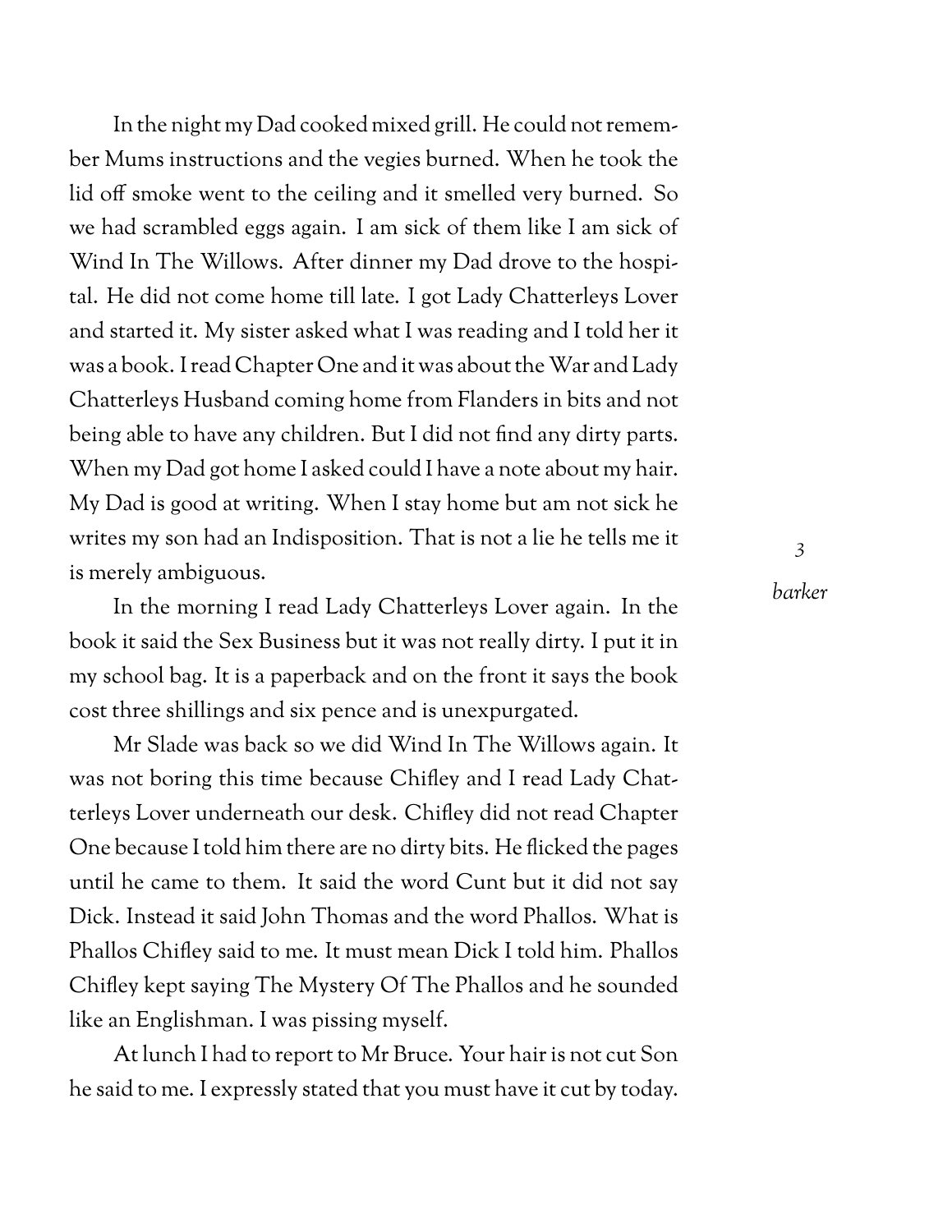In the night my Dad cooked mixed grill. He could not remember Mums instructions and the vegies burned. When he took the lid off smoke went to the ceiling and it smelled very burned. So we had scrambled eggs again. I am sick of them like I am sick of Wind In The Willows. After dinner my Dad drove to the hospital. He did not come home till late. I got Lady Chatterleys Lover and started it. My sister asked what I was reading and I told her it was a book. I read Chapter One and it was about the War and Lady Chatterleys Husband coming home from Flanders in bits and not being able to have any children. But I did not find any dirty parts. When my Dad got home I asked could I have a note about my hair. My Dad is good at writing. When I stay home but am not sick he writes my son had an Indisposition. That is not a lie he tells me it is merely ambiguous.

In the morning I read Lady Chatterleys Lover again. In the book it said the Sex Business but it was not really dirty. I put it in my school bag. It is a paperback and on the front it says the book cost three shillings and six pence and is unexpurgated.

Mr Slade was back so we did Wind In The Willows again. It was not boring this time because Chifley and I read Lady Chatterleys Lover underneath our desk. Chifley did not read Chapter One because I told him there are no dirty bits. He flicked the pages until he came to them. It said the word Cunt but it did not say Dick. Instead it said John Thomas and the word Phallos. What is Phallos Chifley said to me. It must mean Dick I told him. Phallos Chifley kept saying The Mystery Of The Phallos and he sounded like an Englishman. I was pissing myself.

At lunch I had to report to Mr Bruce. Your hair is not cut Son he said to me. I expressly stated that you must have it cut by today.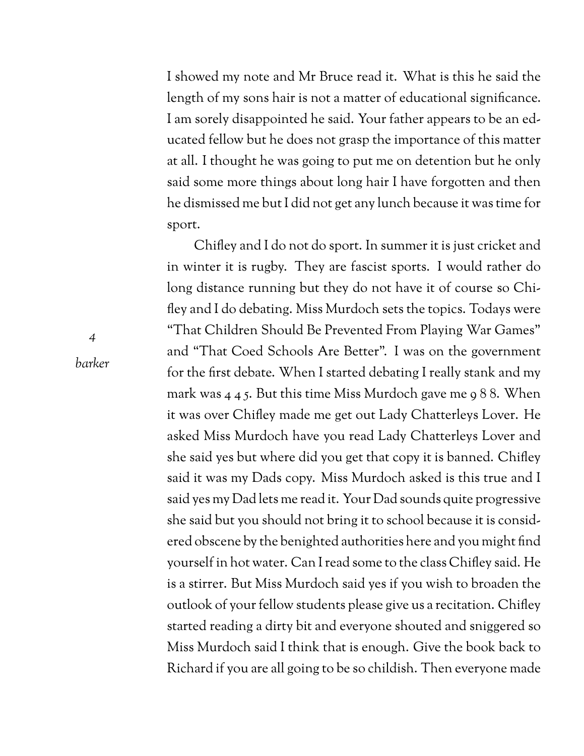I showed my note and Mr Bruce read it. What is this he said the length of my sons hair is not a matter of educational significance. I am sorely disappointed he said. Your father appears to be an educated fellow but he does not grasp the importance of this matter at all. I thought he was going to put me on detention but he only said some more things about long hair I have forgotten and then he dismissed me but I did not get any lunch because it was time for sport.

Chifley and I do not do sport. In summer it is just cricket and in winter it is rugby. They are fascist sports. I would rather do long distance running but they do not have it of course so Chifley and I do debating. Miss Murdoch sets the topics. Todays were "That Children Should Be Prevented From Playing War Games" and "That Coed Schools Are Better". I was on the government for the first debate. When I started debating I really stank and my mark was 4 4 5. But this time Miss Murdoch gave me 9 8 8. When it was over Chifley made me get out Lady Chatterleys Lover. He asked Miss Murdoch have you read Lady Chatterleys Lover and she said yes but where did you get that copy it is banned. Chifley said it was my Dads copy. Miss Murdoch asked is this true and I said yes my Dad lets me read it. Your Dad sounds quite progressive she said but you should not bring it to school because it is considered obscene by the benighted authorities here and you might find yourself in hot water. Can I read some to the class Chifley said. He is a stirrer. But Miss Murdoch said yes if you wish to broaden the outlook of your fellow students please give us a recitation. Chifley started reading a dirty bit and everyone shouted and sniggered so Miss Murdoch said I think that is enough. Give the book back to Richard if you are all going to be so childish. Then everyone made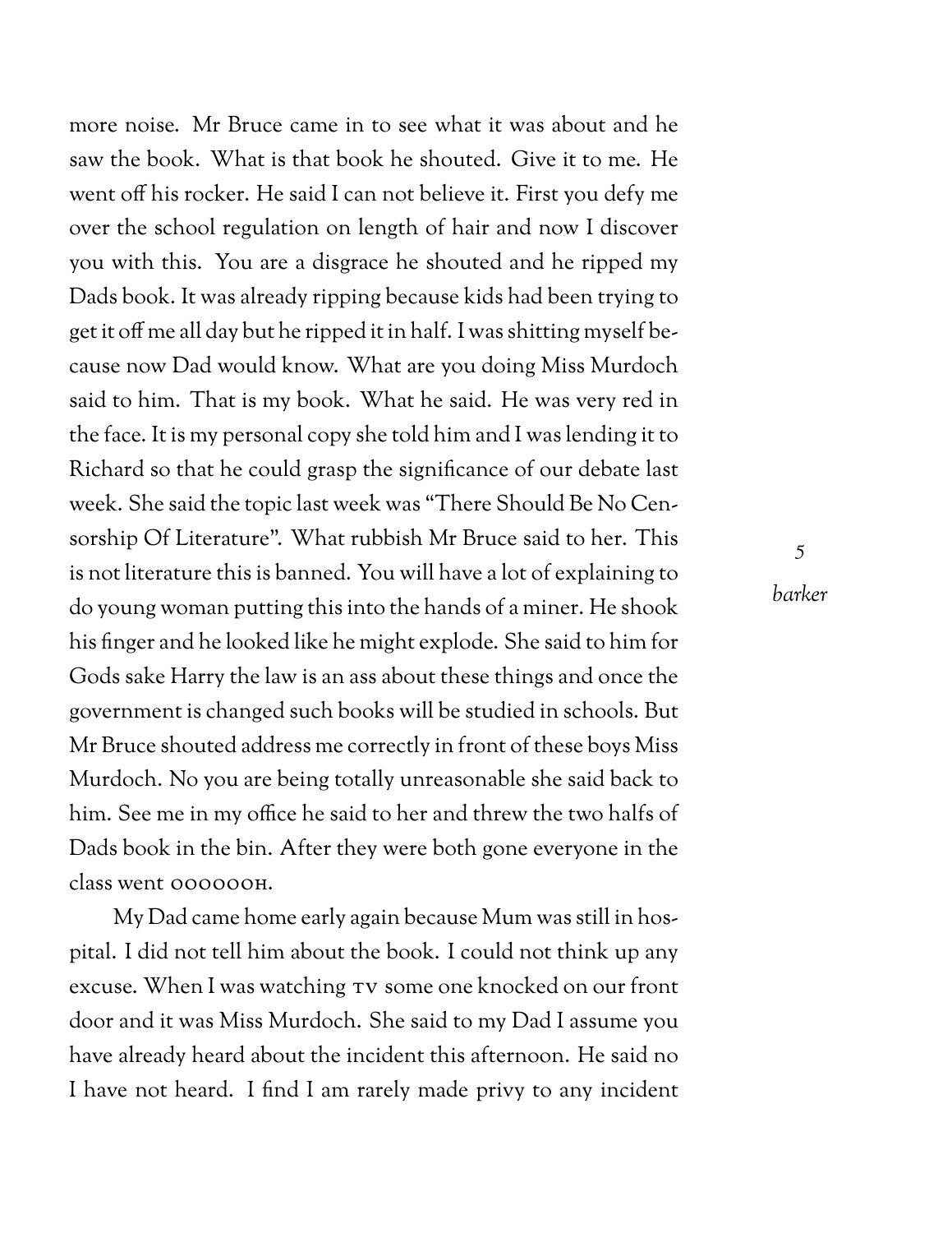more noise. Mr Bruce came in to see what it was about and he saw the book. What is that book he shouted. Give it to me. He went off his rocker. He said I can not believe it. First you defy me over the school regulation on length of hair and now I discover you with this. You are a disgrace he shouted and he ripped my Dads book. It was already ripping because kids had been trying to get it off me all day but he ripped it in half. I was shitting myself because now Dad would know. What are you doing Miss Murdoch said to him. That is my book. What he said. He was very red in the face. It is my personal copy she told him and I was lending it to Richard so that he could grasp the significance of our debate last week. She said the topic last week was "There Should Be No Censorship Of Literature". What rubbish Mr Bruce said to her. This is not literature this is banned. You will have a lot of explaining to do young woman putting this into the hands of a miner. He shook his finger and he looked like he might explode. She said to him for Gods sake Harry the law is an ass about these things and once the government is changed such books will be studied in schools. But Mr Bruce shouted address me correctly in front of these boys Miss Murdoch. No you are being totally unreasonable she said back to him. See me in my office he said to her and threw the two halfs of Dads book in the bin. After they were both gone everyone in the class went OOOOOOH.

My Dad came home early again because Mum was still in hospital. I did not tell him about the book. I could not think up any excuse. When I was watching TV some one knocked on our front door and it was Miss Murdoch. She said to my Dad I assume you have already heard about the incident this afternoon. He said no I have not heard. I find I am rarely made privy to any incident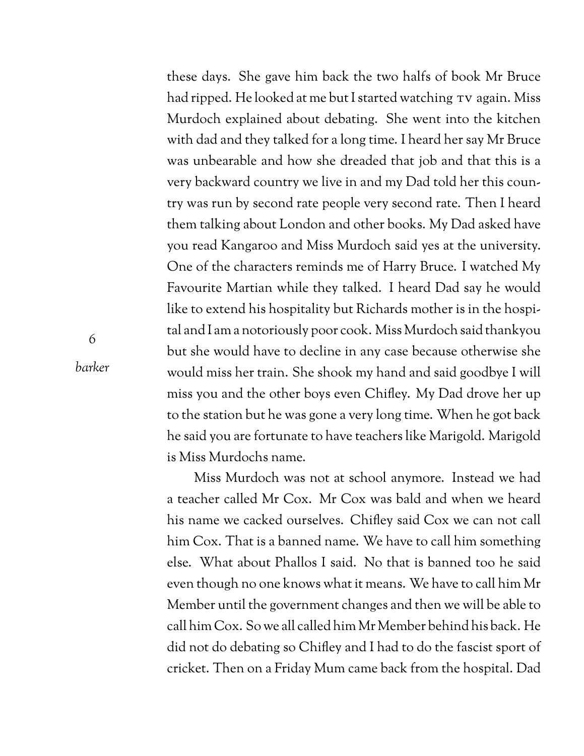these days. She gave him back the two halfs of book Mr Bruce had ripped. He looked at me but I started watching TV again. Miss Murdoch explained about debating. She went into the kitchen with dad and they talked for a long time. I heard her say Mr Bruce was unbearable and how she dreaded that job and that this is a very backward country we live in and my Dad told her this country was run by second rate people very second rate. Then I heard them talking about London and other books. My Dad asked have you read Kangaroo and Miss Murdoch said yes at the university. One of the characters reminds me of Harry Bruce. I watched My Favourite Martian while they talked. I heard Dad say he would like to extend his hospitality but Richards mother is in the hospital and I am a notoriously poor cook. Miss Murdoch said thankyou but she would have to decline in any case because otherwise she would miss her train. She shook my hand and said goodbye I will miss you and the other boys even Chifley. My Dad drove her up to the station but he was gone a very long time. When he got back he said you are fortunate to have teachers like Marigold. Marigold is Miss Murdochs name.

Miss Murdoch was not at school anymore. Instead we had a teacher called Mr Cox. Mr Cox was bald and when we heard his name we cacked ourselves. Chifley said Cox we can not call him Cox. That is a banned name. We have to call him something else. What about Phallos I said. No that is banned too he said even though no one knows what it means. We have to call him Mr Member until the government changes and then we will be able to call him Cox. So we all called him Mr Member behind his back. He did not do debating so Chifley and I had to do the fascist sport of cricket. Then on a Friday Mum came back from the hospital. Dad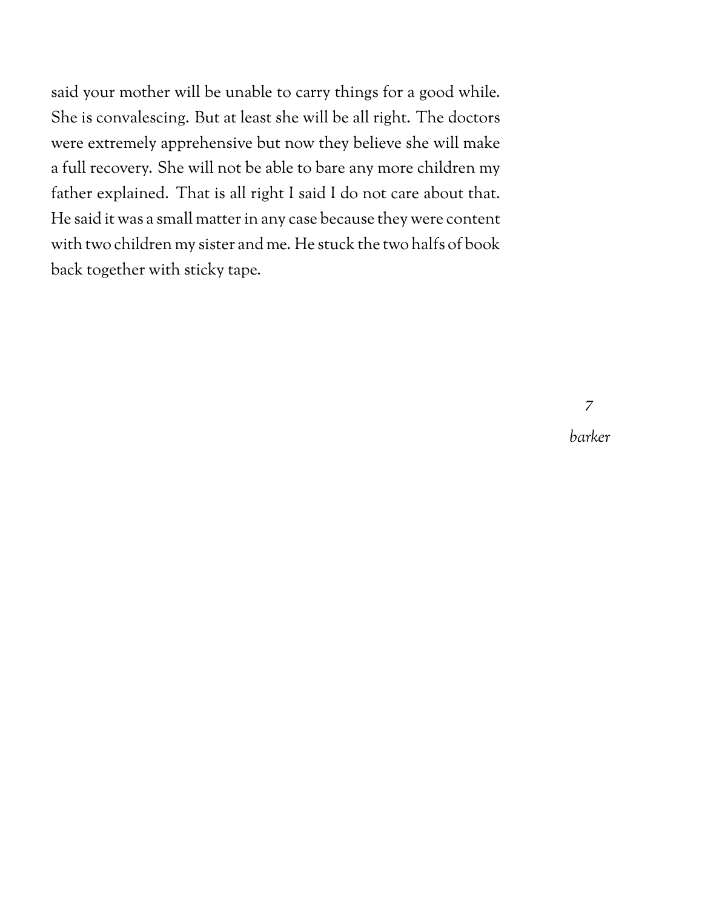said your mother will be unable to carry things for a good while. She is convalescing. But at least she will be all right. The doctors were extremely apprehensive but now they believe she will make a full recovery. She will not be able to bare any more children my father explained. That is all right I said I do not care about that. He said it was a small matter in any case because they were content with two children my sister and me. He stuck the two halfs of book back together with sticky tape.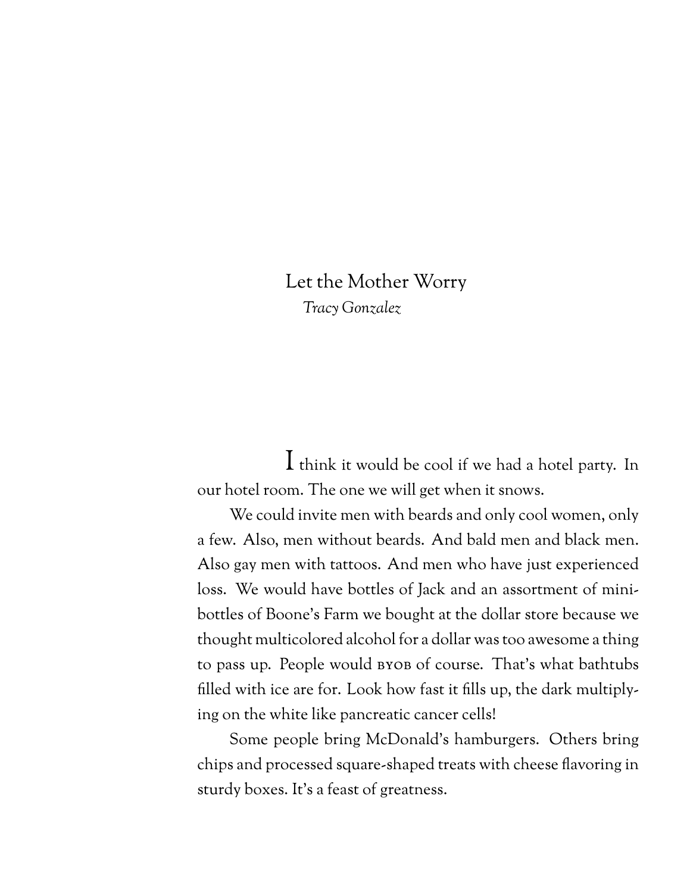# Let the Mother Worry

*Tracy Gonzalez*

I think it would be cool if we had a hotel party. In our hotel room. The one we will get when it snows.

We could invite men with beards and only cool women, only a few. Also, men without beards. And bald men and black men. Also gay men with tattoos. And men who have just experienced loss. We would have bottles of Jack and an assortment of mini-bottles of Boone's Farm we bought at the dollar store because we thought multicolored alcohol for a dollar was too awesome a thing to pass up. People would BYOB of course. That's what bathtubs filled with ice are for. Look how fast it fills up, the dark multiplying on the white like pancreatic cancer cells!

Some people bring McDonald's hamburgers. Others bring chips and processed square-shaped treats with cheese flavoring in sturdy boxes. It's a feast of greatness.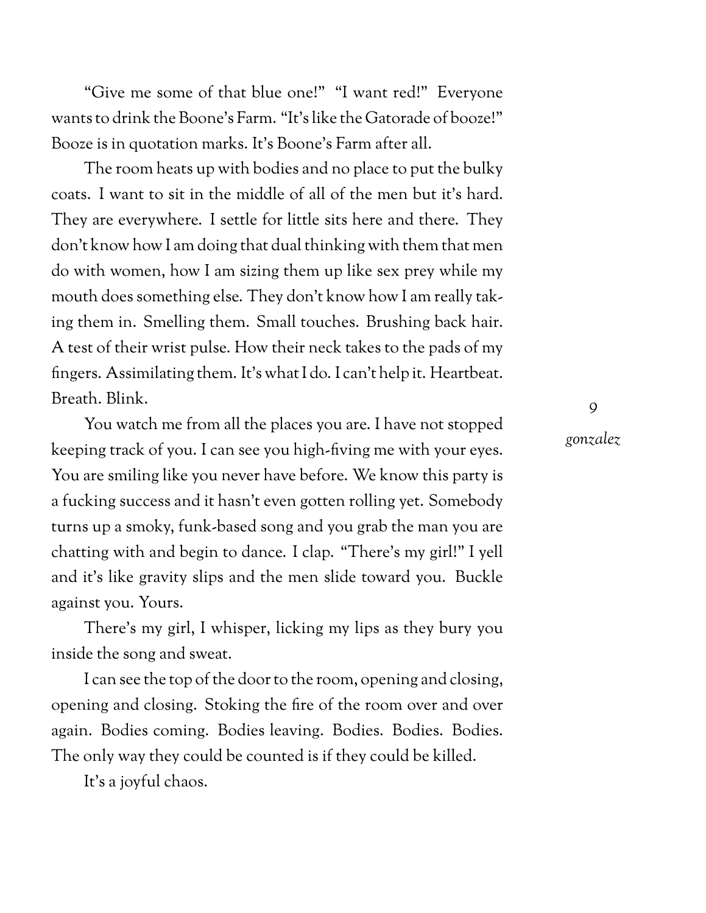"Give me some of that blue one!" "I want red!" Everyone wants to drink the Boone's Farm. "It's like the Gatorade of booze!" Booze is in quotation marks. It's Boone's Farm after all.

The room heats up with bodies and no place to put the bulky coats. I want to sit in the middle of all of the men but it's hard. They are everywhere. I settle for little sits here and there. They don't know how I am doing that dual thinking with them that men do with women, how I am sizing them up like sex prey while my mouth does something else. They don't know how I am really taking them in. Smelling them. Small touches. Brushing back hair. A test of their wrist pulse. How their neck takes to the pads of my fingers. Assimilating them. It's what I do. I can't help it. Heartbeat. Breath. Blink.

You watch me from all the places you are. I have not stopped keeping track of you. I can see you high-fiving me with your eyes. You are smiling like you never have before. We know this party is a fucking success and it hasn't even gotten rolling yet. Somebody turns up a smoky, funk-based song and you grab the man you are chatting with and begin to dance. I clap. "There's my girl!" I yell and it's like gravity slips and the men slide toward you. Buckle against you. Yours.

There's my girl, I whisper, licking my lips as they bury you inside the song and sweat.

I can see the top of the door to the room, opening and closing, opening and closing. Stoking the fire of the room over and over again. Bodies coming. Bodies leaving. Bodies. Bodies. Bodies. The only way they could be counted is if they could be killed.

It's a joyful chaos.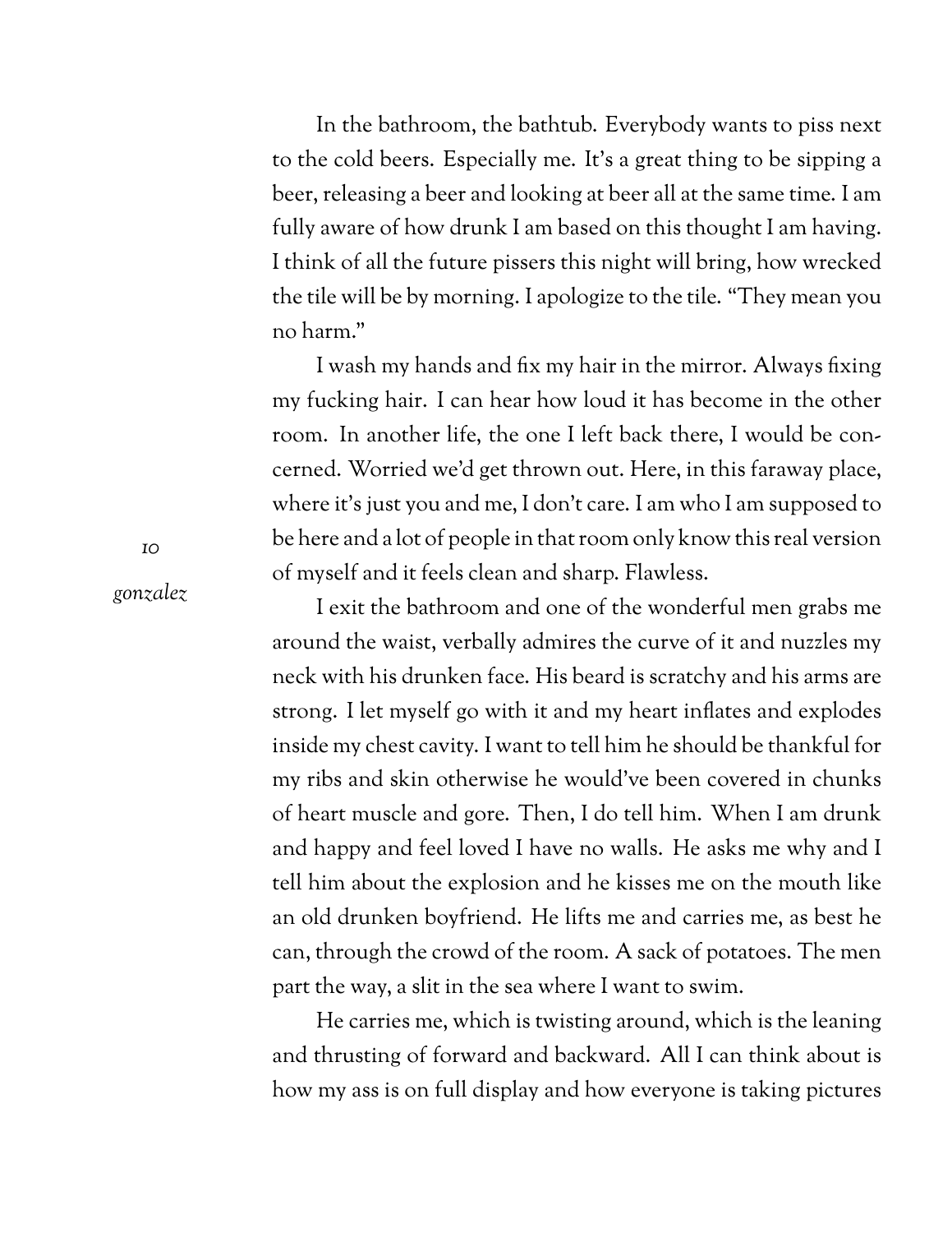In the bathroom, the bathtub. Everybody wants to piss next to the cold beers. Especially me. It's a great thing to be sipping a beer, releasing a beer and looking at beer all at the same time. I am fully aware of how drunk I am based on this thought I am having. I think of all the future pissers this night will bring, how wrecked the tile will be by morning. I apologize to the tile. "They mean you no harm."

I wash my hands and fix my hair in the mirror. Always fixing my fucking hair. I can hear how loud it has become in the other room. In another life, the one I left back there, I would be concerned. Worried we'd get thrown out. Here, in this faraway place, where it's just you and me, I don't care. I am who I am supposed to be here and a lot of people in that room only know this real version of myself and it feels clean and sharp. Flawless.

I exit the bathroom and one of the wonderful men grabs me around the waist, verbally admires the curve of it and nuzzles my neck with his drunken face. His beard is scratchy and his arms are strong. I let myself go with it and my heart inflates and explodes inside my chest cavity. I want to tell him he should be thankful for my ribs and skin otherwise he would've been covered in chunks of heart muscle and gore. Then, I do tell him. When I am drunk and happy and feel loved I have no walls. He asks me why and I tell him about the explosion and he kisses me on the mouth like an old drunken boyfriend. He lifts me and carries me, as best he can, through the crowd of the room. A sack of potatoes. The men part the way, a slit in the sea where I want to swim.

He carries me, which is twisting around, which is the leaning and thrusting of forward and backward. All I can think about is how my ass is on full display and how everyone is taking pictures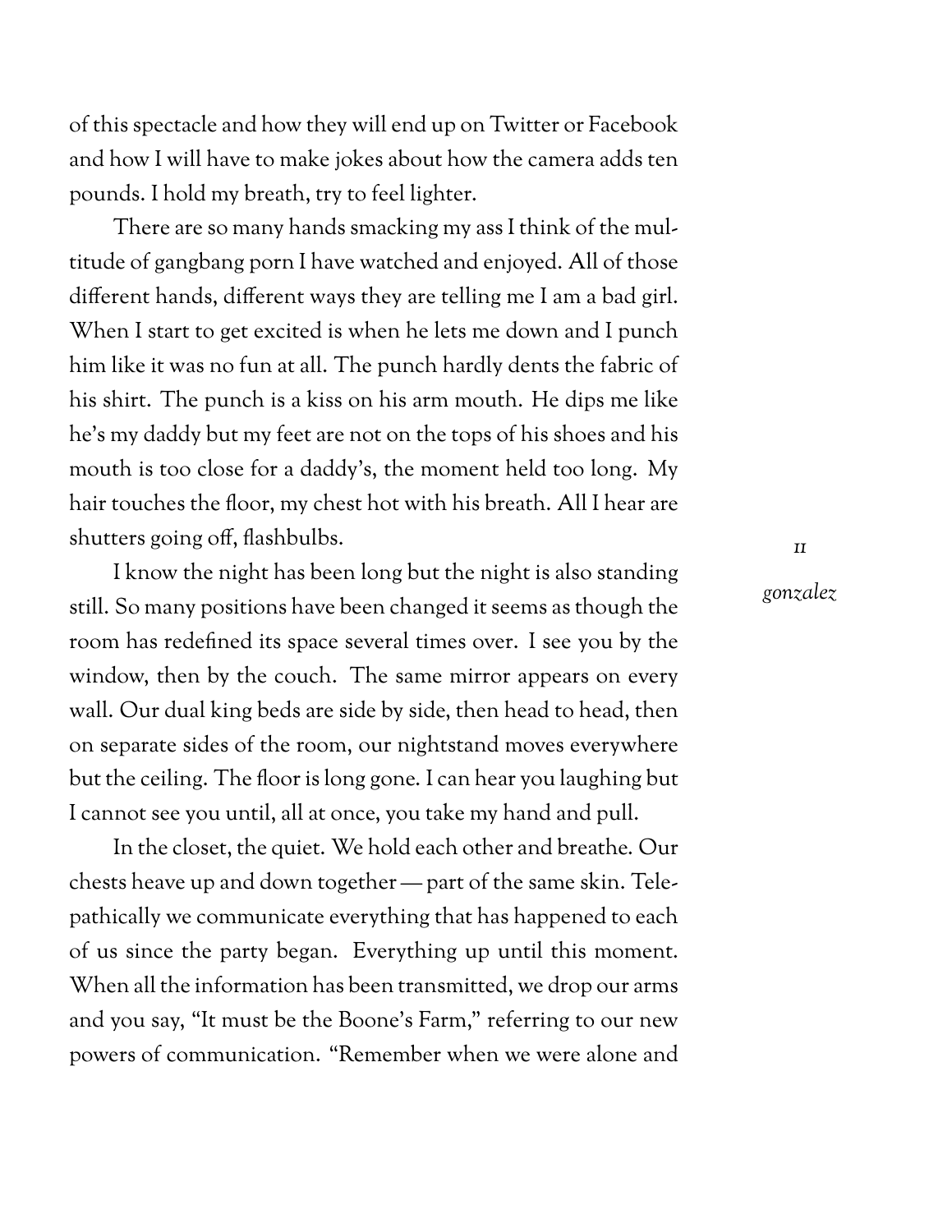of this spectacle and how they will end up on Twitter or Facebook and how I will have to make jokes about how the camera adds ten pounds. I hold my breath, try to feel lighter.

There are so many hands smacking my ass I think of the multitude of gangbang porn I have watched and enjoyed. All of those different hands, different ways they are telling me I am a bad girl. When I start to get excited is when he lets me down and I punch him like it was no fun at all. The punch hardly dents the fabric of his shirt. The punch is a kiss on his arm mouth. He dips me like he's my daddy but my feet are not on the tops of his shoes and his mouth is too close for a daddy's, the moment held too long. My hair touches the floor, my chest hot with his breath. All I hear are shutters going off, flashbulbs.

I know the night has been long but the night is also standing still. So many positions have been changed it seems as though the room has redefined its space several times over. I see you by the window, then by the couch. The same mirror appears on every wall. Our dual king beds are side by side, then head to head, then on separate sides of the room, our nightstand moves everywhere but the ceiling. The floor is long gone. I can hear you laughing but I cannot see you until, all at once, you take my hand and pull.

In the closet, the quiet. We hold each other and breathe. Our chests heave up and down together — part of the same skin. Telepathically we communicate everything that has happened to each of us since the party began. Everything up until this moment. When all the information has been transmitted, we drop our arms and you say, "It must be the Boone's Farm," referring to our new powers of communication. "Remember when we were alone and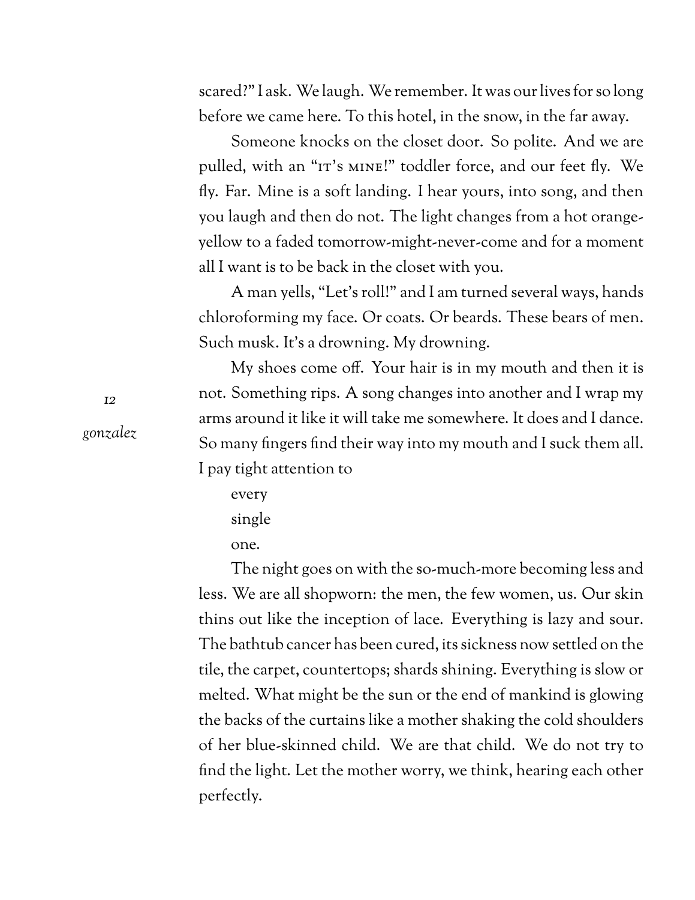scared?" I ask. We laugh. We remember. It was our lives for so long before we came here. To this hotel, in the snow, in the far away.

Someone knocks on the closet door. So polite. And we are pulled, with an "IT'S MINE!" toddler force, and our feet fly. We fly. Far. Mine is a soft landing. I hear yours, into song, and then you laugh and then do not. The light changes from a hot orange-yellow to a faded tomorrow-might-never-come and for a moment all I want is to be back in the closet with you.

A man yells, "Let's roll!" and I am turned several ways, hands chloroforming my face. Or coats. Or beards. These bears of men. Such musk. It's a drowning. My drowning.

My shoes come off. Your hair is in my mouth and then it is not. Something rips. A song changes into another and I wrap my arms around it like it will take me somewhere. It does and I dance. So many fingers find their way into my mouth and I suck them all. I pay tight attention to

every
single
one.

The night goes on with the so-much-more becoming less and less. We are all shopworn: the men, the few women, us. Our skin thins out like the inception of lace. Everything is lazy and sour. The bathtub cancer has been cured, its sickness now settled on the tile, the carpet, countertops; shards shining. Everything is slow or melted. What might be the sun or the end of mankind is glowing the backs of the curtains like a mother shaking the cold shoulders of her blue-skinned child. We are that child. We do not try to find the light. Let the mother worry, we think, hearing each other perfectly.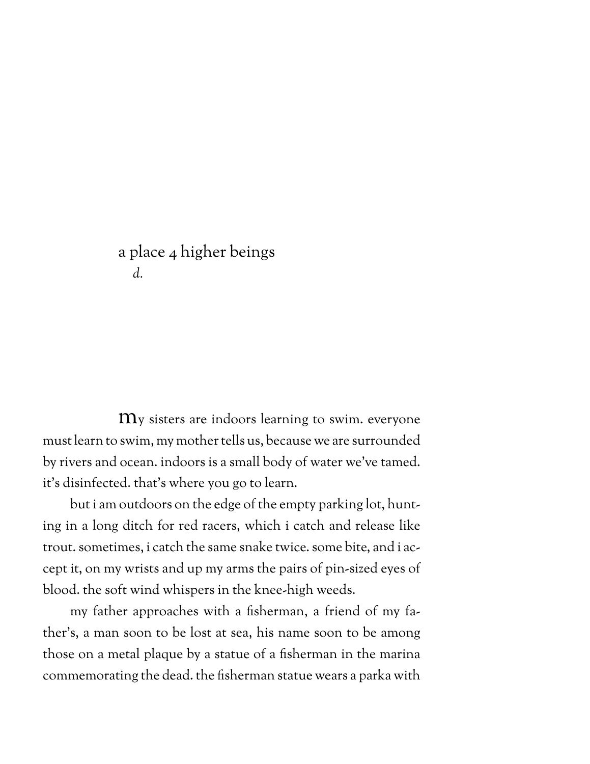# a place 4 higher beings

*d.*

my sisters are indoors learning to swim. everyone must learn to swim, my mother tells us, because we are surrounded by rivers and ocean. indoors is a small body of water we've tamed. it's disinfected. that's where you go to learn.

but i am outdoors on the edge of the empty parking lot, hunting in a long ditch for red racers, which i catch and release like trout. sometimes, i catch the same snake twice. some bite, and i accept it, on my wrists and up my arms the pairs of pin-sized eyes of blood. the soft wind whispers in the knee-high weeds.

my father approaches with a fisherman, a friend of my father's, a man soon to be lost at sea, his name soon to be among those on a metal plaque by a statue of a fisherman in the marina commemorating the dead. the fisherman statue wears a parka with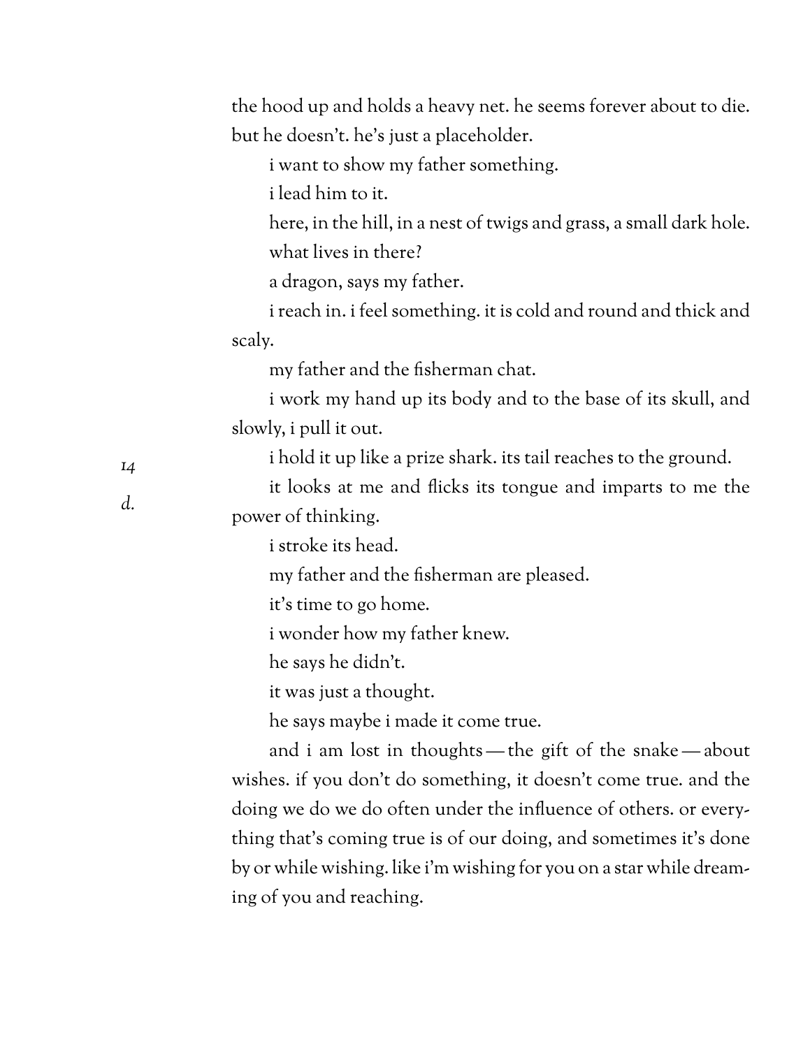the hood up and holds a heavy net. he seems forever about to die. but he doesn't. he's just a placeholder.

i want to show my father something.

i lead him to it.

here, in the hill, in a nest of twigs and grass, a small dark hole.

what lives in there?

a dragon, says my father.

i reach in. i feel something. it is cold and round and thick and scaly.

my father and the fisherman chat.

i work my hand up its body and to the base of its skull, and slowly, i pull it out.

i hold it up like a prize shark. its tail reaches to the ground.

it looks at me and flicks its tongue and imparts to me the power of thinking.

i stroke its head.

my father and the fisherman are pleased.

it's time to go home.

i wonder how my father knew.

he says he didn't.

it was just a thought.

he says maybe i made it come true.

and i am lost in thoughts — the gift of the snake — about wishes. if you don't do something, it doesn't come true. and the doing we do we do often under the influence of others. or everything that's coming true is of our doing, and sometimes it's done by or while wishing. like i'm wishing for you on a star while dreaming of you and reaching.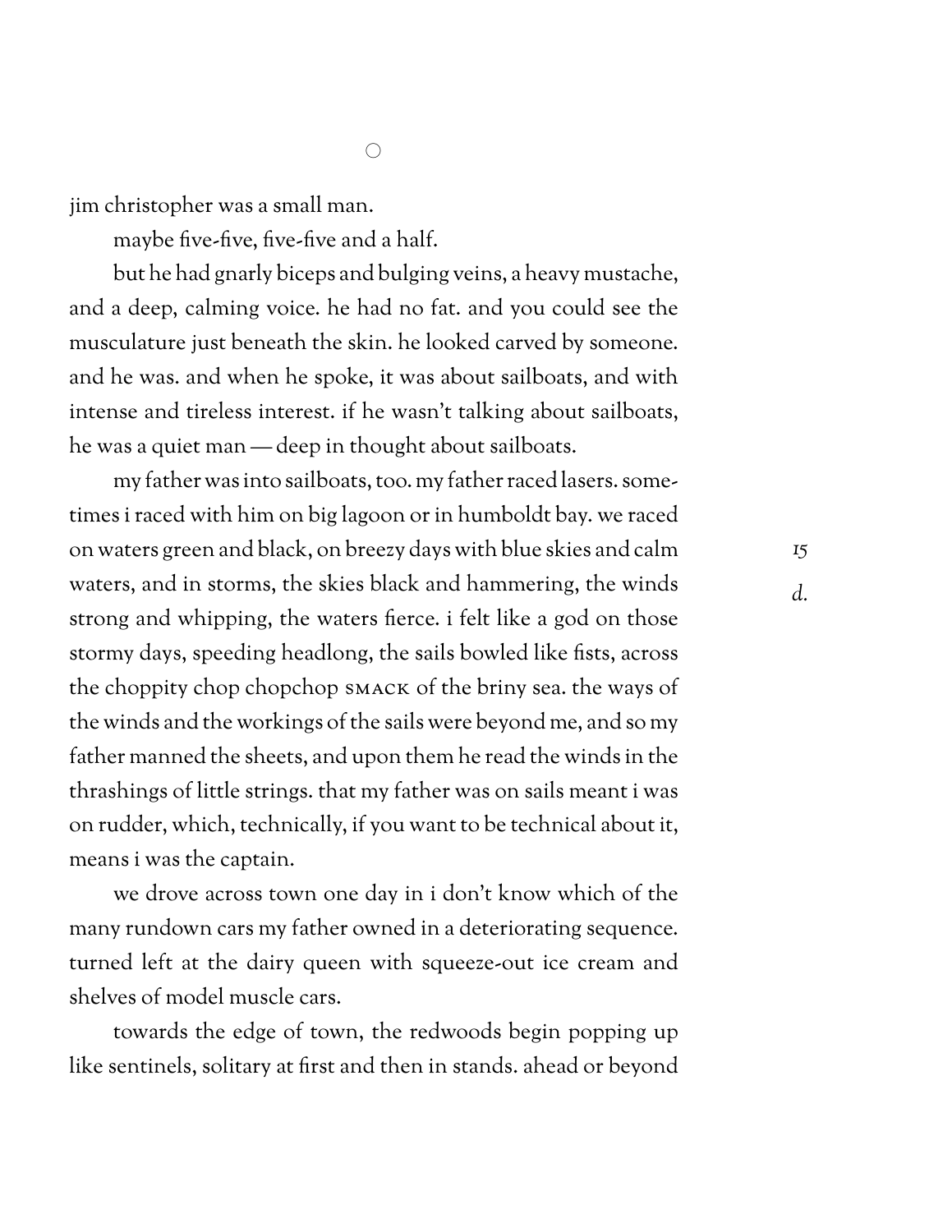○

jim christopher was a small man.

maybe five-five, five-five and a half.

but he had gnarly biceps and bulging veins, a heavy mustache, and a deep, calming voice. he had no fat. and you could see the musculature just beneath the skin. he looked carved by someone. and he was. and when he spoke, it was about sailboats, and with intense and tireless interest. if he wasn't talking about sailboats, he was a quiet man — deep in thought about sailboats.

my father was into sailboats, too. my father raced lasers. sometimes i raced with him on big lagoon or in humboldt bay. we raced on waters green and black, on breezy days with blue skies and calm waters, and in storms, the skies black and hammering, the winds strong and whipping, the waters fierce. i felt like a god on those stormy days, speeding headlong, the sails bowled like fists, across the choppity chop chopchop SMACK of the briny sea. the ways of the winds and the workings of the sails were beyond me, and so my father manned the sheets, and upon them he read the winds in the thrashings of little strings. that my father was on sails meant i was on rudder, which, technically, if you want to be technical about it, means i was the captain.

15
*d.*

we drove across town one day in i don't know which of the many rundown cars my father owned in a deteriorating sequence. turned left at the dairy queen with squeeze-out ice cream and shelves of model muscle cars.

towards the edge of town, the redwoods begin popping up like sentinels, solitary at first and then in stands. ahead or beyond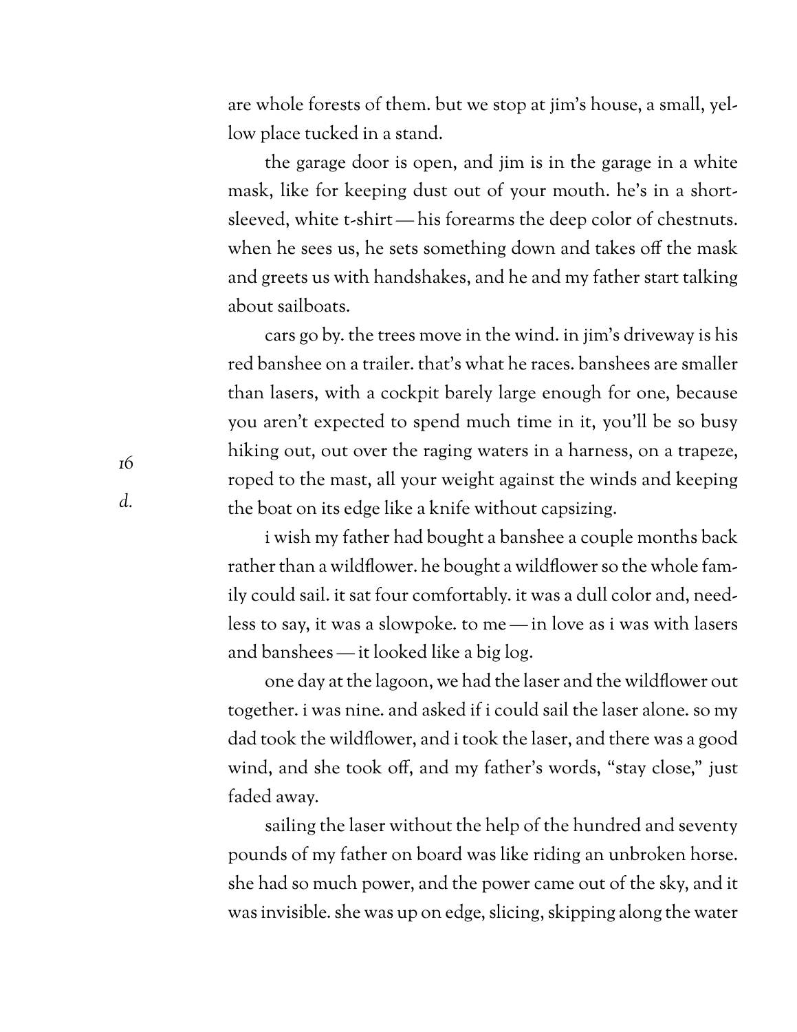are whole forests of them. but we stop at jim's house, a small, yellow place tucked in a stand.

the garage door is open, and jim is in the garage in a white mask, like for keeping dust out of your mouth. he's in a short-sleeved, white t-shirt — his forearms the deep color of chestnuts. when he sees us, he sets something down and takes off the mask and greets us with handshakes, and he and my father start talking about sailboats.

cars go by. the trees move in the wind. in jim's driveway is his red banshee on a trailer. that's what he races. banshees are smaller than lasers, with a cockpit barely large enough for one, because you aren't expected to spend much time in it, you'll be so busy hiking out, out over the raging waters in a harness, on a trapeze, roped to the mast, all your weight against the winds and keeping the boat on its edge like a knife without capsizing.

i wish my father had bought a banshee a couple months back rather than a wildflower. he bought a wildflower so the whole family could sail. it sat four comfortably. it was a dull color and, needless to say, it was a slowpoke. to me — in love as i was with lasers and banshees — it looked like a big log.

one day at the lagoon, we had the laser and the wildflower out together. i was nine. and asked if i could sail the laser alone. so my dad took the wildflower, and i took the laser, and there was a good wind, and she took off, and my father's words, "stay close," just faded away.

sailing the laser without the help of the hundred and seventy pounds of my father on board was like riding an unbroken horse. she had so much power, and the power came out of the sky, and it was invisible. she was up on edge, slicing, skipping along the water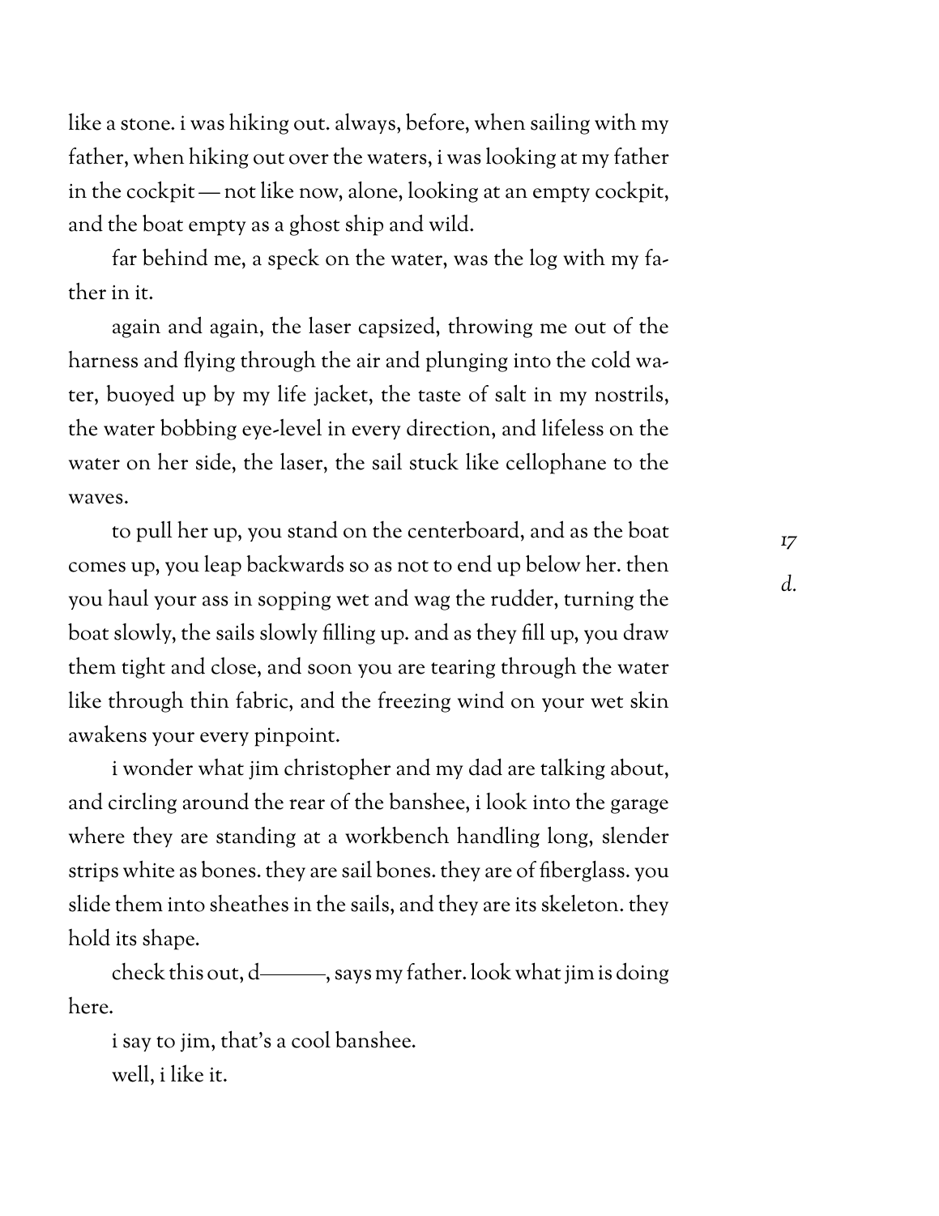like a stone. i was hiking out. always, before, when sailing with my father, when hiking out over the waters, i was looking at my father in the cockpit — not like now, alone, looking at an empty cockpit, and the boat empty as a ghost ship and wild.

far behind me, a speck on the water, was the log with my father in it.

again and again, the laser capsized, throwing me out of the harness and flying through the air and plunging into the cold water, buoyed up by my life jacket, the taste of salt in my nostrils, the water bobbing eye-level in every direction, and lifeless on the water on her side, the laser, the sail stuck like cellophane to the waves.

to pull her up, you stand on the centerboard, and as the boat comes up, you leap backwards so as not to end up below her. then you haul your ass in sopping wet and wag the rudder, turning the boat slowly, the sails slowly filling up. and as they fill up, you draw them tight and close, and soon you are tearing through the water like through thin fabric, and the freezing wind on your wet skin awakens your every pinpoint.

i wonder what jim christopher and my dad are talking about, and circling around the rear of the banshee, i look into the garage where they are standing at a workbench handling long, slender strips white as bones. they are sail bones. they are of fiberglass. you slide them into sheathes in the sails, and they are its skeleton. they hold its shape.

check this out, d———, says my father. look what jim is doing here.

i say to jim, that's a cool banshee.

well, i like it.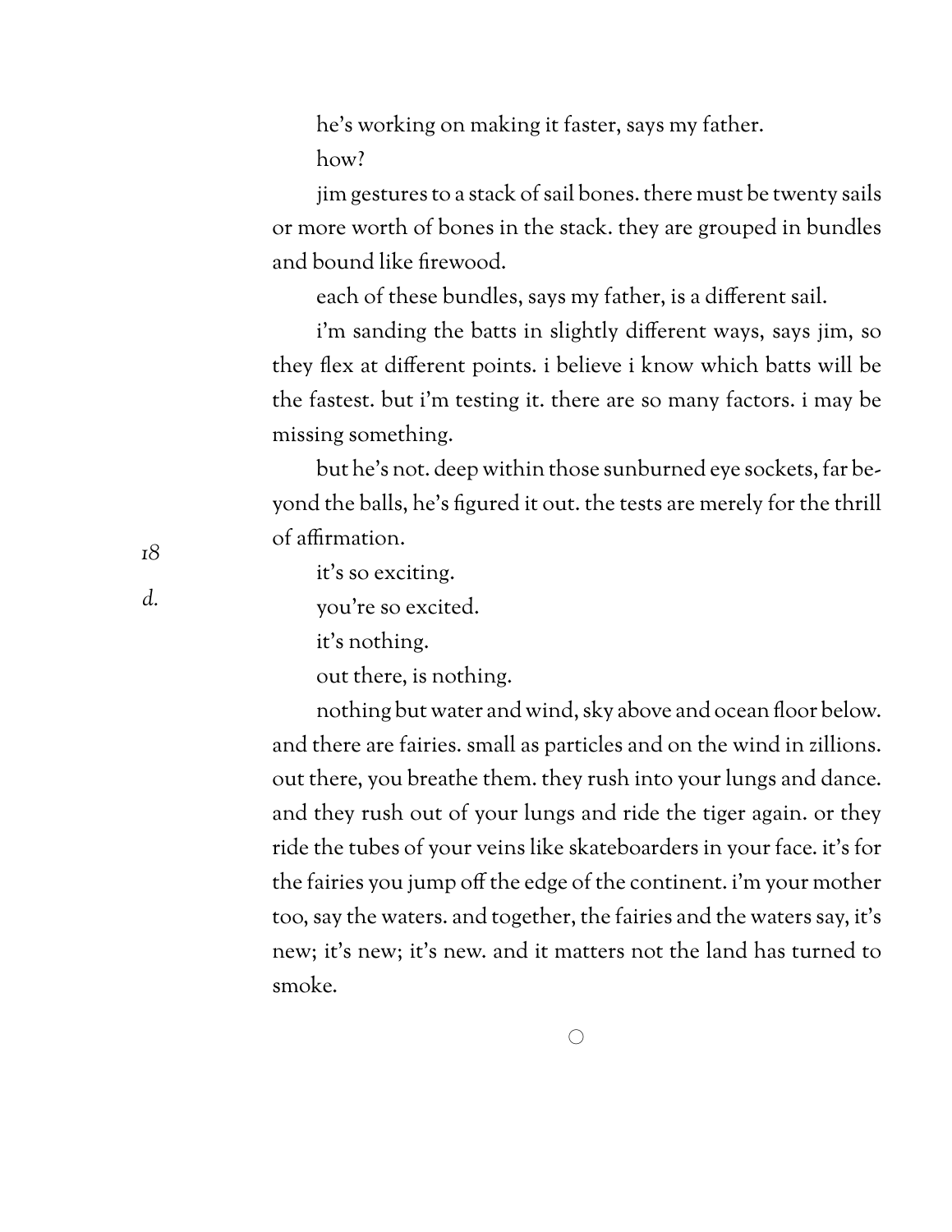he's working on making it faster, says my father.

how?

jim gestures to a stack of sail bones. there must be twenty sails or more worth of bones in the stack. they are grouped in bundles and bound like firewood.

each of these bundles, says my father, is a different sail.

i'm sanding the batts in slightly different ways, says jim, so they flex at different points. i believe i know which batts will be the fastest. but i'm testing it. there are so many factors. i may be missing something.

but he's not. deep within those sunburned eye sockets, far beyond the balls, he's figured it out. the tests are merely for the thrill of affirmation.

it's so exciting.

you're so excited.

it's nothing.

out there, is nothing.

nothing but water and wind, sky above and ocean floor below. and there are fairies. small as particles and on the wind in zillions. out there, you breathe them. they rush into your lungs and dance. and they rush out of your lungs and ride the tiger again. or they ride the tubes of your veins like skateboarders in your face. it's for the fairies you jump off the edge of the continent. i'm your mother too, say the waters. and together, the fairies and the waters say, it's new; it's new; it's new. and it matters not the land has turned to smoke.

○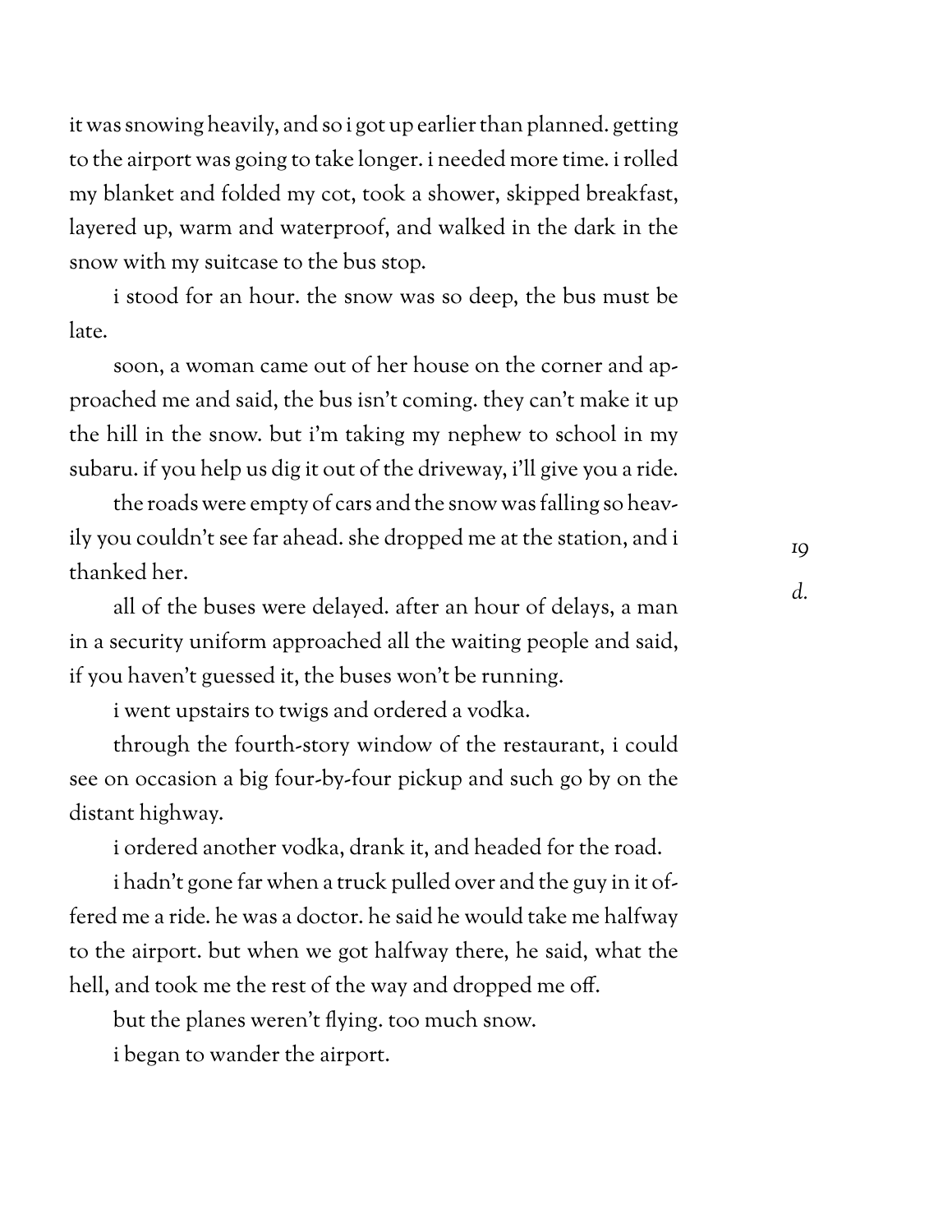it was snowing heavily, and so i got up earlier than planned. getting to the airport was going to take longer. i needed more time. i rolled my blanket and folded my cot, took a shower, skipped breakfast, layered up, warm and waterproof, and walked in the dark in the snow with my suitcase to the bus stop.

i stood for an hour. the snow was so deep, the bus must be late.

soon, a woman came out of her house on the corner and approached me and said, the bus isn't coming. they can't make it up the hill in the snow. but i'm taking my nephew to school in my subaru. if you help us dig it out of the driveway, i'll give you a ride.

the roads were empty of cars and the snow was falling so heavily you couldn't see far ahead. she dropped me at the station, and i thanked her.

all of the buses were delayed. after an hour of delays, a man in a security uniform approached all the waiting people and said, if you haven't guessed it, the buses won't be running.

i went upstairs to twigs and ordered a vodka.

through the fourth-story window of the restaurant, i could see on occasion a big four-by-four pickup and such go by on the distant highway.

i ordered another vodka, drank it, and headed for the road.

i hadn't gone far when a truck pulled over and the guy in it offered me a ride. he was a doctor. he said he would take me halfway to the airport. but when we got halfway there, he said, what the hell, and took me the rest of the way and dropped me off.

but the planes weren't flying. too much snow.

i began to wander the airport.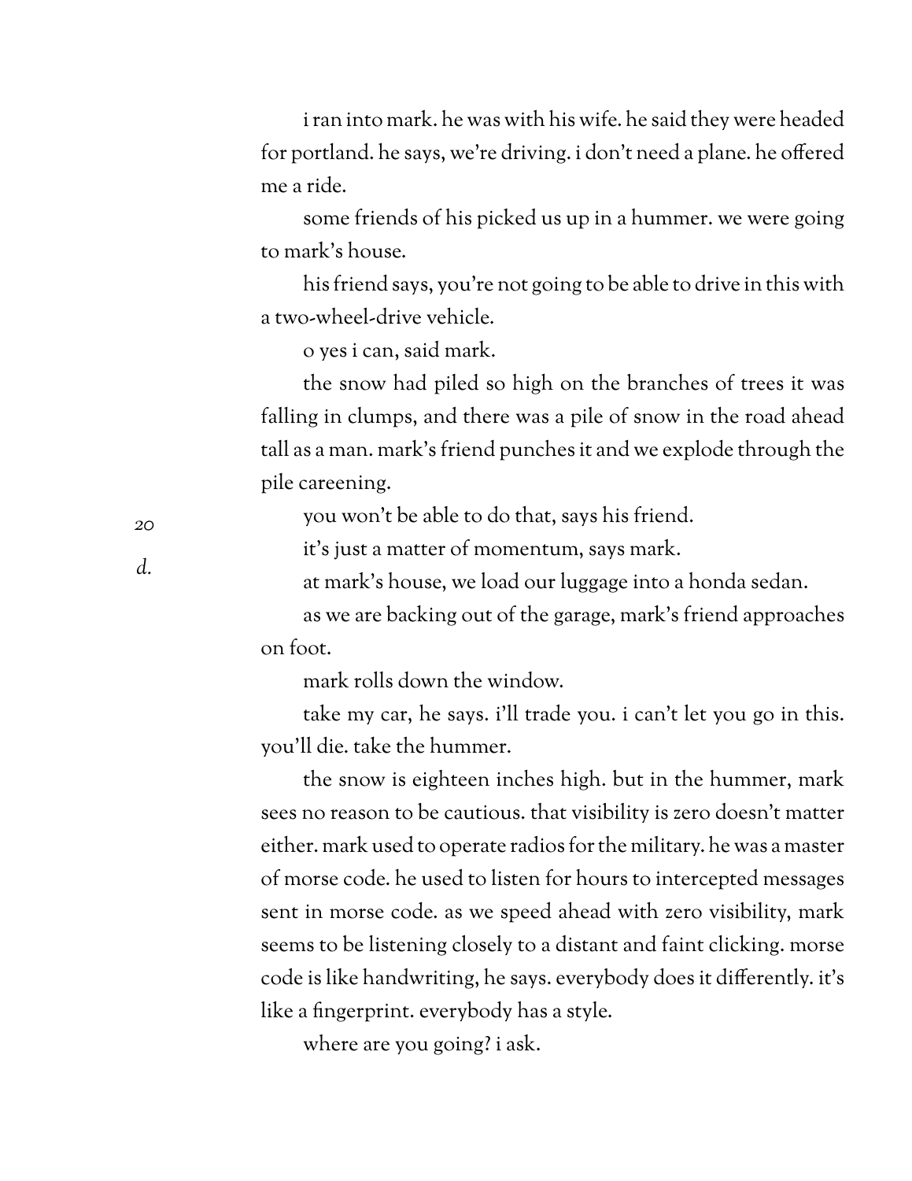i ran into mark. he was with his wife. he said they were headed for portland. he says, we're driving. i don't need a plane. he offered me a ride.

some friends of his picked us up in a hummer. we were going to mark's house.

his friend says, you're not going to be able to drive in this with a two-wheel-drive vehicle.

o yes i can, said mark.

the snow had piled so high on the branches of trees it was falling in clumps, and there was a pile of snow in the road ahead tall as a man. mark's friend punches it and we explode through the pile careening.

you won't be able to do that, says his friend.

it's just a matter of momentum, says mark.

at mark's house, we load our luggage into a honda sedan.

as we are backing out of the garage, mark's friend approaches on foot.

mark rolls down the window.

take my car, he says. i'll trade you. i can't let you go in this. you'll die. take the hummer.

the snow is eighteen inches high. but in the hummer, mark sees no reason to be cautious. that visibility is zero doesn't matter either. mark used to operate radios for the military. he was a master of morse code. he used to listen for hours to intercepted messages sent in morse code. as we speed ahead with zero visibility, mark seems to be listening closely to a distant and faint clicking. morse code is like handwriting, he says. everybody does it differently. it's like a fingerprint. everybody has a style.

where are you going? i ask.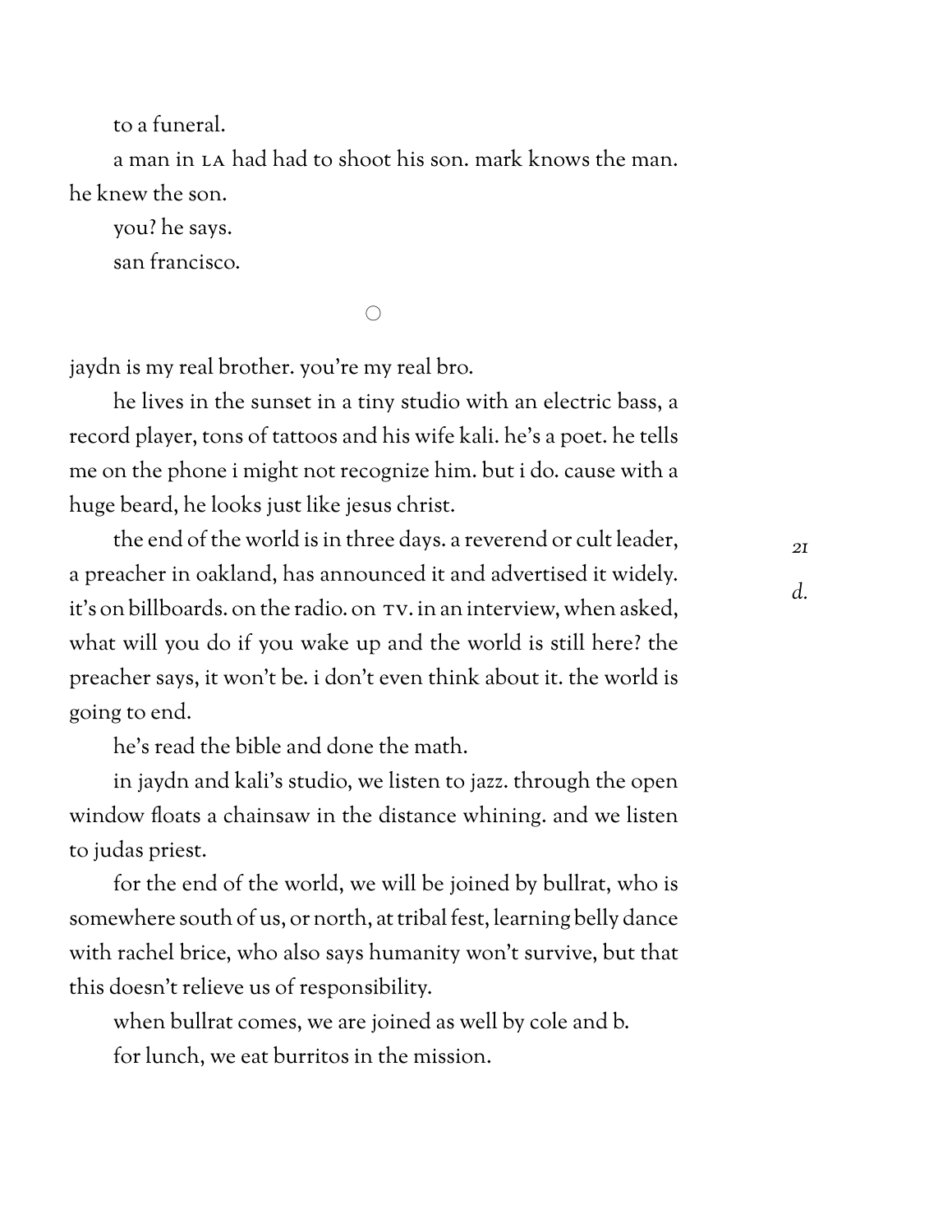to a funeral.

a man in LA had had to shoot his son. mark knows the man. he knew the son.

you? he says.

san francisco.

○

jaydn is my real brother. you're my real bro.

he lives in the sunset in a tiny studio with an electric bass, a record player, tons of tattoos and his wife kali. he's a poet. he tells me on the phone i might not recognize him. but i do. cause with a huge beard, he looks just like jesus christ.

the end of the world is in three days. a reverend or cult leader, a preacher in oakland, has announced it and advertised it widely. it's on billboards. on the radio. on TV. in an interview, when asked, what will you do if you wake up and the world is still here? the preacher says, it won't be. i don't even think about it. the world is going to end.

*21*

*d.*

he's read the bible and done the math.

in jaydn and kali's studio, we listen to jazz. through the open window floats a chainsaw in the distance whining. and we listen to judas priest.

for the end of the world, we will be joined by bullrat, who is somewhere south of us, or north, at tribal fest, learning belly dance with rachel brice, who also says humanity won't survive, but that this doesn't relieve us of responsibility.

when bullrat comes, we are joined as well by cole and b.

for lunch, we eat burritos in the mission.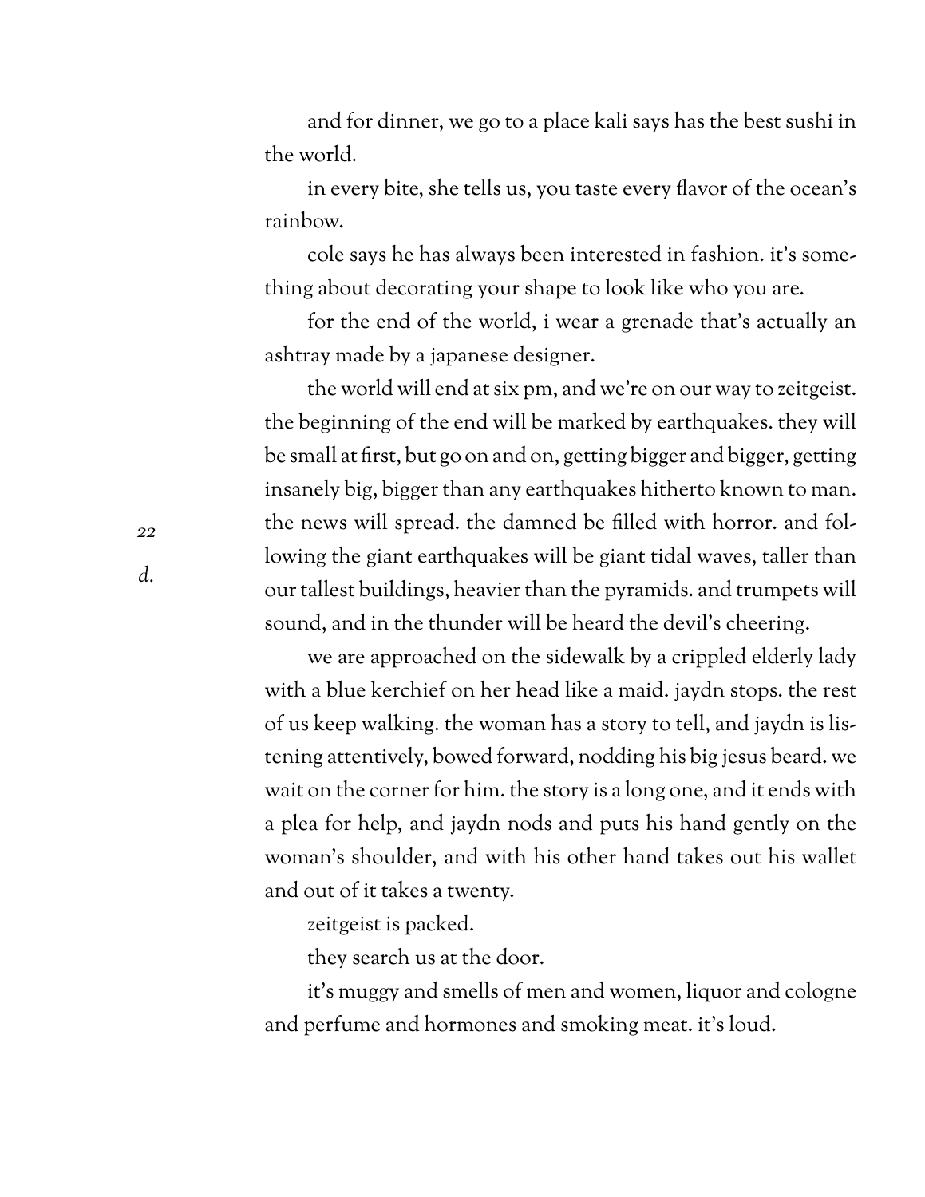and for dinner, we go to a place kali says has the best sushi in the world.

in every bite, she tells us, you taste every flavor of the ocean's rainbow.

cole says he has always been interested in fashion. it's something about decorating your shape to look like who you are.

for the end of the world, i wear a grenade that's actually an ashtray made by a japanese designer.

the world will end at six pm, and we're on our way to zeitgeist. the beginning of the end will be marked by earthquakes. they will be small at first, but go on and on, getting bigger and bigger, getting insanely big, bigger than any earthquakes hitherto known to man. the news will spread. the damned be filled with horror. and following the giant earthquakes will be giant tidal waves, taller than our tallest buildings, heavier than the pyramids. and trumpets will sound, and in the thunder will be heard the devil's cheering.

we are approached on the sidewalk by a crippled elderly lady with a blue kerchief on her head like a maid. jaydn stops. the rest of us keep walking. the woman has a story to tell, and jaydn is listening attentively, bowed forward, nodding his big jesus beard. we wait on the corner for him. the story is a long one, and it ends with a plea for help, and jaydn nods and puts his hand gently on the woman's shoulder, and with his other hand takes out his wallet and out of it takes a twenty.

zeitgeist is packed.

they search us at the door.

it's muggy and smells of men and women, liquor and cologne and perfume and hormones and smoking meat. it's loud.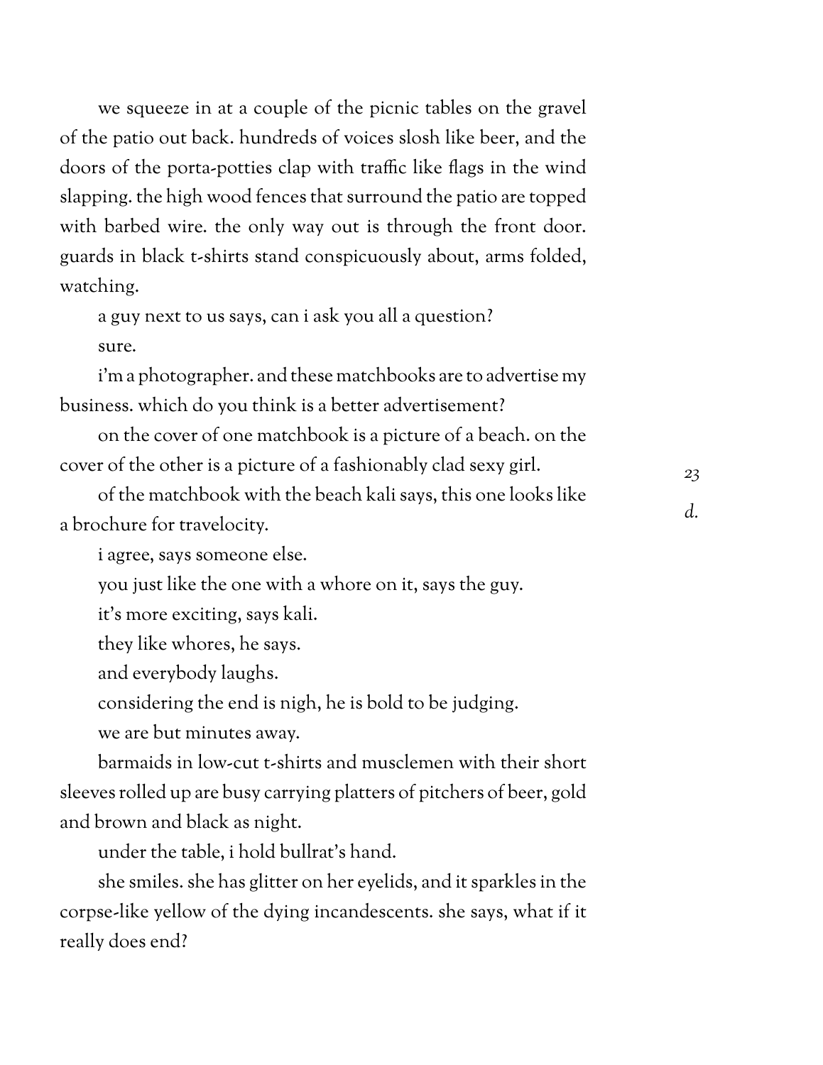we squeeze in at a couple of the picnic tables on the gravel of the patio out back. hundreds of voices slosh like beer, and the doors of the porta-potties clap with traffic like flags in the wind slapping. the high wood fences that surround the patio are topped with barbed wire. the only way out is through the front door. guards in black t-shirts stand conspicuously about, arms folded, watching.

a guy next to us says, can i ask you all a question?

sure.

i'm a photographer. and these matchbooks are to advertise my business. which do you think is a better advertisement?

on the cover of one matchbook is a picture of a beach. on the cover of the other is a picture of a fashionably clad sexy girl.

of the matchbook with the beach kali says, this one looks like a brochure for travelocity.

i agree, says someone else.

you just like the one with a whore on it, says the guy.

it's more exciting, says kali.

they like whores, he says.

and everybody laughs.

considering the end is nigh, he is bold to be judging.

we are but minutes away.

barmaids in low-cut t-shirts and musclemen with their short sleeves rolled up are busy carrying platters of pitchers of beer, gold and brown and black as night.

under the table, i hold bullrat's hand.

she smiles. she has glitter on her eyelids, and it sparkles in the corpse-like yellow of the dying incandescents. she says, what if it really does end?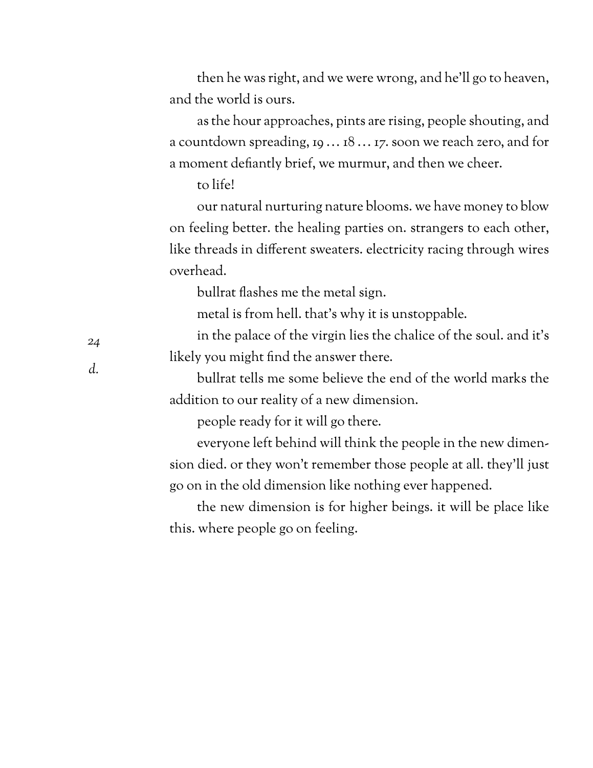then he was right, and we were wrong, and he'll go to heaven, and the world is ours.

as the hour approaches, pints are rising, people shouting, and a countdown spreading, 19 … 18 … 17. soon we reach zero, and for a moment defiantly brief, we murmur, and then we cheer.

to life!

our natural nurturing nature blooms. we have money to blow on feeling better. the healing parties on. strangers to each other, like threads in different sweaters. electricity racing through wires overhead.

bullrat flashes me the metal sign.

metal is from hell. that's why it is unstoppable.

in the palace of the virgin lies the chalice of the soul. and it's likely you might find the answer there.

bullrat tells me some believe the end of the world marks the addition to our reality of a new dimension.

people ready for it will go there.

everyone left behind will think the people in the new dimension died. or they won't remember those people at all. they'll just go on in the old dimension like nothing ever happened.

the new dimension is for higher beings. it will be place like this. where people go on feeling.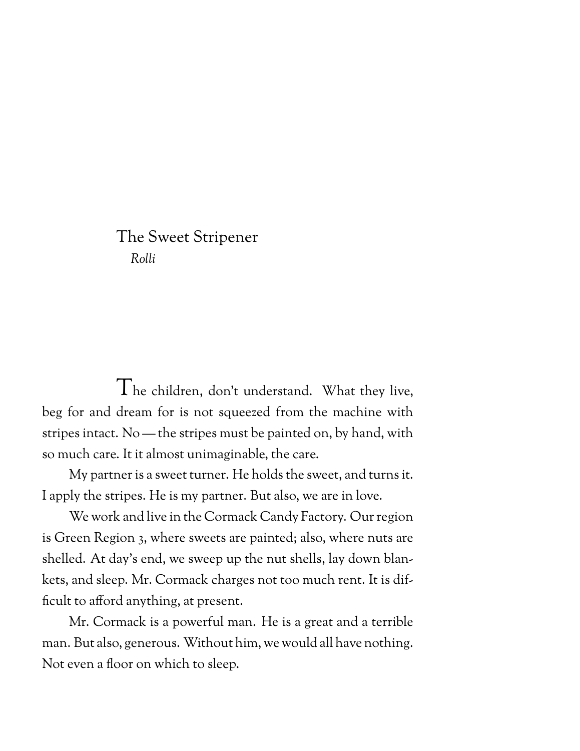# The Sweet Stripener

*Rolli*

The children, don't understand. What they live, beg for and dream for is not squeezed from the machine with stripes intact. No — the stripes must be painted on, by hand, with so much care. It it almost unimaginable, the care.

My partner is a sweet turner. He holds the sweet, and turns it. I apply the stripes. He is my partner. But also, we are in love.

We work and live in the Cormack Candy Factory. Our region is Green Region 3, where sweets are painted; also, where nuts are shelled. At day's end, we sweep up the nut shells, lay down blankets, and sleep. Mr. Cormack charges not too much rent. It is difficult to afford anything, at present.

Mr. Cormack is a powerful man. He is a great and a terrible man. But also, generous. Without him, we would all have nothing. Not even a floor on which to sleep.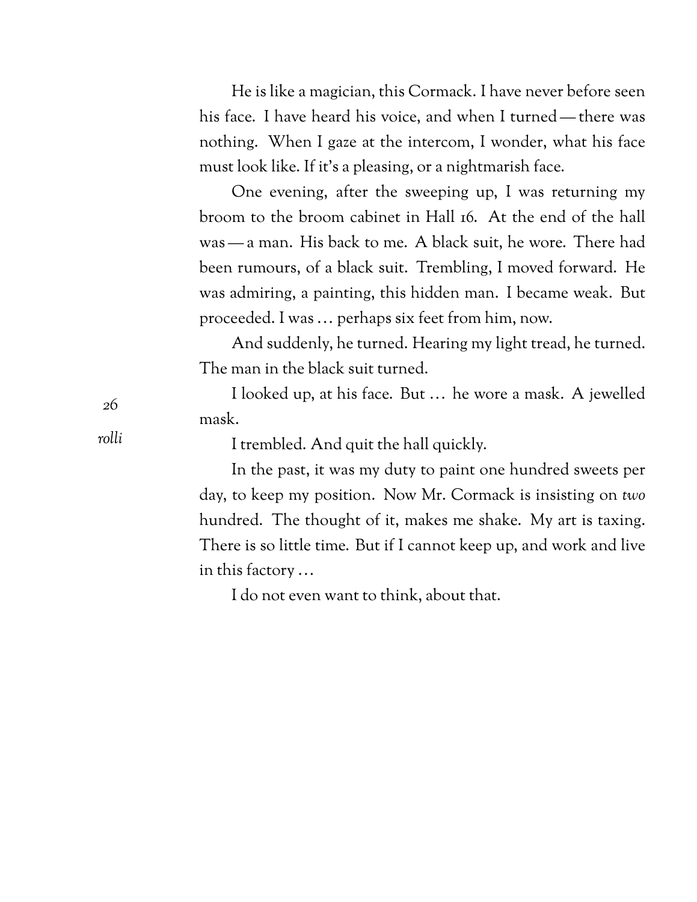He is like a magician, this Cormack. I have never before seen his face. I have heard his voice, and when I turned — there was nothing. When I gaze at the intercom, I wonder, what his face must look like. If it's a pleasing, or a nightmarish face.

One evening, after the sweeping up, I was returning my broom to the broom cabinet in Hall 16. At the end of the hall was — a man. His back to me. A black suit, he wore. There had been rumours, of a black suit. Trembling, I moved forward. He was admiring, a painting, this hidden man. I became weak. But proceeded. I was … perhaps six feet from him, now.

And suddenly, he turned. Hearing my light tread, he turned. The man in the black suit turned.

I looked up, at his face. But … he wore a mask. A jewelled mask.

I trembled. And quit the hall quickly.

In the past, it was my duty to paint one hundred sweets per day, to keep my position. Now Mr. Cormack is insisting on *two* hundred. The thought of it, makes me shake. My art is taxing. There is so little time. But if I cannot keep up, and work and live in this factory …

I do not even want to think, about that.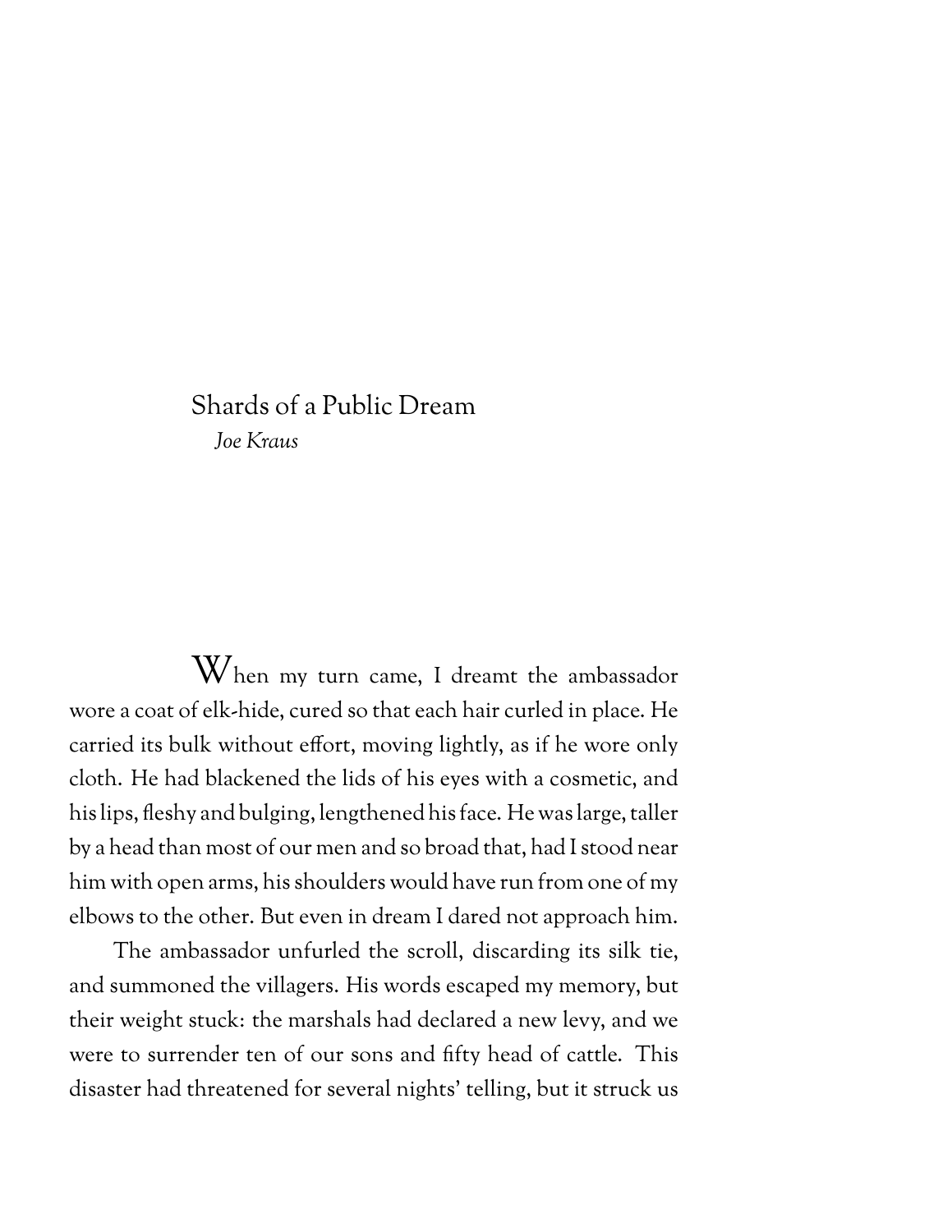# Shards of a Public Dream

*Joe Kraus*

When my turn came, I dreamt the ambassador wore a coat of elk-hide, cured so that each hair curled in place. He carried its bulk without effort, moving lightly, as if he wore only cloth. He had blackened the lids of his eyes with a cosmetic, and his lips, fleshy and bulging, lengthened his face. He was large, taller by a head than most of our men and so broad that, had I stood near him with open arms, his shoulders would have run from one of my elbows to the other. But even in dream I dared not approach him.

The ambassador unfurled the scroll, discarding its silk tie, and summoned the villagers. His words escaped my memory, but their weight stuck: the marshals had declared a new levy, and we were to surrender ten of our sons and fifty head of cattle. This disaster had threatened for several nights' telling, but it struck us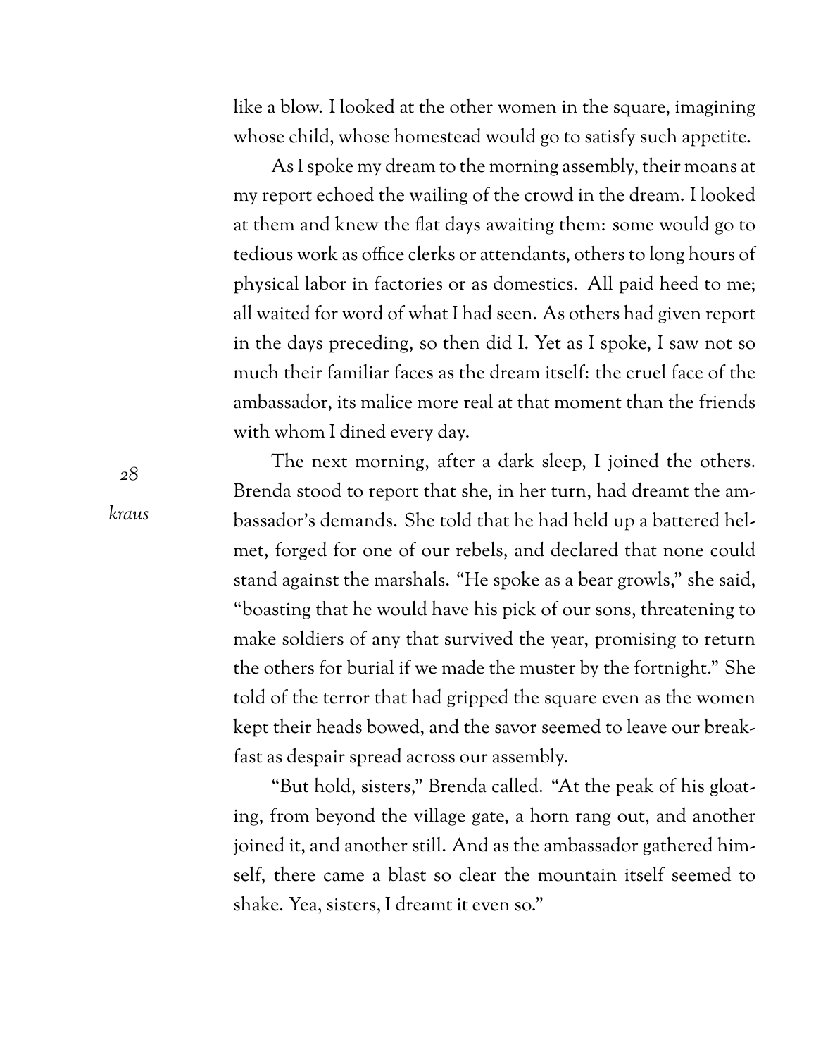like a blow. I looked at the other women in the square, imagining whose child, whose homestead would go to satisfy such appetite.

As I spoke my dream to the morning assembly, their moans at my report echoed the wailing of the crowd in the dream. I looked at them and knew the flat days awaiting them: some would go to tedious work as office clerks or attendants, others to long hours of physical labor in factories or as domestics. All paid heed to me; all waited for word of what I had seen. As others had given report in the days preceding, so then did I. Yet as I spoke, I saw not so much their familiar faces as the dream itself: the cruel face of the ambassador, its malice more real at that moment than the friends with whom I dined every day.

The next morning, after a dark sleep, I joined the others. Brenda stood to report that she, in her turn, had dreamt the ambassador's demands. She told that he had held up a battered helmet, forged for one of our rebels, and declared that none could stand against the marshals. "He spoke as a bear growls," she said, "boasting that he would have his pick of our sons, threatening to make soldiers of any that survived the year, promising to return the others for burial if we made the muster by the fortnight." She told of the terror that had gripped the square even as the women kept their heads bowed, and the savor seemed to leave our breakfast as despair spread across our assembly.

"But hold, sisters," Brenda called. "At the peak of his gloating, from beyond the village gate, a horn rang out, and another joined it, and another still. And as the ambassador gathered himself, there came a blast so clear the mountain itself seemed to shake. Yea, sisters, I dreamt it even so."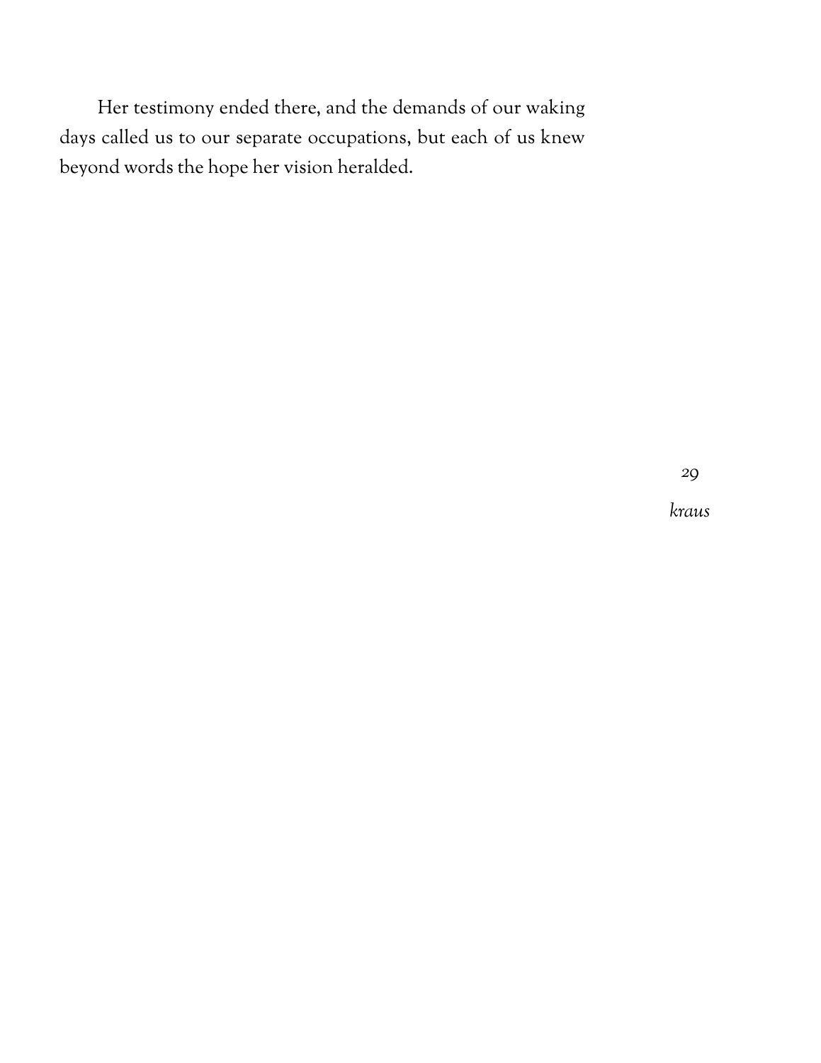Her testimony ended there, and the demands of our waking days called us to our separate occupations, but each of us knew beyond words the hope her vision heralded.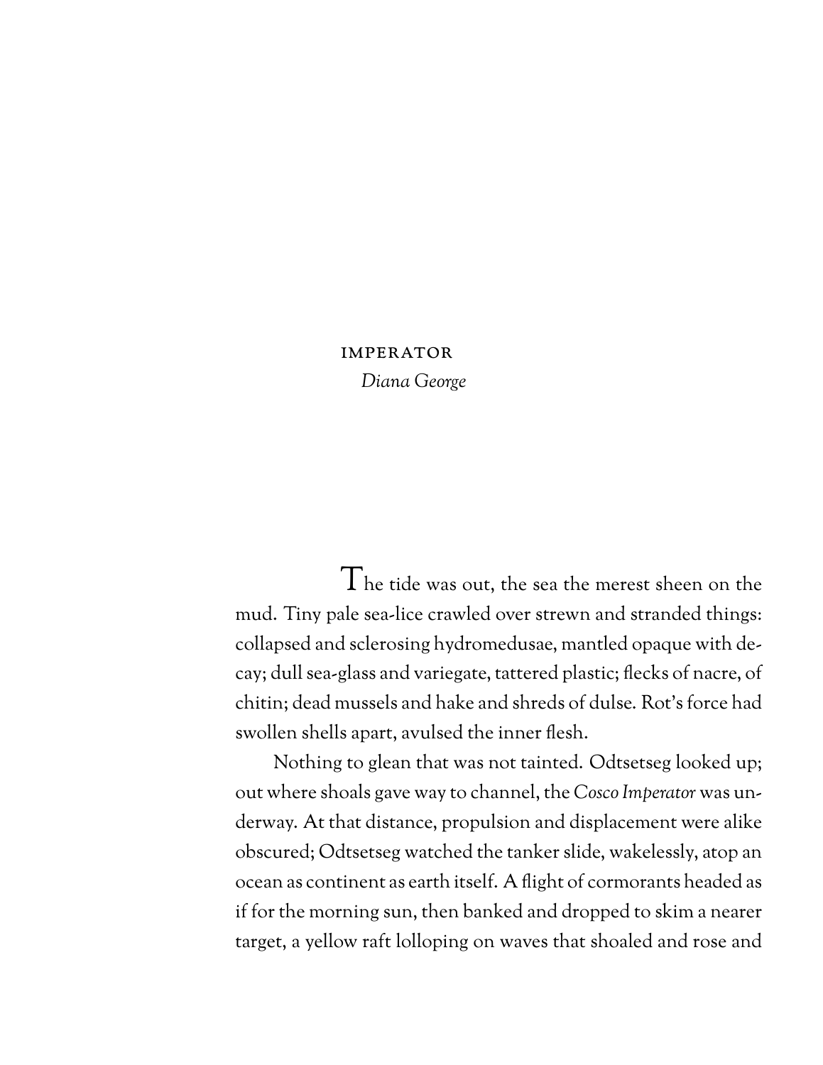# IMPERATOR

*Diana George*

The tide was out, the sea the merest sheen on the mud. Tiny pale sea-lice crawled over strewn and stranded things: collapsed and sclerosing hydromedusae, mantled opaque with decay; dull sea-glass and variegate, tattered plastic; flecks of nacre, of chitin; dead mussels and hake and shreds of dulse. Rot's force had swollen shells apart, avulsed the inner flesh.

Nothing to glean that was not tainted. Odtsetseg looked up; out where shoals gave way to channel, the *Cosco Imperator* was underway. At that distance, propulsion and displacement were alike obscured; Odtsetseg watched the tanker slide, wakelessly, atop an ocean as continent as earth itself. A flight of cormorants headed as if for the morning sun, then banked and dropped to skim a nearer target, a yellow raft lolloping on waves that shoaled and rose and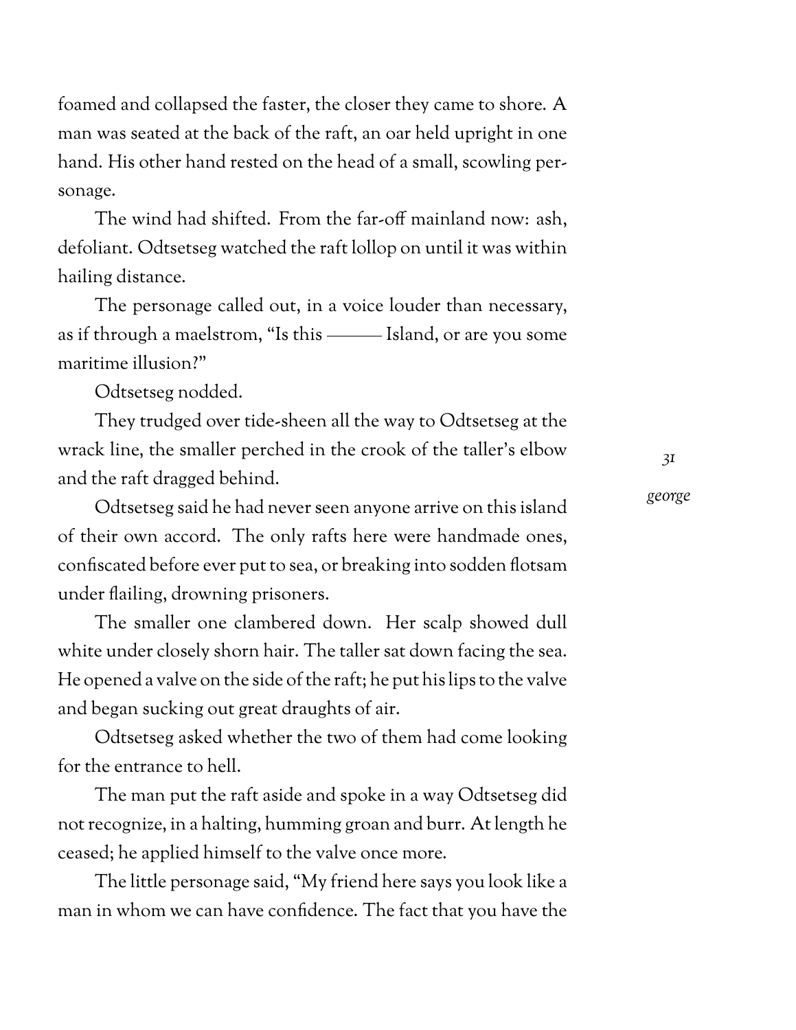foamed and collapsed the faster, the closer they came to shore. A man was seated at the back of the raft, an oar held upright in one hand. His other hand rested on the head of a small, scowling personage.

The wind had shifted. From the far-off mainland now: ash, defoliant. Odtsetseg watched the raft lollop on until it was within hailing distance.

The personage called out, in a voice louder than necessary, as if through a maelstrom, "Is this ——— Island, or are you some maritime illusion?"

Odtsetseg nodded.

They trudged over tide-sheen all the way to Odtsetseg at the wrack line, the smaller perched in the crook of the taller's elbow and the raft dragged behind.

Odtsetseg said he had never seen anyone arrive on this island of their own accord. The only rafts here were handmade ones, confiscated before ever put to sea, or breaking into sodden flotsam under flailing, drowning prisoners.

The smaller one clambered down. Her scalp showed dull white under closely shorn hair. The taller sat down facing the sea. He opened a valve on the side of the raft; he put his lips to the valve and began sucking out great draughts of air.

Odtsetseg asked whether the two of them had come looking for the entrance to hell.

The man put the raft aside and spoke in a way Odtsetseg did not recognize, in a halting, humming groan and burr. At length he ceased; he applied himself to the valve once more.

The little personage said, "My friend here says you look like a man in whom we can have confidence. The fact that you have the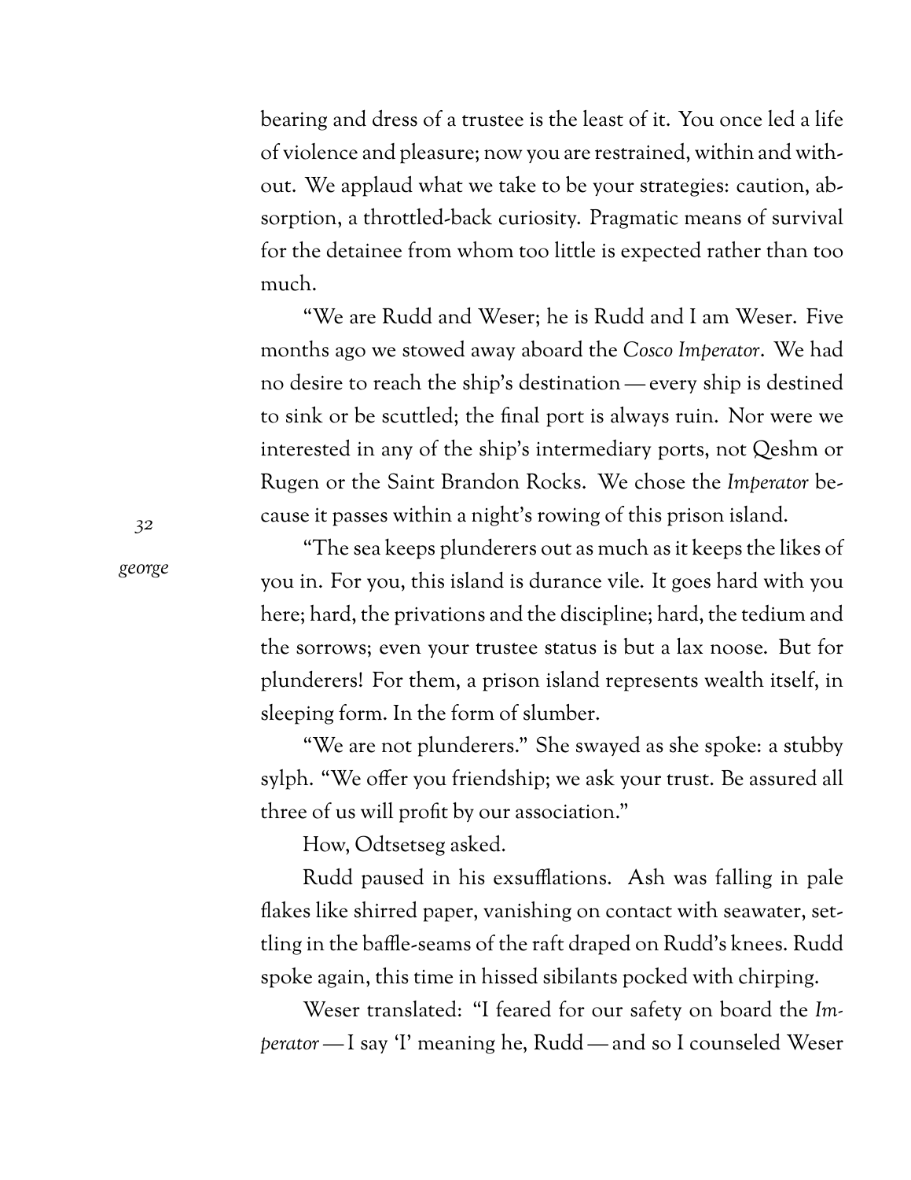bearing and dress of a trustee is the least of it. You once led a life of violence and pleasure; now you are restrained, within and without. We applaud what we take to be your strategies: caution, absorption, a throttled-back curiosity. Pragmatic means of survival for the detainee from whom too little is expected rather than too much.

"We are Rudd and Weser; he is Rudd and I am Weser. Five months ago we stowed away aboard the *Cosco Imperator*. We had no desire to reach the ship's destination — every ship is destined to sink or be scuttled; the final port is always ruin. Nor were we interested in any of the ship's intermediary ports, not Qeshm or Rugen or the Saint Brandon Rocks. We chose the *Imperator* because it passes within a night's rowing of this prison island.

"The sea keeps plunderers out as much as it keeps the likes of you in. For you, this island is durance vile. It goes hard with you here; hard, the privations and the discipline; hard, the tedium and the sorrows; even your trustee status is but a lax noose. But for plunderers! For them, a prison island represents wealth itself, in sleeping form. In the form of slumber.

"We are not plunderers." She swayed as she spoke: a stubby sylph. "We offer you friendship; we ask your trust. Be assured all three of us will profit by our association."

How, Odtsetseg asked.

Rudd paused in his exsufflations. Ash was falling in pale flakes like shirred paper, vanishing on contact with seawater, settling in the baffle-seams of the raft draped on Rudd's knees. Rudd spoke again, this time in hissed sibilants pocked with chirping.

Weser translated: "I feared for our safety on board the *Imperator* — I say 'I' meaning he, Rudd — and so I counseled Weser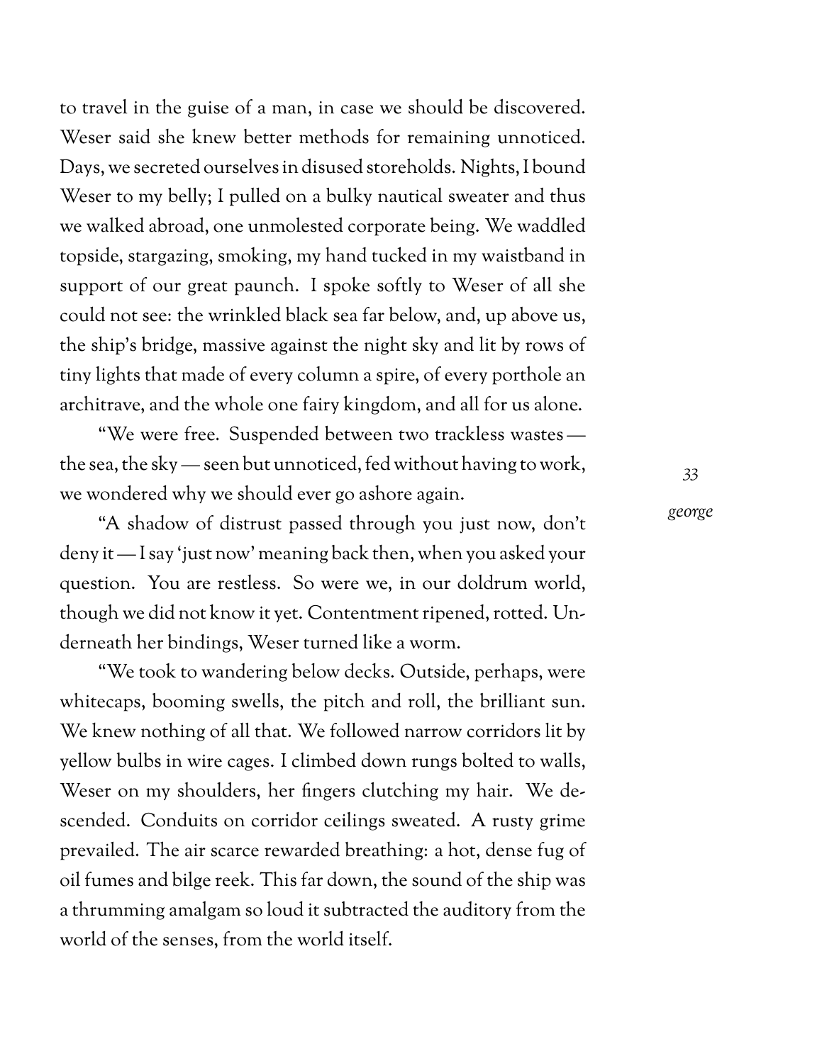to travel in the guise of a man, in case we should be discovered. Weser said she knew better methods for remaining unnoticed. Days, we secreted ourselves in disused storeholds. Nights, I bound Weser to my belly; I pulled on a bulky nautical sweater and thus we walked abroad, one unmolested corporate being. We waddled topside, stargazing, smoking, my hand tucked in my waistband in support of our great paunch. I spoke softly to Weser of all she could not see: the wrinkled black sea far below, and, up above us, the ship's bridge, massive against the night sky and lit by rows of tiny lights that made of every column a spire, of every porthole an architrave, and the whole one fairy kingdom, and all for us alone.

"We were free. Suspended between two trackless wastes — the sea, the sky — seen but unnoticed, fed without having to work, we wondered why we should ever go ashore again.

"A shadow of distrust passed through you just now, don't deny it — I say 'just now' meaning back then, when you asked your question. You are restless. So were we, in our doldrum world, though we did not know it yet. Contentment ripened, rotted. Underneath her bindings, Weser turned like a worm.

"We took to wandering below decks. Outside, perhaps, were whitecaps, booming swells, the pitch and roll, the brilliant sun. We knew nothing of all that. We followed narrow corridors lit by yellow bulbs in wire cages. I climbed down rungs bolted to walls, Weser on my shoulders, her fingers clutching my hair. We descended. Conduits on corridor ceilings sweated. A rusty grime prevailed. The air scarce rewarded breathing: a hot, dense fug of oil fumes and bilge reek. This far down, the sound of the ship was a thrumming amalgam so loud it subtracted the auditory from the world of the senses, from the world itself.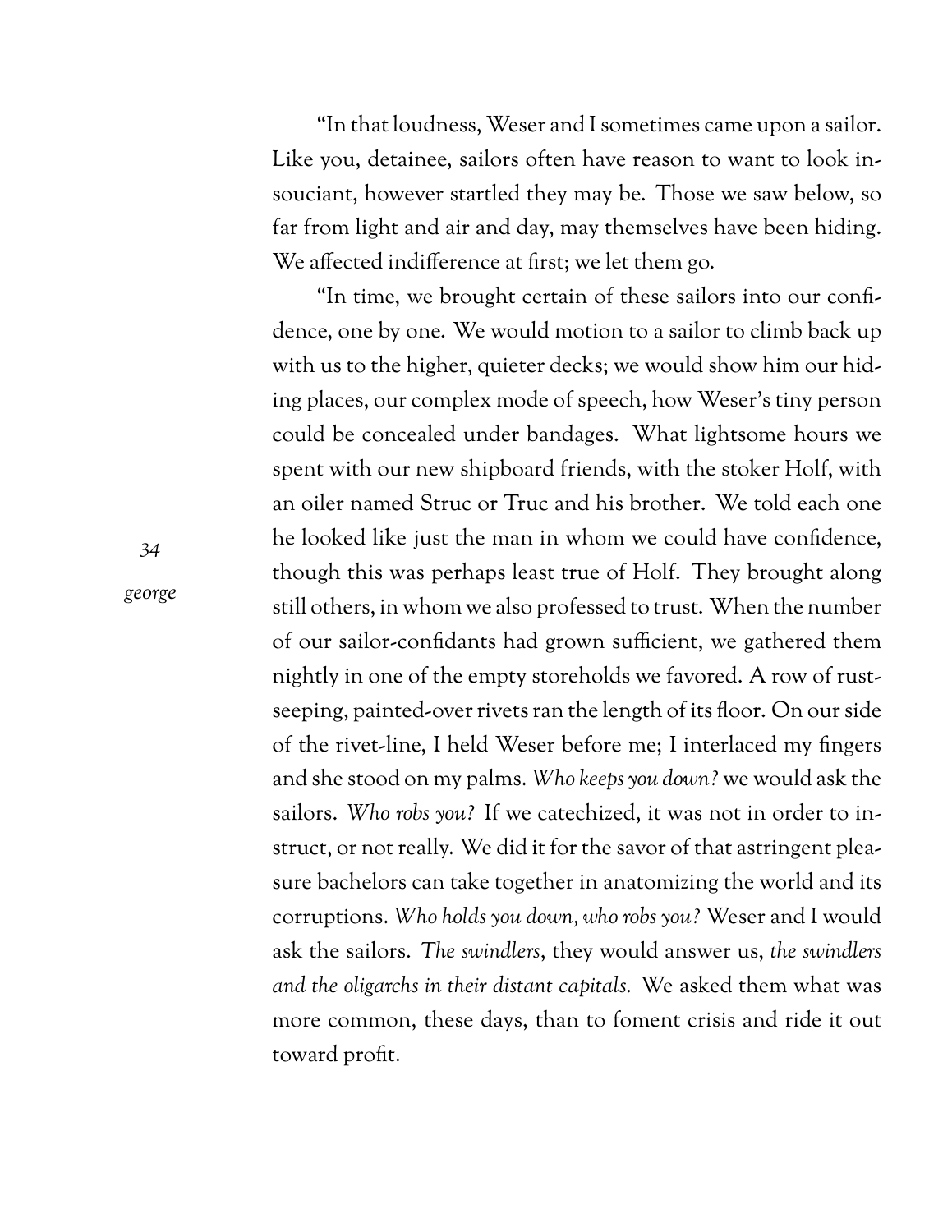"In that loudness, Weser and I sometimes came upon a sailor. Like you, detainee, sailors often have reason to want to look insouciant, however startled they may be. Those we saw below, so far from light and air and day, may themselves have been hiding. We affected indifference at first; we let them go.

"In time, we brought certain of these sailors into our confidence, one by one. We would motion to a sailor to climb back up with us to the higher, quieter decks; we would show him our hiding places, our complex mode of speech, how Weser's tiny person could be concealed under bandages. What lightsome hours we spent with our new shipboard friends, with the stoker Holf, with an oiler named Struc or Truc and his brother. We told each one he looked like just the man in whom we could have confidence, though this was perhaps least true of Holf. They brought along still others, in whom we also professed to trust. When the number of our sailor-confidants had grown sufficient, we gathered them nightly in one of the empty storeholds we favored. A row of rust-seeping, painted-over rivets ran the length of its floor. On our side of the rivet-line, I held Weser before me; I interlaced my fingers and she stood on my palms. *Who keeps you down?* we would ask the sailors. *Who robs you?* If we catechized, it was not in order to instruct, or not really. We did it for the savor of that astringent pleasure bachelors can take together in anatomizing the world and its corruptions. *Who holds you down, who robs you?* Weser and I would ask the sailors. *The swindlers*, they would answer us, *the swindlers and the oligarchs in their distant capitals.* We asked them what was more common, these days, than to foment crisis and ride it out toward profit.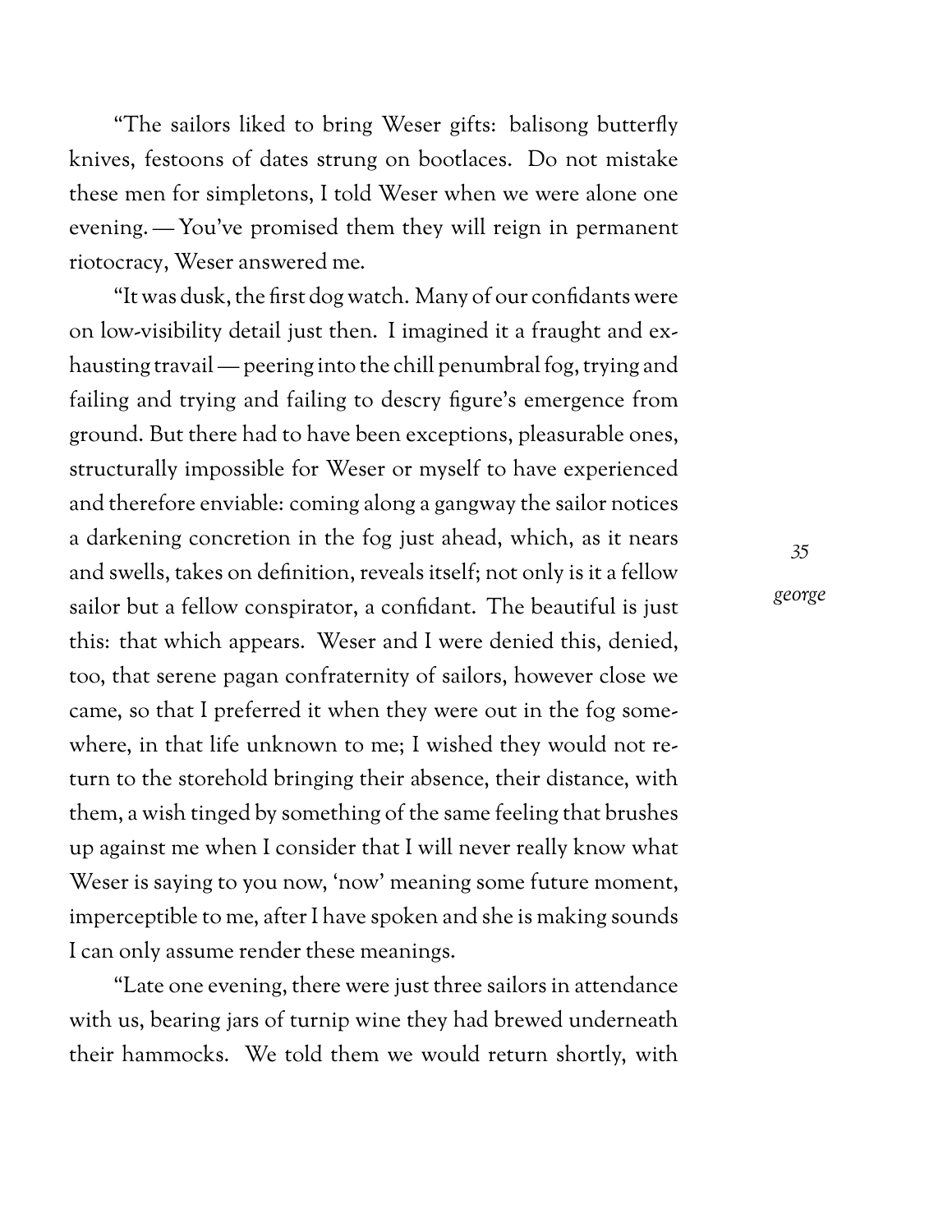"The sailors liked to bring Weser gifts: balisong butterfly knives, festoons of dates strung on bootlaces. Do not mistake these men for simpletons, I told Weser when we were alone one evening. — You've promised them they will reign in permanent riotocracy, Weser answered me.

"It was dusk, the first dog watch. Many of our confidants were on low-visibility detail just then. I imagined it a fraught and exhausting travail — peering into the chill penumbral fog, trying and failing and trying and failing to descry figure's emergence from ground. But there had to have been exceptions, pleasurable ones, structurally impossible for Weser or myself to have experienced and therefore enviable: coming along a gangway the sailor notices a darkening concretion in the fog just ahead, which, as it nears and swells, takes on definition, reveals itself; not only is it a fellow sailor but a fellow conspirator, a confidant. The beautiful is just this: that which appears. Weser and I were denied this, denied, too, that serene pagan confraternity of sailors, however close we came, so that I preferred it when they were out in the fog somewhere, in that life unknown to me; I wished they would not return to the storehold bringing their absence, their distance, with them, a wish tinged by something of the same feeling that brushes up against me when I consider that I will never really know what Weser is saying to you now, 'now' meaning some future moment, imperceptible to me, after I have spoken and she is making sounds I can only assume render these meanings.

"Late one evening, there were just three sailors in attendance with us, bearing jars of turnip wine they had brewed underneath their hammocks. We told them we would return shortly, with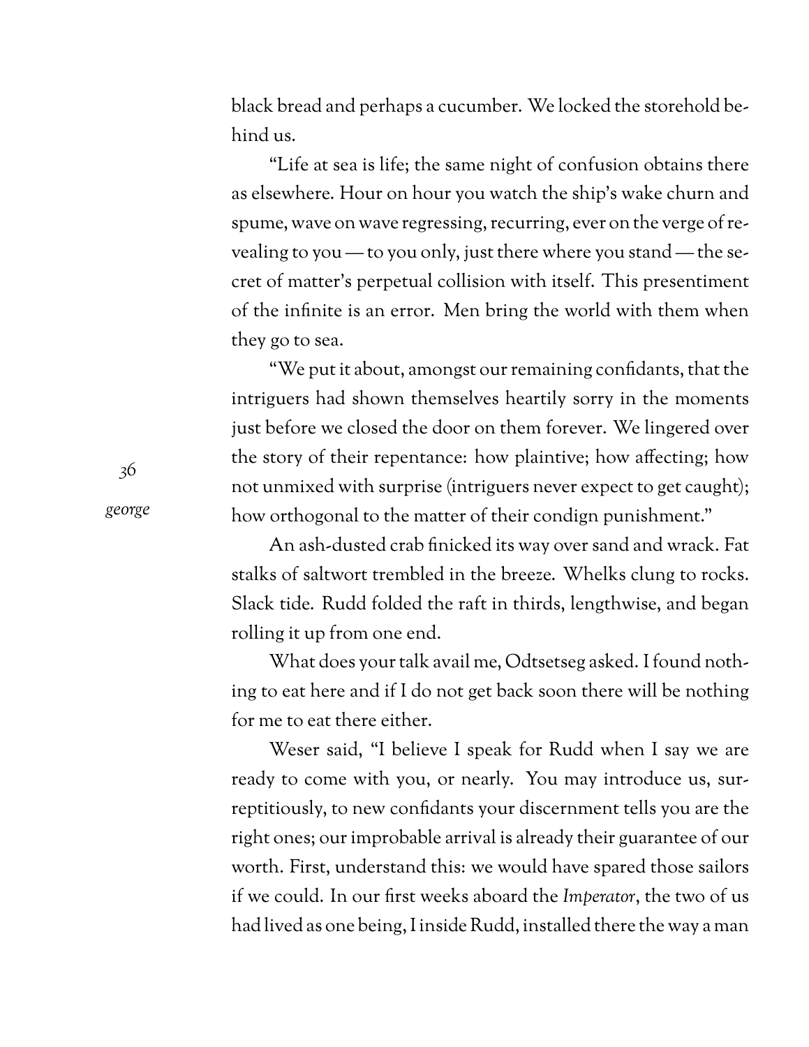black bread and perhaps a cucumber. We locked the storehold behind us.

"Life at sea is life; the same night of confusion obtains there as elsewhere. Hour on hour you watch the ship's wake churn and spume, wave on wave regressing, recurring, ever on the verge of revealing to you — to you only, just there where you stand — the secret of matter's perpetual collision with itself. This presentiment of the infinite is an error. Men bring the world with them when they go to sea.

"We put it about, amongst our remaining confidants, that the intriguers had shown themselves heartily sorry in the moments just before we closed the door on them forever. We lingered over the story of their repentance: how plaintive; how affecting; how not unmixed with surprise (intriguers never expect to get caught); how orthogonal to the matter of their condign punishment."

An ash-dusted crab finicked its way over sand and wrack. Fat stalks of saltwort trembled in the breeze. Whelks clung to rocks. Slack tide. Rudd folded the raft in thirds, lengthwise, and began rolling it up from one end.

What does your talk avail me, Odtsetseg asked. I found nothing to eat here and if I do not get back soon there will be nothing for me to eat there either.

Weser said, "I believe I speak for Rudd when I say we are ready to come with you, or nearly. You may introduce us, surreptitiously, to new confidants your discernment tells you are the right ones; our improbable arrival is already their guarantee of our worth. First, understand this: we would have spared those sailors if we could. In our first weeks aboard the *Imperator*, the two of us had lived as one being, I inside Rudd, installed there the way a man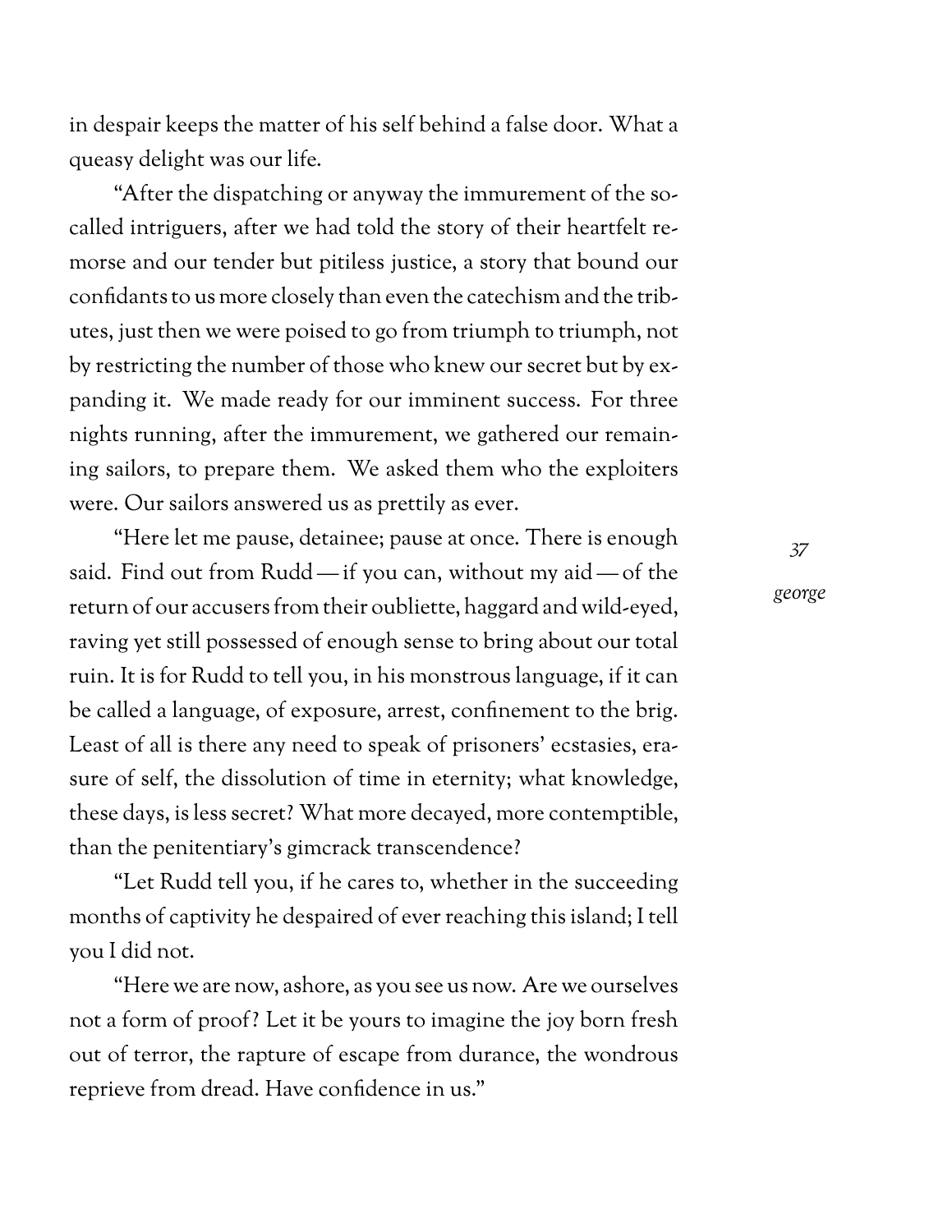in despair keeps the matter of his self behind a false door. What a queasy delight was our life.

"After the dispatching or anyway the immurement of the so-called intriguers, after we had told the story of their heartfelt remorse and our tender but pitiless justice, a story that bound our confidants to us more closely than even the catechism and the tributes, just then we were poised to go from triumph to triumph, not by restricting the number of those who knew our secret but by expanding it. We made ready for our imminent success. For three nights running, after the immurement, we gathered our remaining sailors, to prepare them. We asked them who the exploiters were. Our sailors answered us as prettily as ever.

"Here let me pause, detainee; pause at once. There is enough said. Find out from Rudd — if you can, without my aid — of the return of our accusers from their oubliette, haggard and wild-eyed, raving yet still possessed of enough sense to bring about our total ruin. It is for Rudd to tell you, in his monstrous language, if it can be called a language, of exposure, arrest, confinement to the brig. Least of all is there any need to speak of prisoners' ecstasies, erasure of self, the dissolution of time in eternity; what knowledge, these days, is less secret? What more decayed, more contemptible, than the penitentiary's gimcrack transcendence?

"Let Rudd tell you, if he cares to, whether in the succeeding months of captivity he despaired of ever reaching this island; I tell you I did not.

"Here we are now, ashore, as you see us now. Are we ourselves not a form of proof? Let it be yours to imagine the joy born fresh out of terror, the rapture of escape from durance, the wondrous reprieve from dread. Have confidence in us."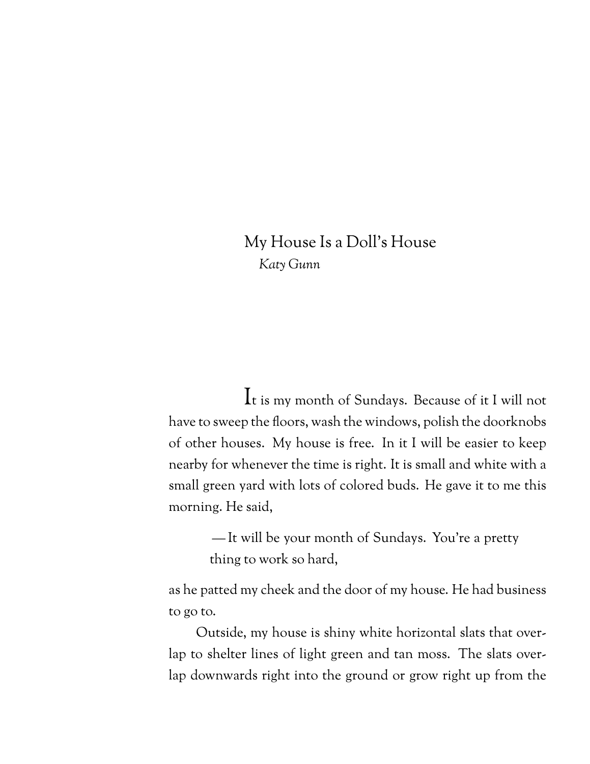# My House Is a Doll's House

*Katy Gunn*

It is my month of Sundays. Because of it I will not have to sweep the floors, wash the windows, polish the doorknobs of other houses. My house is free. In it I will be easier to keep nearby for whenever the time is right. It is small and white with a small green yard with lots of colored buds. He gave it to me this morning. He said,

> —It will be your month of Sundays. You're a pretty thing to work so hard,

as he patted my cheek and the door of my house. He had business to go to.

Outside, my house is shiny white horizontal slats that overlap to shelter lines of light green and tan moss. The slats overlap downwards right into the ground or grow right up from the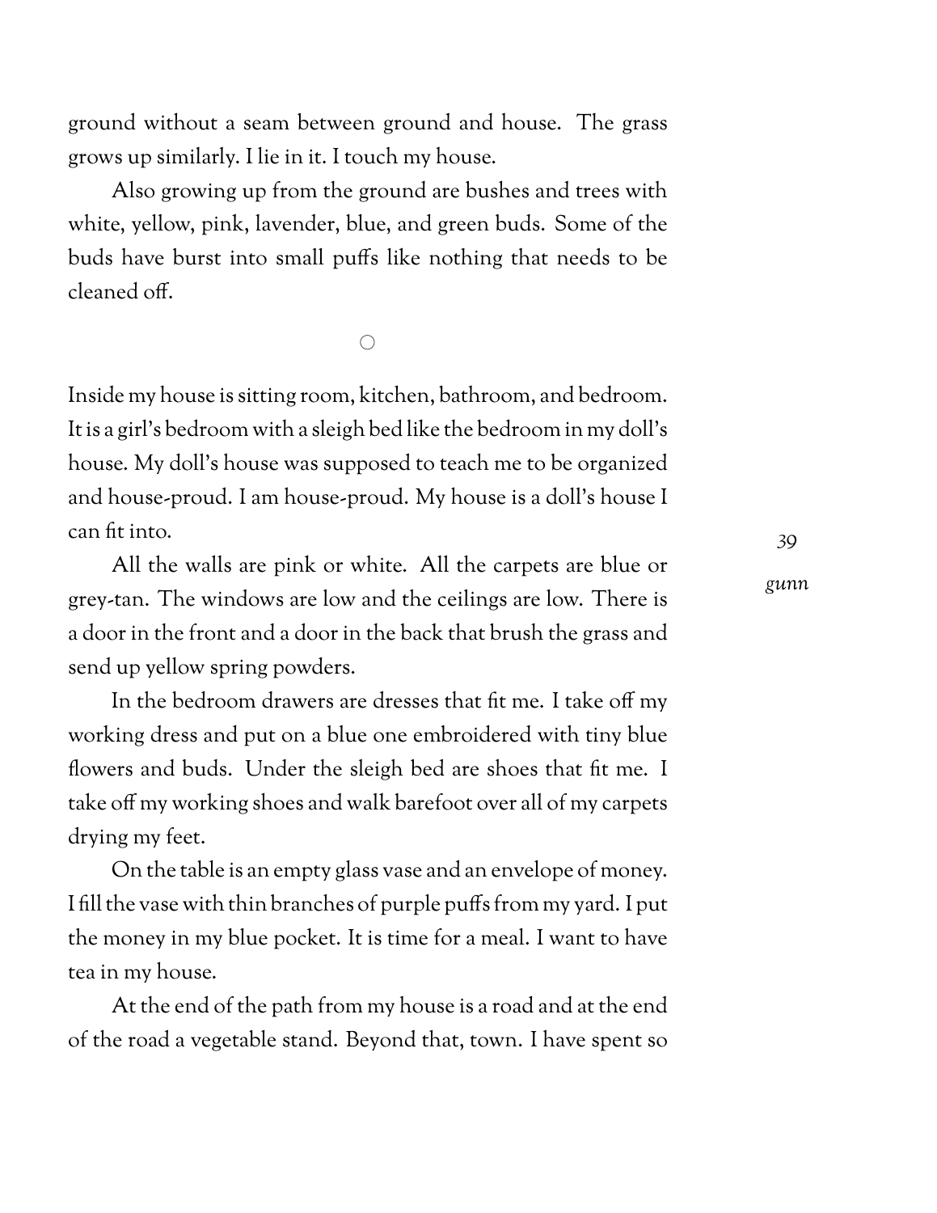ground without a seam between ground and house. The grass grows up similarly. I lie in it. I touch my house.

Also growing up from the ground are bushes and trees with white, yellow, pink, lavender, blue, and green buds. Some of the buds have burst into small puffs like nothing that needs to be cleaned off.

○

Inside my house is sitting room, kitchen, bathroom, and bedroom. It is a girl's bedroom with a sleigh bed like the bedroom in my doll's house. My doll's house was supposed to teach me to be organized and house-proud. I am house-proud. My house is a doll's house I can fit into.

All the walls are pink or white. All the carpets are blue or grey-tan. The windows are low and the ceilings are low. There is a door in the front and a door in the back that brush the grass and send up yellow spring powders.

In the bedroom drawers are dresses that fit me. I take off my working dress and put on a blue one embroidered with tiny blue flowers and buds. Under the sleigh bed are shoes that fit me. I take off my working shoes and walk barefoot over all of my carpets drying my feet.

On the table is an empty glass vase and an envelope of money. I fill the vase with thin branches of purple puffs from my yard. I put the money in my blue pocket. It is time for a meal. I want to have tea in my house.

At the end of the path from my house is a road and at the end of the road a vegetable stand. Beyond that, town. I have spent so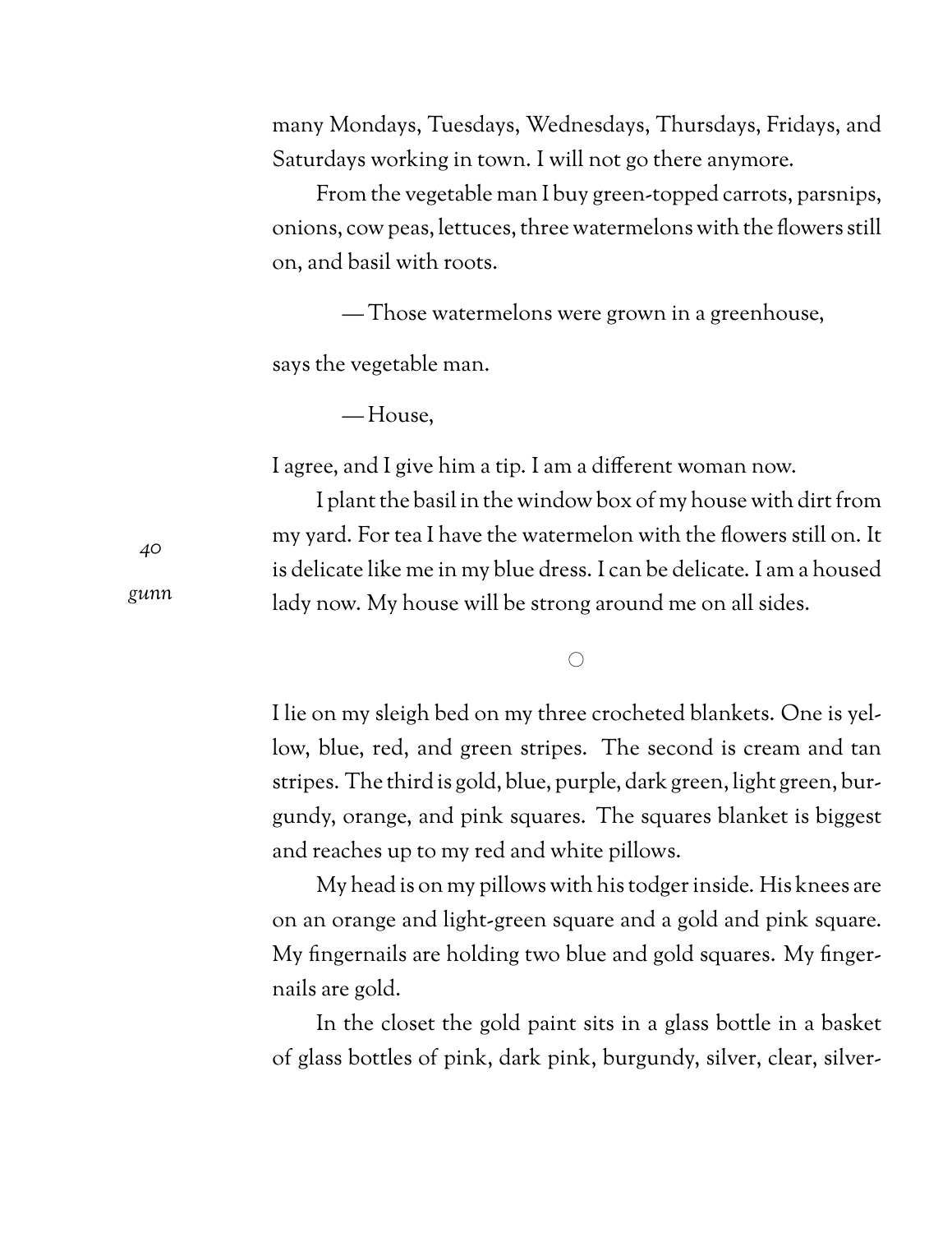many Mondays, Tuesdays, Wednesdays, Thursdays, Fridays, and Saturdays working in town. I will not go there anymore.

From the vegetable man I buy green-topped carrots, parsnips, onions, cow peas, lettuces, three watermelons with the flowers still on, and basil with roots.

— Those watermelons were grown in a greenhouse,

says the vegetable man.

— House,

I agree, and I give him a tip. I am a different woman now.

I plant the basil in the window box of my house with dirt from my yard. For tea I have the watermelon with the flowers still on. It is delicate like me in my blue dress. I can be delicate. I am a housed lady now. My house will be strong around me on all sides.

○

I lie on my sleigh bed on my three crocheted blankets. One is yellow, blue, red, and green stripes. The second is cream and tan stripes. The third is gold, blue, purple, dark green, light green, burgundy, orange, and pink squares. The squares blanket is biggest and reaches up to my red and white pillows.

My head is on my pillows with his todger inside. His knees are on an orange and light-green square and a gold and pink square. My fingernails are holding two blue and gold squares. My fingernails are gold.

In the closet the gold paint sits in a glass bottle in a basket of glass bottles of pink, dark pink, burgundy, silver, clear, silver-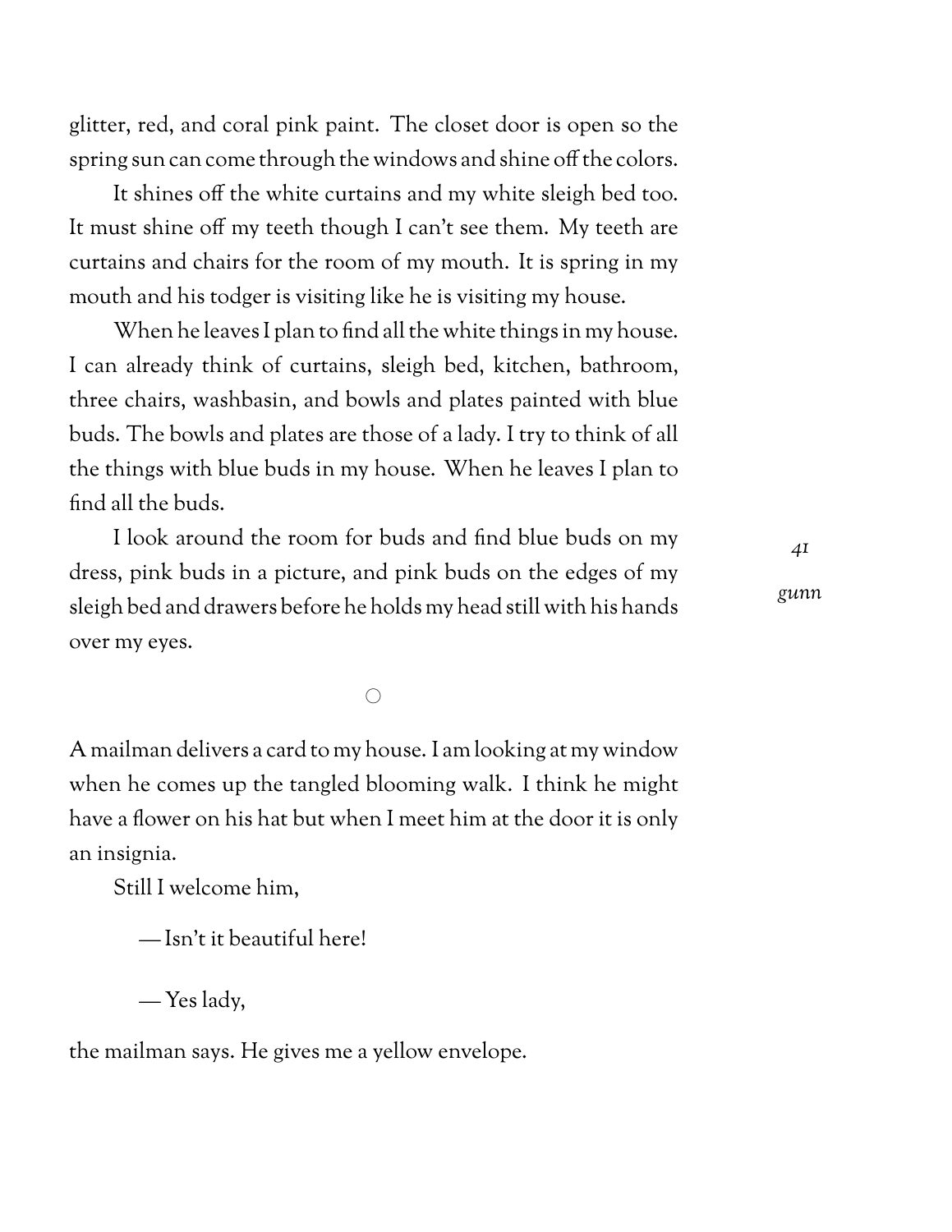glitter, red, and coral pink paint. The closet door is open so the spring sun can come through the windows and shine off the colors.

It shines off the white curtains and my white sleigh bed too. It must shine off my teeth though I can't see them. My teeth are curtains and chairs for the room of my mouth. It is spring in my mouth and his todger is visiting like he is visiting my house.

When he leaves I plan to find all the white things in my house. I can already think of curtains, sleigh bed, kitchen, bathroom, three chairs, washbasin, and bowls and plates painted with blue buds. The bowls and plates are those of a lady. I try to think of all the things with blue buds in my house. When he leaves I plan to find all the buds.

I look around the room for buds and find blue buds on my dress, pink buds in a picture, and pink buds on the edges of my sleigh bed and drawers before he holds my head still with his hands over my eyes.

○

A mailman delivers a card to my house. I am looking at my window when he comes up the tangled blooming walk. I think he might have a flower on his hat but when I meet him at the door it is only an insignia.

Still I welcome him,

— Isn't it beautiful here!

— Yes lady,

the mailman says. He gives me a yellow envelope.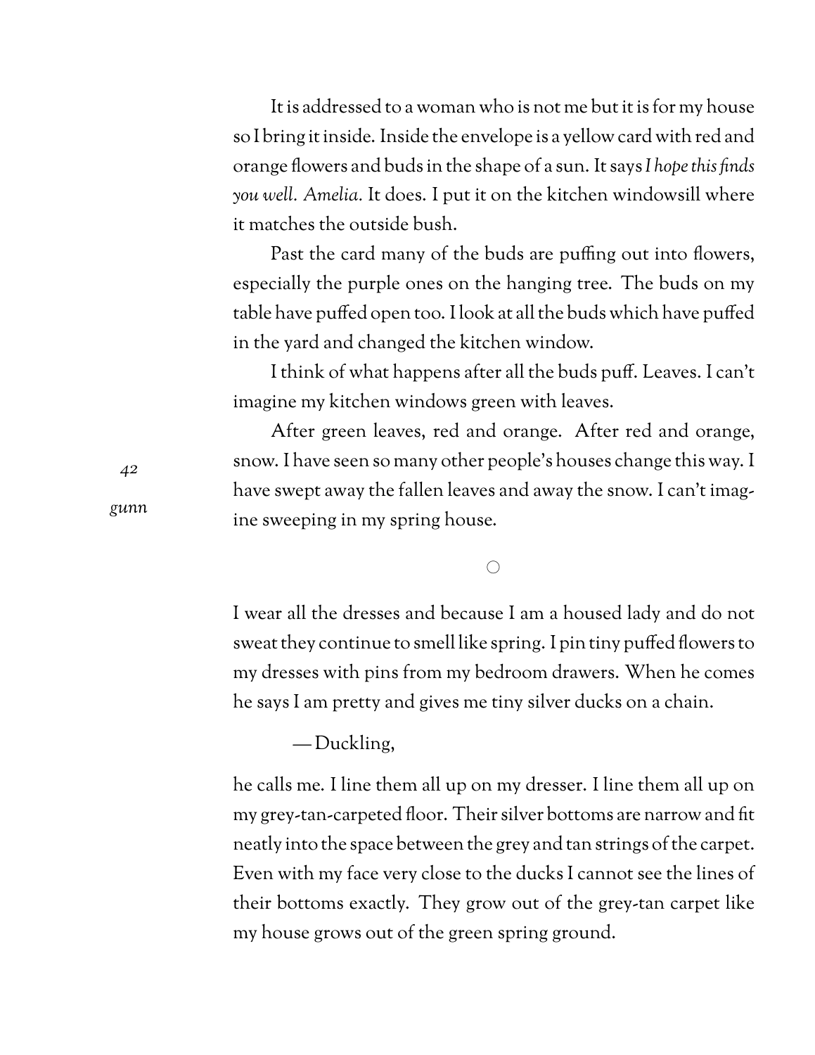It is addressed to a woman who is not me but it is for my house so I bring it inside. Inside the envelope is a yellow card with red and orange flowers and buds in the shape of a sun. It says *I hope this finds you well. Amelia.* It does. I put it on the kitchen windowsill where it matches the outside bush.

Past the card many of the buds are puffing out into flowers, especially the purple ones on the hanging tree. The buds on my table have puffed open too. I look at all the buds which have puffed in the yard and changed the kitchen window.

I think of what happens after all the buds puff. Leaves. I can't imagine my kitchen windows green with leaves.

After green leaves, red and orange. After red and orange, snow. I have seen so many other people's houses change this way. I have swept away the fallen leaves and away the snow. I can't imagine sweeping in my spring house.

○

I wear all the dresses and because I am a housed lady and do not sweat they continue to smell like spring. I pin tiny puffed flowers to my dresses with pins from my bedroom drawers. When he comes he says I am pretty and gives me tiny silver ducks on a chain.

— Duckling,

he calls me. I line them all up on my dresser. I line them all up on my grey-tan-carpeted floor. Their silver bottoms are narrow and fit neatly into the space between the grey and tan strings of the carpet. Even with my face very close to the ducks I cannot see the lines of their bottoms exactly. They grow out of the grey-tan carpet like my house grows out of the green spring ground.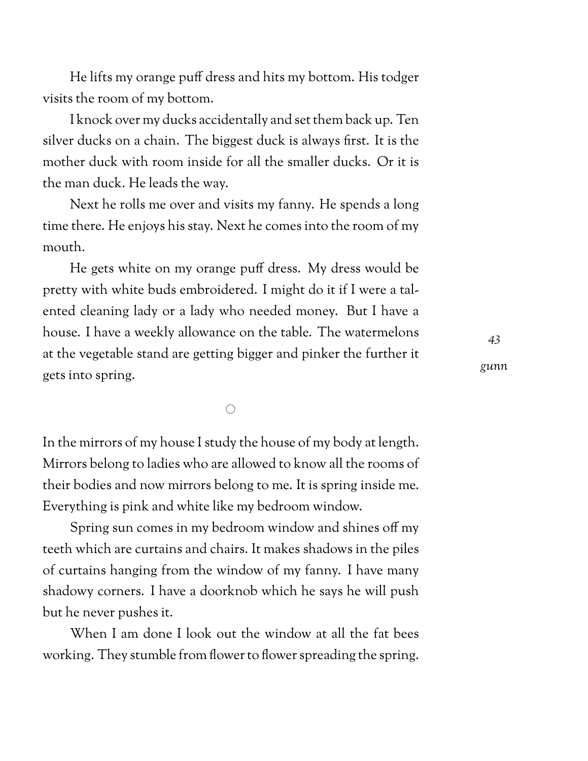He lifts my orange puff dress and hits my bottom. His todger visits the room of my bottom.

I knock over my ducks accidentally and set them back up. Ten silver ducks on a chain. The biggest duck is always first. It is the mother duck with room inside for all the smaller ducks. Or it is the man duck. He leads the way.

Next he rolls me over and visits my fanny. He spends a long time there. He enjoys his stay. Next he comes into the room of my mouth.

He gets white on my orange puff dress. My dress would be pretty with white buds embroidered. I might do it if I were a talented cleaning lady or a lady who needed money. But I have a house. I have a weekly allowance on the table. The watermelons at the vegetable stand are getting bigger and pinker the further it gets into spring.

○

In the mirrors of my house I study the house of my body at length. Mirrors belong to ladies who are allowed to know all the rooms of their bodies and now mirrors belong to me. It is spring inside me. Everything is pink and white like my bedroom window.

Spring sun comes in my bedroom window and shines off my teeth which are curtains and chairs. It makes shadows in the piles of curtains hanging from the window of my fanny. I have many shadowy corners. I have a doorknob which he says he will push but he never pushes it.

When I am done I look out the window at all the fat bees working. They stumble from flower to flower spreading the spring.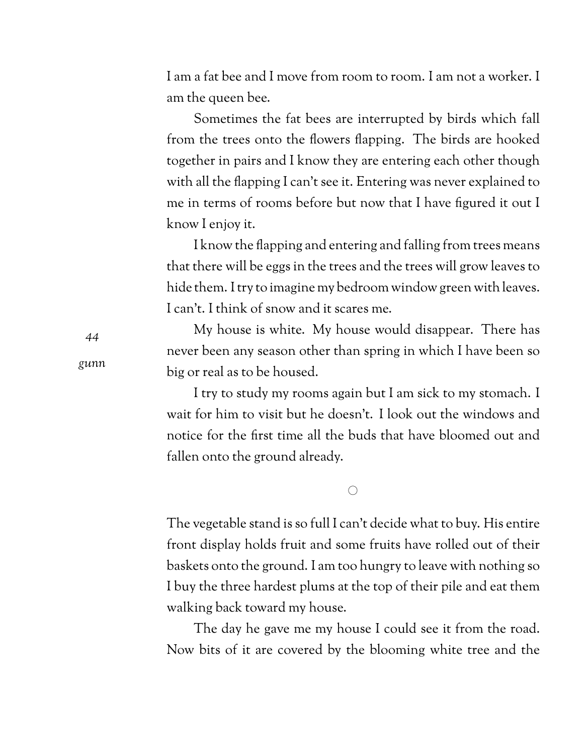I am a fat bee and I move from room to room. I am not a worker. I am the queen bee.

Sometimes the fat bees are interrupted by birds which fall from the trees onto the flowers flapping. The birds are hooked together in pairs and I know they are entering each other though with all the flapping I can't see it. Entering was never explained to me in terms of rooms before but now that I have figured it out I know I enjoy it.

I know the flapping and entering and falling from trees means that there will be eggs in the trees and the trees will grow leaves to hide them. I try to imagine my bedroom window green with leaves. I can't. I think of snow and it scares me.

My house is white. My house would disappear. There has never been any season other than spring in which I have been so big or real as to be housed.

I try to study my rooms again but I am sick to my stomach. I wait for him to visit but he doesn't. I look out the windows and notice for the first time all the buds that have bloomed out and fallen onto the ground already.

○

The vegetable stand is so full I can't decide what to buy. His entire front display holds fruit and some fruits have rolled out of their baskets onto the ground. I am too hungry to leave with nothing so I buy the three hardest plums at the top of their pile and eat them walking back toward my house.

The day he gave me my house I could see it from the road. Now bits of it are covered by the blooming white tree and the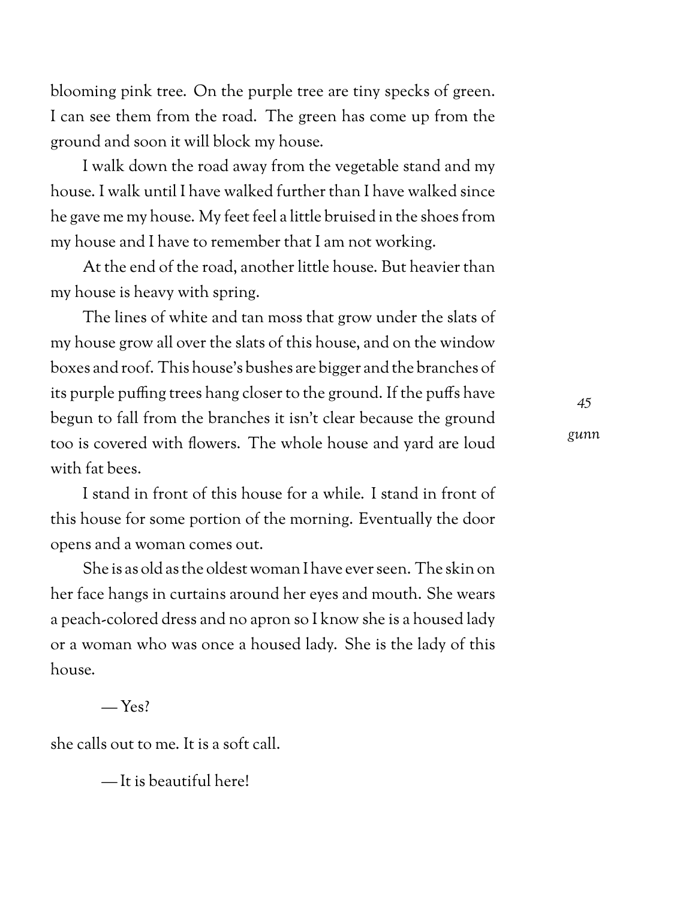blooming pink tree. On the purple tree are tiny specks of green. I can see them from the road. The green has come up from the ground and soon it will block my house.

I walk down the road away from the vegetable stand and my house. I walk until I have walked further than I have walked since he gave me my house. My feet feel a little bruised in the shoes from my house and I have to remember that I am not working.

At the end of the road, another little house. But heavier than my house is heavy with spring.

The lines of white and tan moss that grow under the slats of my house grow all over the slats of this house, and on the window boxes and roof. This house's bushes are bigger and the branches of its purple puffing trees hang closer to the ground. If the puffs have begun to fall from the branches it isn't clear because the ground too is covered with flowers. The whole house and yard are loud with fat bees.

I stand in front of this house for a while. I stand in front of this house for some portion of the morning. Eventually the door opens and a woman comes out.

She is as old as the oldest woman I have ever seen. The skin on her face hangs in curtains around her eyes and mouth. She wears a peach-colored dress and no apron so I know she is a housed lady or a woman who was once a housed lady. She is the lady of this house.

— Yes?

she calls out to me. It is a soft call.

— It is beautiful here!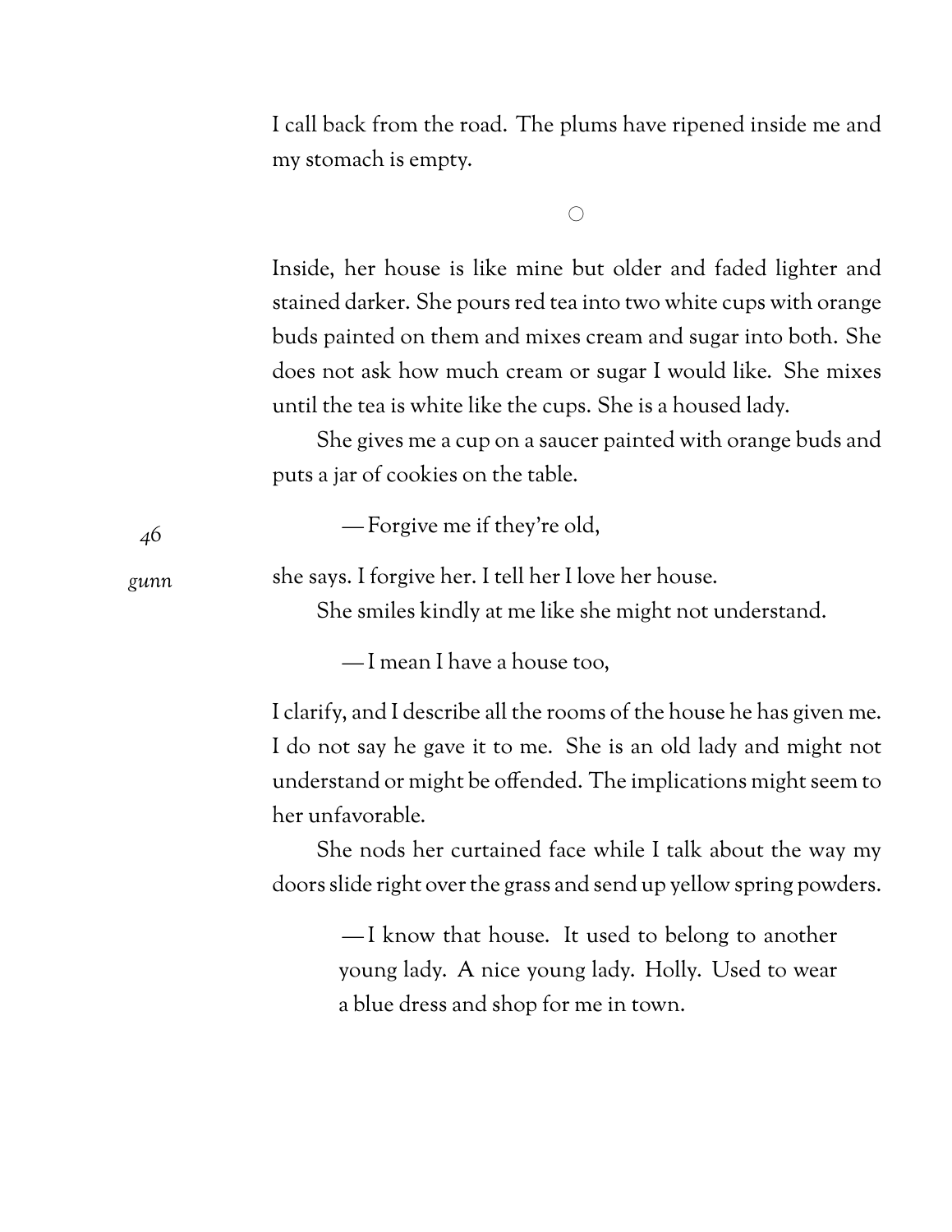I call back from the road. The plums have ripened inside me and my stomach is empty.

○

Inside, her house is like mine but older and faded lighter and stained darker. She pours red tea into two white cups with orange buds painted on them and mixes cream and sugar into both. She does not ask how much cream or sugar I would like. She mixes until the tea is white like the cups. She is a housed lady.

She gives me a cup on a saucer painted with orange buds and puts a jar of cookies on the table.

— Forgive me if they're old,

she says. I forgive her. I tell her I love her house.

She smiles kindly at me like she might not understand.

— I mean I have a house too,

I clarify, and I describe all the rooms of the house he has given me. I do not say he gave it to me. She is an old lady and might not understand or might be offended. The implications might seem to her unfavorable.

She nods her curtained face while I talk about the way my doors slide right over the grass and send up yellow spring powders.

> — I know that house. It used to belong to another young lady. A nice young lady. Holly. Used to wear a blue dress and shop for me in town.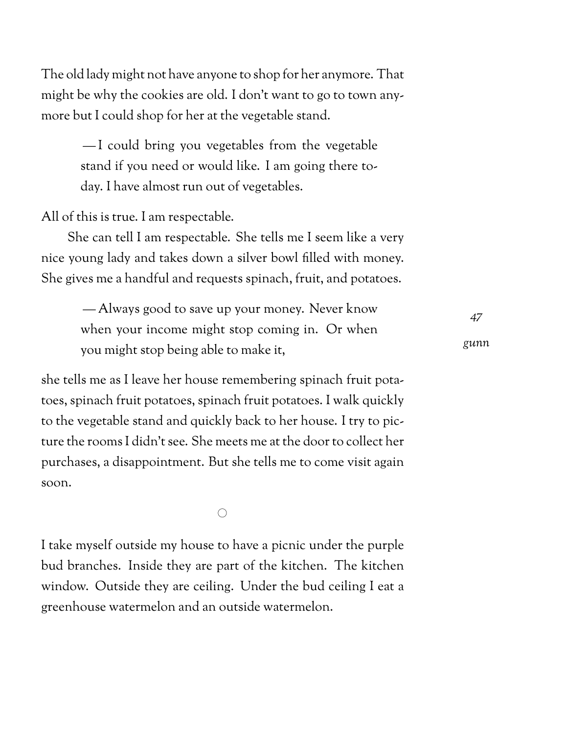The old lady might not have anyone to shop for her anymore. That might be why the cookies are old. I don't want to go to town anymore but I could shop for her at the vegetable stand.

> — I could bring you vegetables from the vegetable stand if you need or would like. I am going there today. I have almost run out of vegetables.

All of this is true. I am respectable.

She can tell I am respectable. She tells me I seem like a very nice young lady and takes down a silver bowl filled with money. She gives me a handful and requests spinach, fruit, and potatoes.

> — Always good to save up your money. Never know when your income might stop coming in. Or when you might stop being able to make it,

she tells me as I leave her house remembering spinach fruit potatoes, spinach fruit potatoes, spinach fruit potatoes. I walk quickly to the vegetable stand and quickly back to her house. I try to picture the rooms I didn't see. She meets me at the door to collect her purchases, a disappointment. But she tells me to come visit again soon.

○

I take myself outside my house to have a picnic under the purple bud branches. Inside they are part of the kitchen. The kitchen window. Outside they are ceiling. Under the bud ceiling I eat a greenhouse watermelon and an outside watermelon.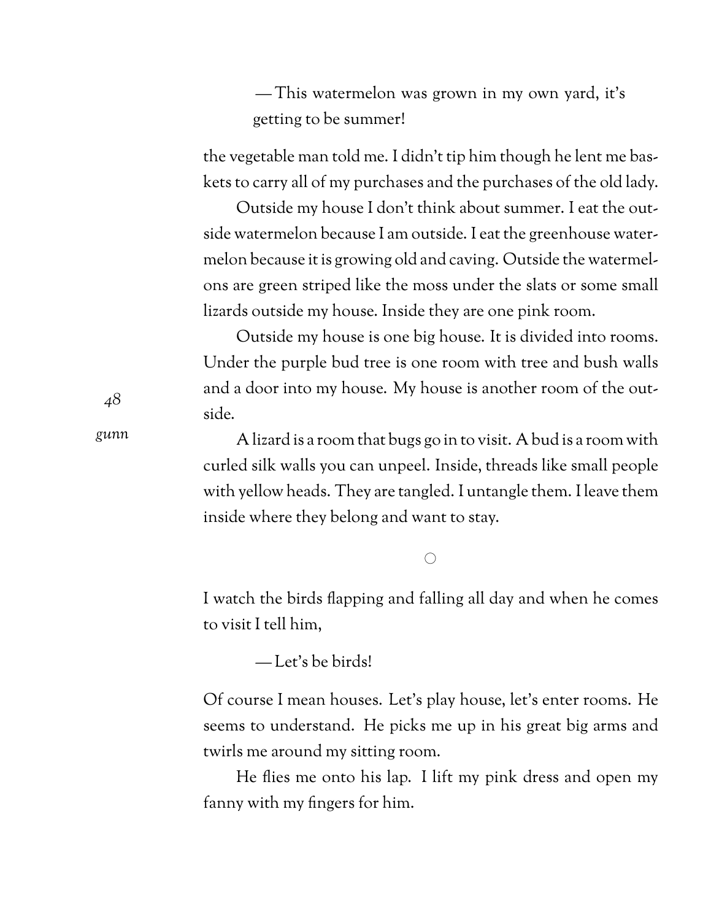— This watermelon was grown in my own yard, it's getting to be summer!

the vegetable man told me. I didn't tip him though he lent me baskets to carry all of my purchases and the purchases of the old lady.

Outside my house I don't think about summer. I eat the outside watermelon because I am outside. I eat the greenhouse watermelon because it is growing old and caving. Outside the watermelons are green striped like the moss under the slats or some small lizards outside my house. Inside they are one pink room.

Outside my house is one big house. It is divided into rooms. Under the purple bud tree is one room with tree and bush walls and a door into my house. My house is another room of the outside.

A lizard is a room that bugs go in to visit. A bud is a room with curled silk walls you can unpeel. Inside, threads like small people with yellow heads. They are tangled. I untangle them. I leave them inside where they belong and want to stay.

○

I watch the birds flapping and falling all day and when he comes to visit I tell him,

— Let's be birds!

Of course I mean houses. Let's play house, let's enter rooms. He seems to understand. He picks me up in his great big arms and twirls me around my sitting room.

He flies me onto his lap. I lift my pink dress and open my fanny with my fingers for him.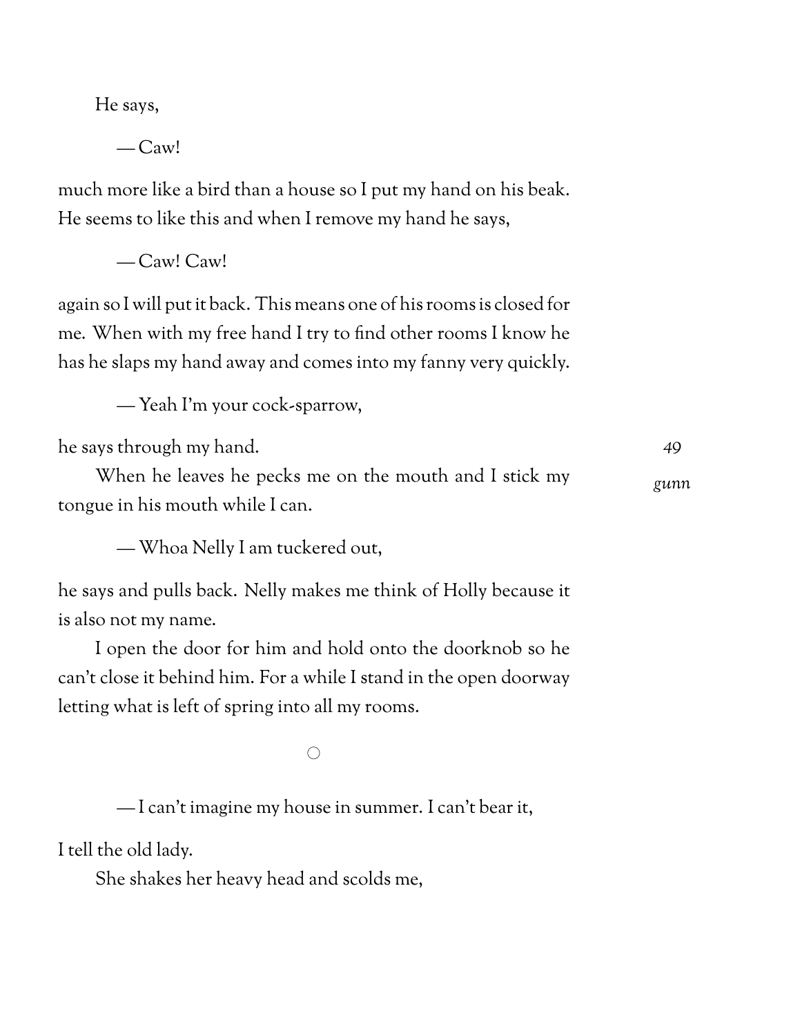He says,

— Caw!

much more like a bird than a house so I put my hand on his beak. He seems to like this and when I remove my hand he says,

— Caw! Caw!

again so I will put it back. This means one of his rooms is closed for me. When with my free hand I try to find other rooms I know he has he slaps my hand away and comes into my fanny very quickly.

— Yeah I'm your cock-sparrow,

he says through my hand.

When he leaves he pecks me on the mouth and I stick my tongue in his mouth while I can.

— Whoa Nelly I am tuckered out,

he says and pulls back. Nelly makes me think of Holly because it is also not my name.

I open the door for him and hold onto the doorknob so he can't close it behind him. For a while I stand in the open doorway letting what is left of spring into all my rooms.

○

— I can't imagine my house in summer. I can't bear it,

I tell the old lady.

She shakes her heavy head and scolds me,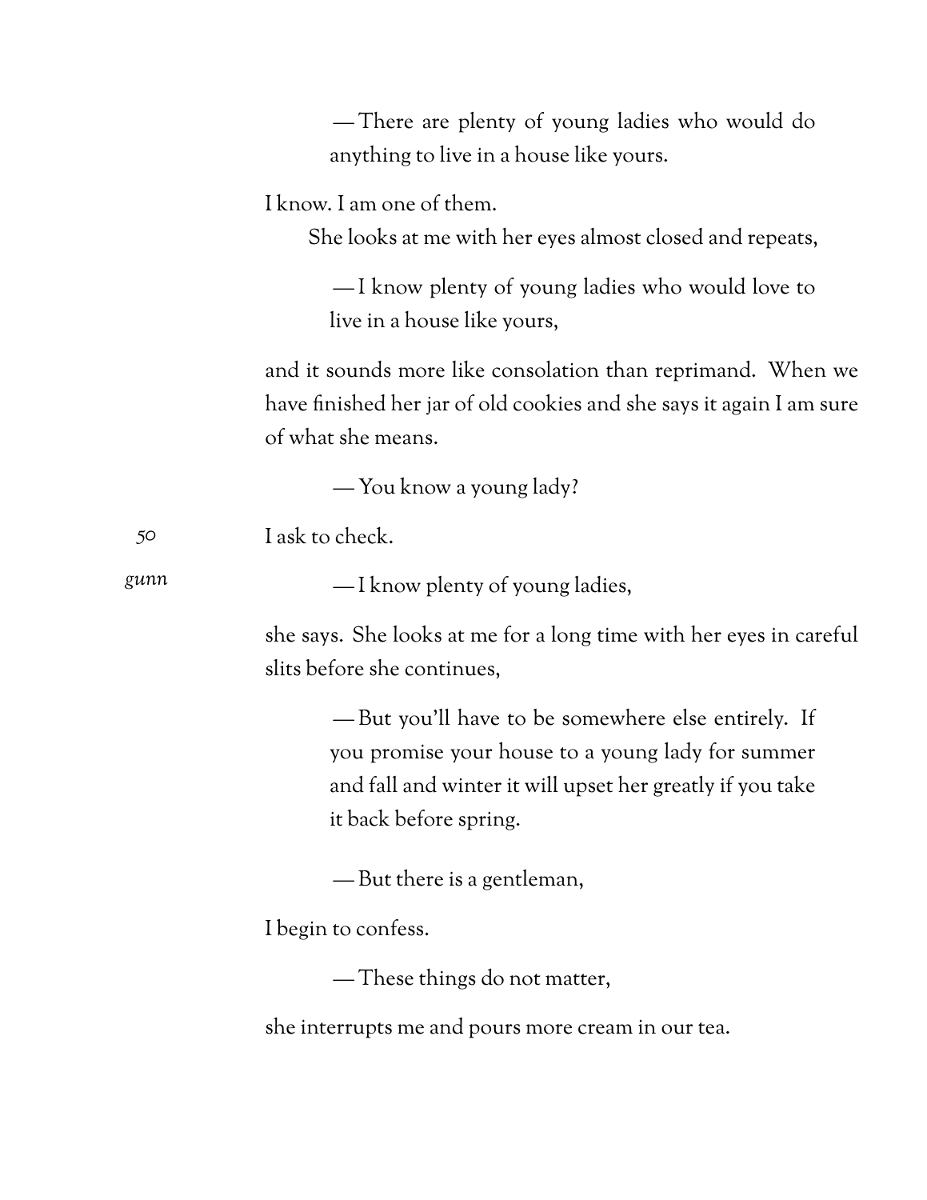— There are plenty of young ladies who would do anything to live in a house like yours.

I know. I am one of them.

She looks at me with her eyes almost closed and repeats,

— I know plenty of young ladies who would love to live in a house like yours,

and it sounds more like consolation than reprimand. When we have finished her jar of old cookies and she says it again I am sure of what she means.

— You know a young lady?

I ask to check.

— I know plenty of young ladies,

she says. She looks at me for a long time with her eyes in careful slits before she continues,

— But you'll have to be somewhere else entirely. If you promise your house to a young lady for summer and fall and winter it will upset her greatly if you take it back before spring.

— But there is a gentleman,

I begin to confess.

— These things do not matter,

she interrupts me and pours more cream in our tea.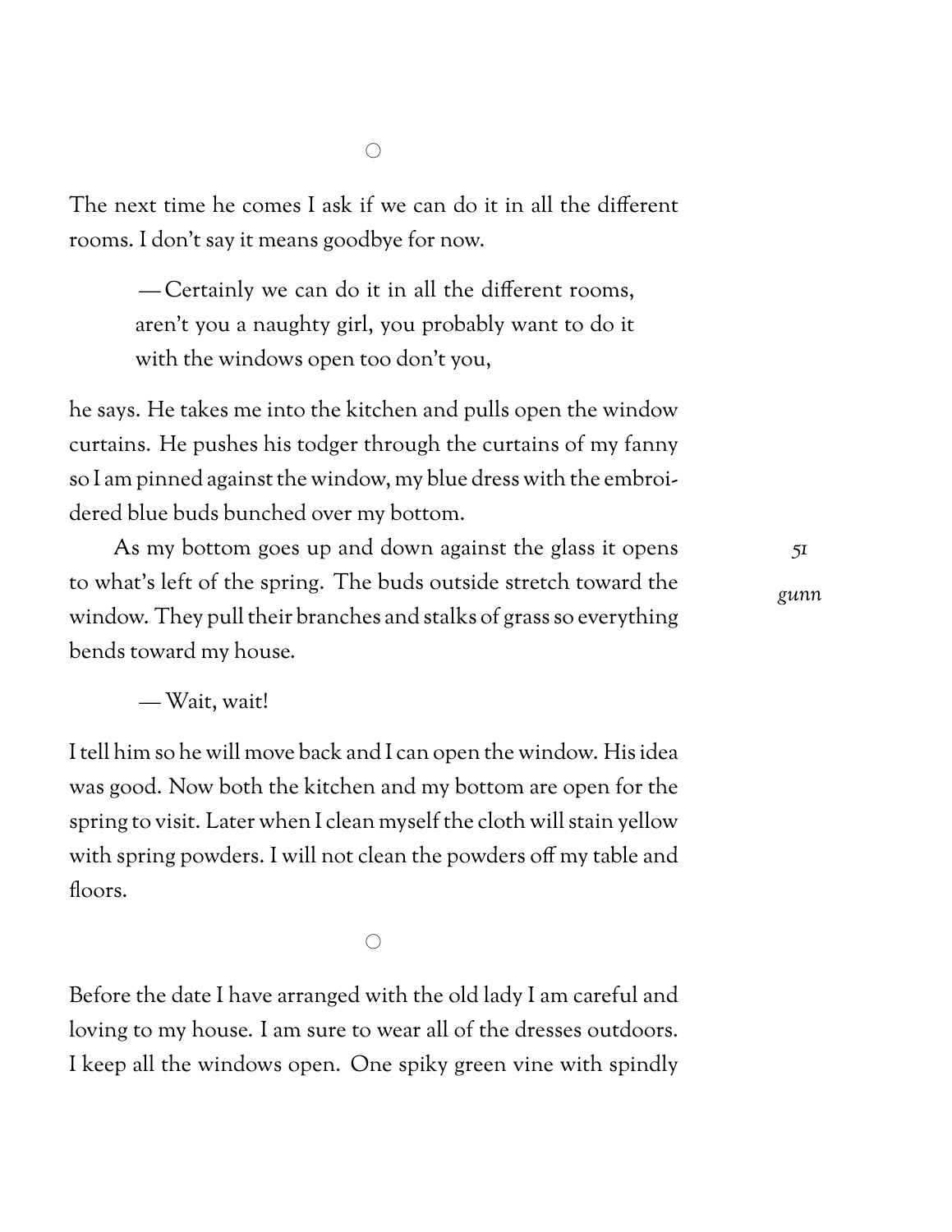○

The next time he comes I ask if we can do it in all the different rooms. I don't say it means goodbye for now.

> — Certainly we can do it in all the different rooms, aren't you a naughty girl, you probably want to do it with the windows open too don't you,

he says. He takes me into the kitchen and pulls open the window curtains. He pushes his todger through the curtains of my fanny so I am pinned against the window, my blue dress with the embroidered blue buds bunched over my bottom.

As my bottom goes up and down against the glass it opens to what's left of the spring. The buds outside stretch toward the window. They pull their branches and stalks of grass so everything bends toward my house.

> — Wait, wait!

I tell him so he will move back and I can open the window. His idea was good. Now both the kitchen and my bottom are open for the spring to visit. Later when I clean myself the cloth will stain yellow with spring powders. I will not clean the powders off my table and floors.

○

Before the date I have arranged with the old lady I am careful and loving to my house. I am sure to wear all of the dresses outdoors. I keep all the windows open. One spiky green vine with spindly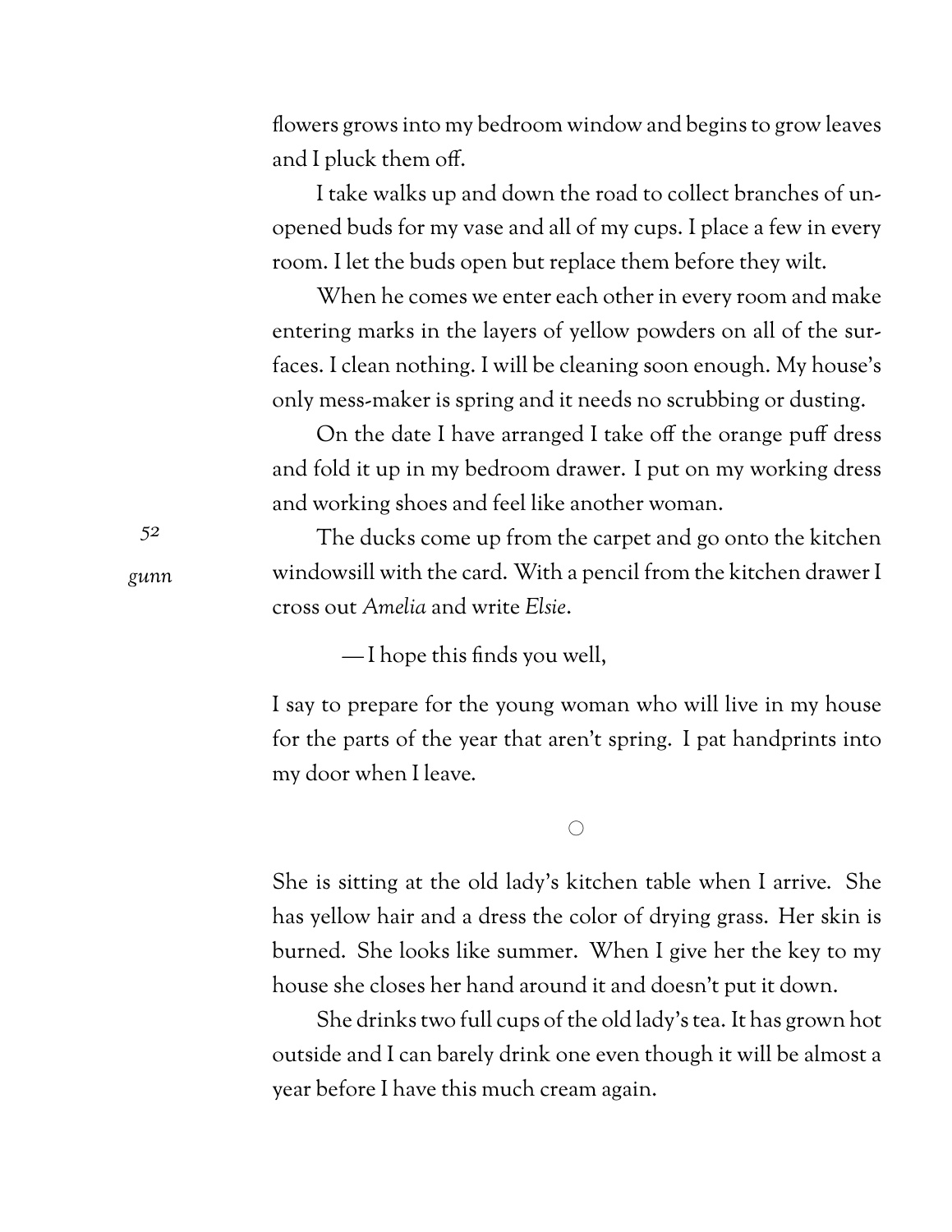flowers grows into my bedroom window and begins to grow leaves and I pluck them off.

I take walks up and down the road to collect branches of unopened buds for my vase and all of my cups. I place a few in every room. I let the buds open but replace them before they wilt.

When he comes we enter each other in every room and make entering marks in the layers of yellow powders on all of the surfaces. I clean nothing. I will be cleaning soon enough. My house's only mess-maker is spring and it needs no scrubbing or dusting.

On the date I have arranged I take off the orange puff dress and fold it up in my bedroom drawer. I put on my working dress and working shoes and feel like another woman.

The ducks come up from the carpet and go onto the kitchen windowsill with the card. With a pencil from the kitchen drawer I cross out *Amelia* and write *Elsie*.

—I hope this finds you well,

I say to prepare for the young woman who will live in my house for the parts of the year that aren't spring. I pat handprints into my door when I leave.

○

She is sitting at the old lady's kitchen table when I arrive. She has yellow hair and a dress the color of drying grass. Her skin is burned. She looks like summer. When I give her the key to my house she closes her hand around it and doesn't put it down.

She drinks two full cups of the old lady's tea. It has grown hot outside and I can barely drink one even though it will be almost a year before I have this much cream again.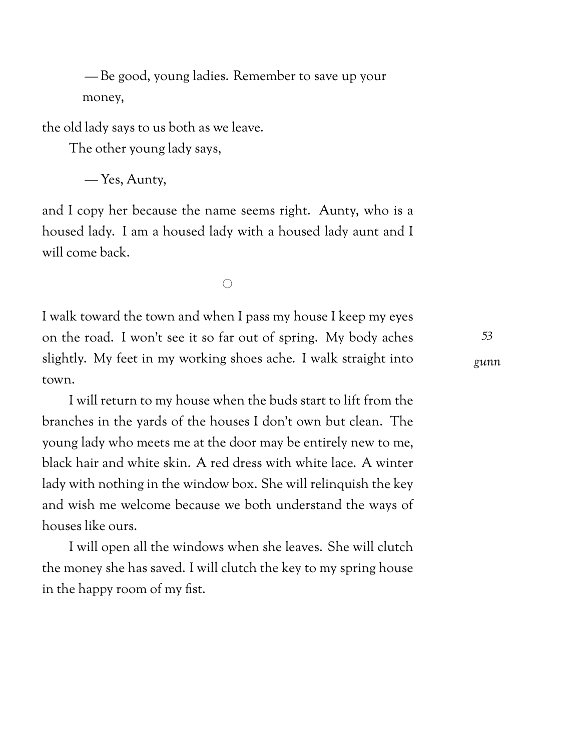— Be good, young ladies. Remember to save up your money,

the old lady says to us both as we leave.

The other young lady says,

— Yes, Aunty,

and I copy her because the name seems right. Aunty, who is a housed lady. I am a housed lady with a housed lady aunt and I will come back.

○

I walk toward the town and when I pass my house I keep my eyes on the road. I won't see it so far out of spring. My body aches slightly. My feet in my working shoes ache. I walk straight into town.

I will return to my house when the buds start to lift from the branches in the yards of the houses I don't own but clean. The young lady who meets me at the door may be entirely new to me, black hair and white skin. A red dress with white lace. A winter lady with nothing in the window box. She will relinquish the key and wish me welcome because we both understand the ways of houses like ours.

I will open all the windows when she leaves. She will clutch the money she has saved. I will clutch the key to my spring house in the happy room of my fist.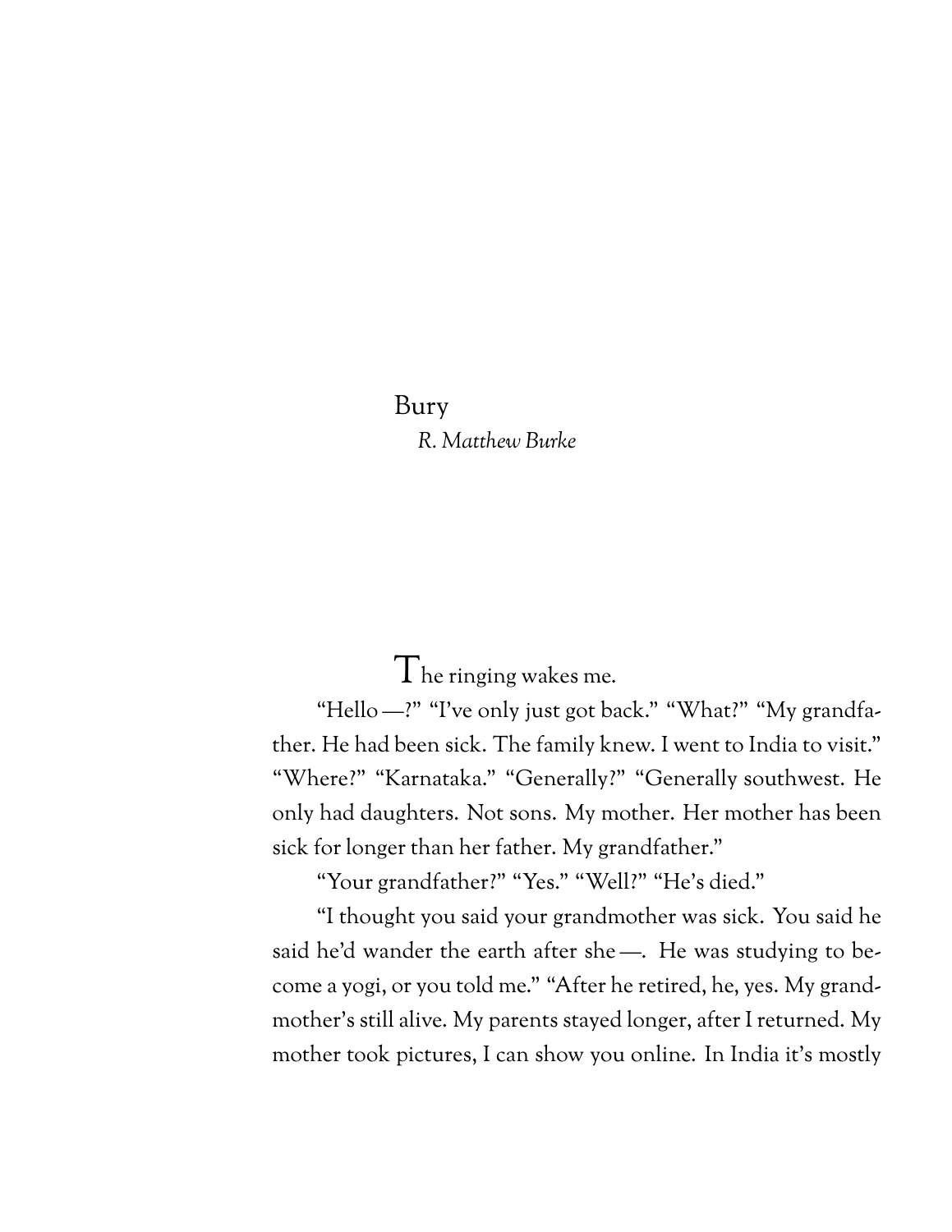# Bury

*R. Matthew Burke*

The ringing wakes me.

"Hello —?" "I've only just got back." "What?" "My grandfather. He had been sick. The family knew. I went to India to visit." "Where?" "Karnataka." "Generally?" "Generally southwest. He only had daughters. Not sons. My mother. Her mother has been sick for longer than her father. My grandfather."

"Your grandfather?" "Yes." "Well?" "He's died."

"I thought you said your grandmother was sick. You said he said he'd wander the earth after she —. He was studying to become a yogi, or you told me." "After he retired, he, yes. My grandmother's still alive. My parents stayed longer, after I returned. My mother took pictures, I can show you online. In India it's mostly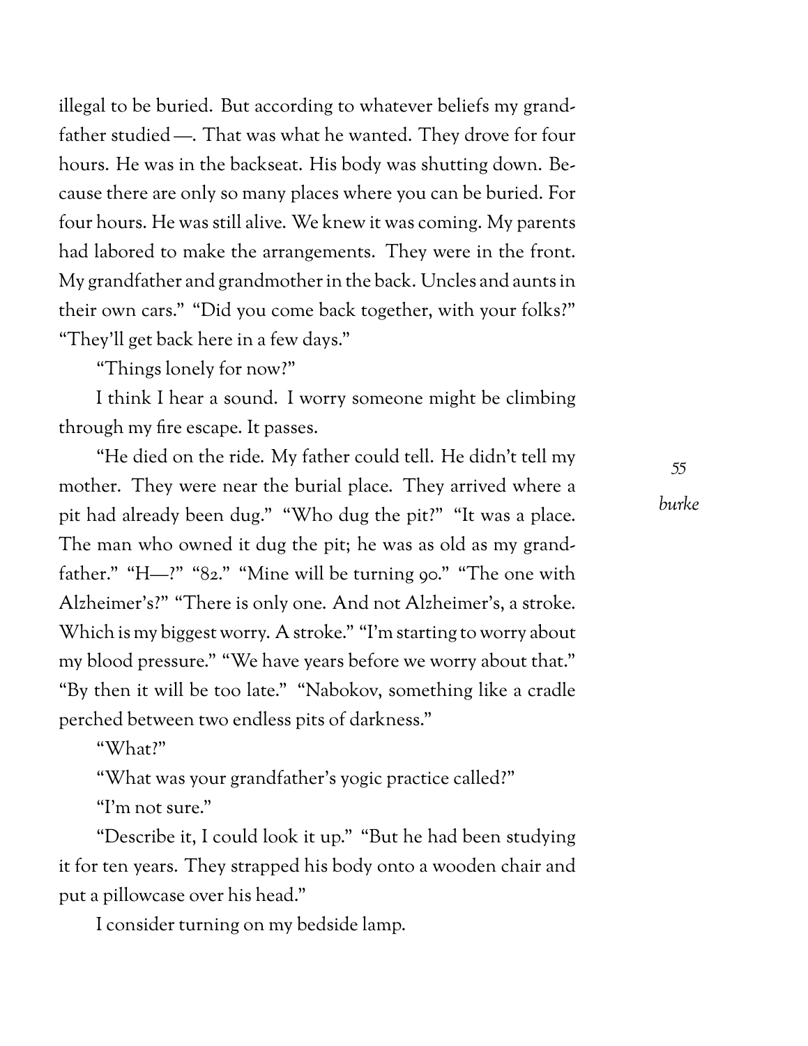illegal to be buried. But according to whatever beliefs my grandfather studied —. That was what he wanted. They drove for four hours. He was in the backseat. His body was shutting down. Because there are only so many places where you can be buried. For four hours. He was still alive. We knew it was coming. My parents had labored to make the arrangements. They were in the front. My grandfather and grandmother in the back. Uncles and aunts in their own cars." "Did you come back together, with your folks?" "They'll get back here in a few days."

"Things lonely for now?"

I think I hear a sound. I worry someone might be climbing through my fire escape. It passes.

"He died on the ride. My father could tell. He didn't tell my mother. They were near the burial place. They arrived where a pit had already been dug." "Who dug the pit?" "It was a place. The man who owned it dug the pit; he was as old as my grandfather." "H—?" "82." "Mine will be turning 90." "The one with Alzheimer's?" "There is only one. And not Alzheimer's, a stroke. Which is my biggest worry. A stroke." "I'm starting to worry about my blood pressure." "We have years before we worry about that." "By then it will be too late." "Nabokov, something like a cradle perched between two endless pits of darkness."

"What?"

"What was your grandfather's yogic practice called?"

"I'm not sure."

"Describe it, I could look it up." "But he had been studying it for ten years. They strapped his body onto a wooden chair and put a pillowcase over his head."

I consider turning on my bedside lamp.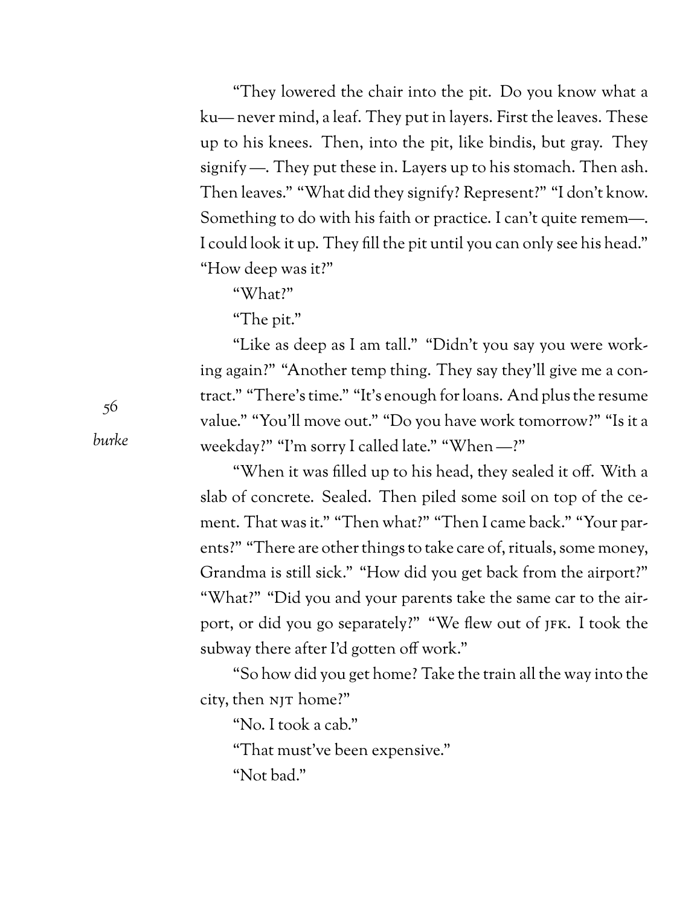"They lowered the chair into the pit. Do you know what a ku— never mind, a leaf. They put in layers. First the leaves. These up to his knees. Then, into the pit, like bindis, but gray. They signify —. They put these in. Layers up to his stomach. Then ash. Then leaves." "What did they signify? Represent?" "I don't know. Something to do with his faith or practice. I can't quite remem—. I could look it up. They fill the pit until you can only see his head." "How deep was it?"

"What?"

"The pit."

"Like as deep as I am tall." "Didn't you say you were working again?" "Another temp thing. They say they'll give me a contract." "There's time." "It's enough for loans. And plus the resume value." "You'll move out." "Do you have work tomorrow?" "Is it a weekday?" "I'm sorry I called late." "When —?"

"When it was filled up to his head, they sealed it off. With a slab of concrete. Sealed. Then piled some soil on top of the cement. That was it." "Then what?" "Then I came back." "Your parents?" "There are other things to take care of, rituals, some money, Grandma is still sick." "How did you get back from the airport?" "What?" "Did you and your parents take the same car to the airport, or did you go separately?" "We flew out of JFK. I took the subway there after I'd gotten off work."

"So how did you get home? Take the train all the way into the city, then NJT home?"

"No. I took a cab."

"That must've been expensive."

"Not bad."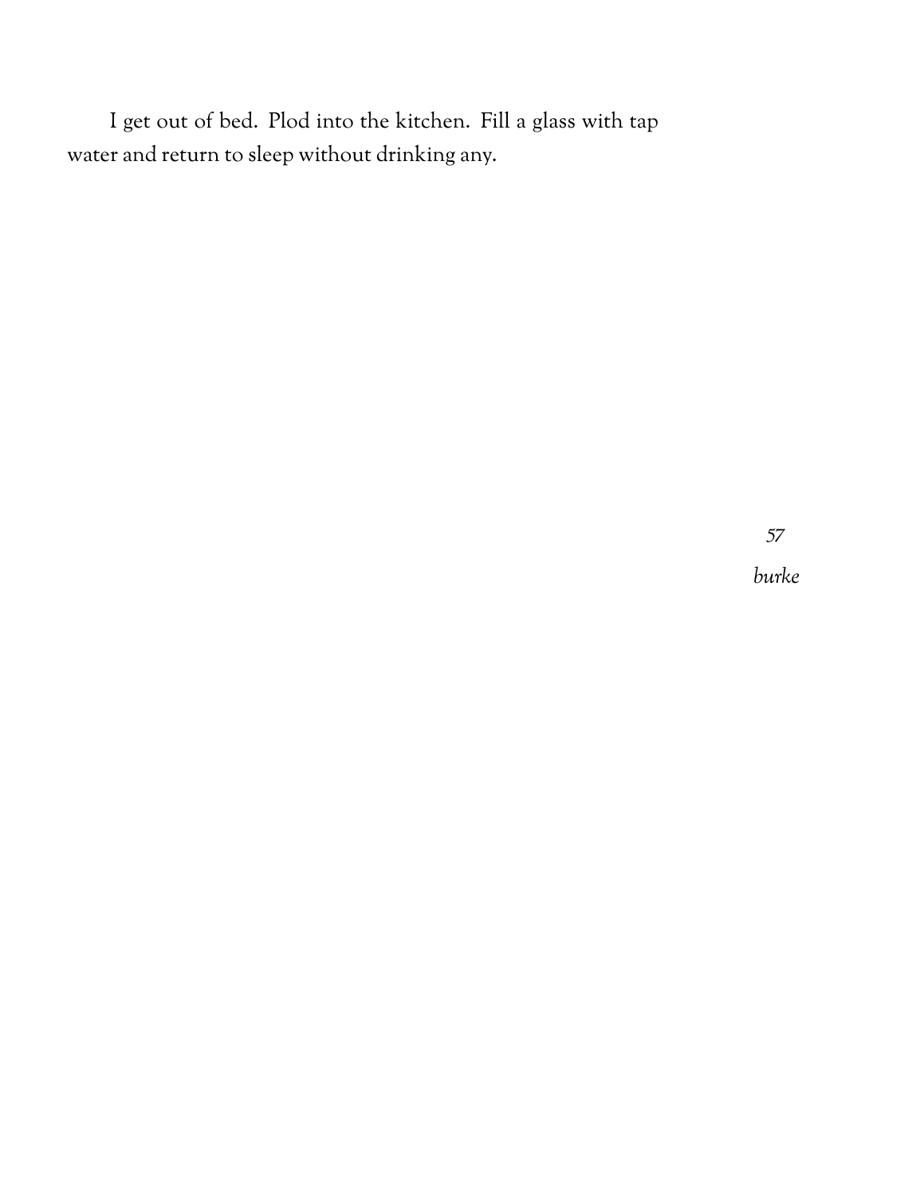I get out of bed. Plod into the kitchen. Fill a glass with tap water and return to sleep without drinking any.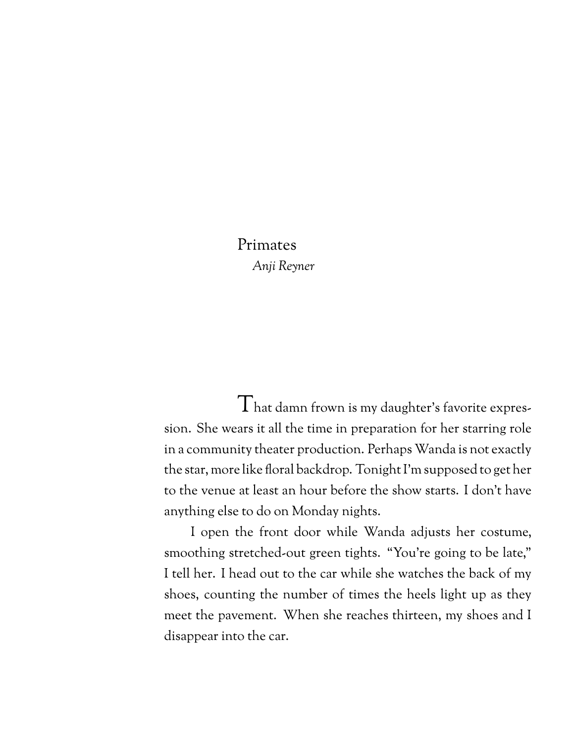# Primates

*Anji Reyner*

That damn frown is my daughter's favorite expression. She wears it all the time in preparation for her starring role in a community theater production. Perhaps Wanda is not exactly the star, more like floral backdrop. Tonight I'm supposed to get her to the venue at least an hour before the show starts. I don't have anything else to do on Monday nights.

I open the front door while Wanda adjusts her costume, smoothing stretched-out green tights. "You're going to be late," I tell her. I head out to the car while she watches the back of my shoes, counting the number of times the heels light up as they meet the pavement. When she reaches thirteen, my shoes and I disappear into the car.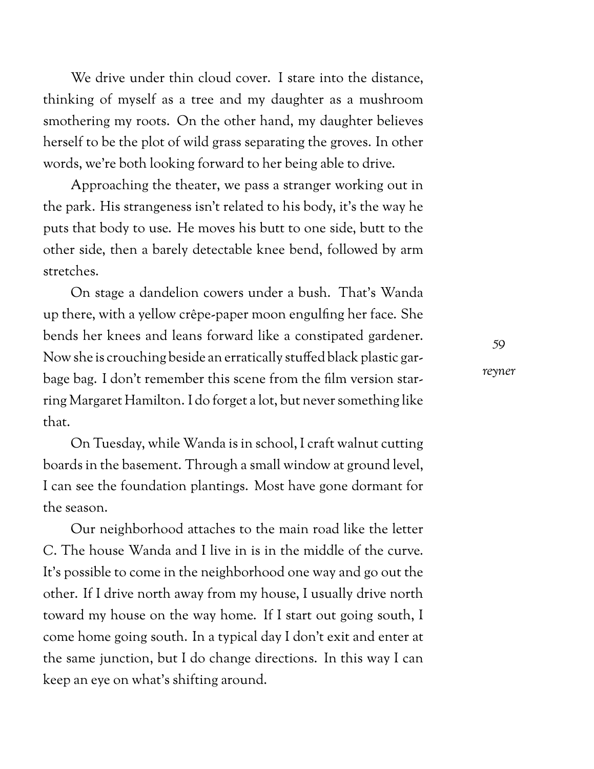We drive under thin cloud cover. I stare into the distance, thinking of myself as a tree and my daughter as a mushroom smothering my roots. On the other hand, my daughter believes herself to be the plot of wild grass separating the groves. In other words, we're both looking forward to her being able to drive.

Approaching the theater, we pass a stranger working out in the park. His strangeness isn't related to his body, it's the way he puts that body to use. He moves his butt to one side, butt to the other side, then a barely detectable knee bend, followed by arm stretches.

On stage a dandelion cowers under a bush. That's Wanda up there, with a yellow crêpe-paper moon engulfing her face. She bends her knees and leans forward like a constipated gardener. Now she is crouching beside an erratically stuffed black plastic garbage bag. I don't remember this scene from the film version starring Margaret Hamilton. I do forget a lot, but never something like that.

On Tuesday, while Wanda is in school, I craft walnut cutting boards in the basement. Through a small window at ground level, I can see the foundation plantings. Most have gone dormant for the season.

Our neighborhood attaches to the main road like the letter C. The house Wanda and I live in is in the middle of the curve. It's possible to come in the neighborhood one way and go out the other. If I drive north away from my house, I usually drive north toward my house on the way home. If I start out going south, I come home going south. In a typical day I don't exit and enter at the same junction, but I do change directions. In this way I can keep an eye on what's shifting around.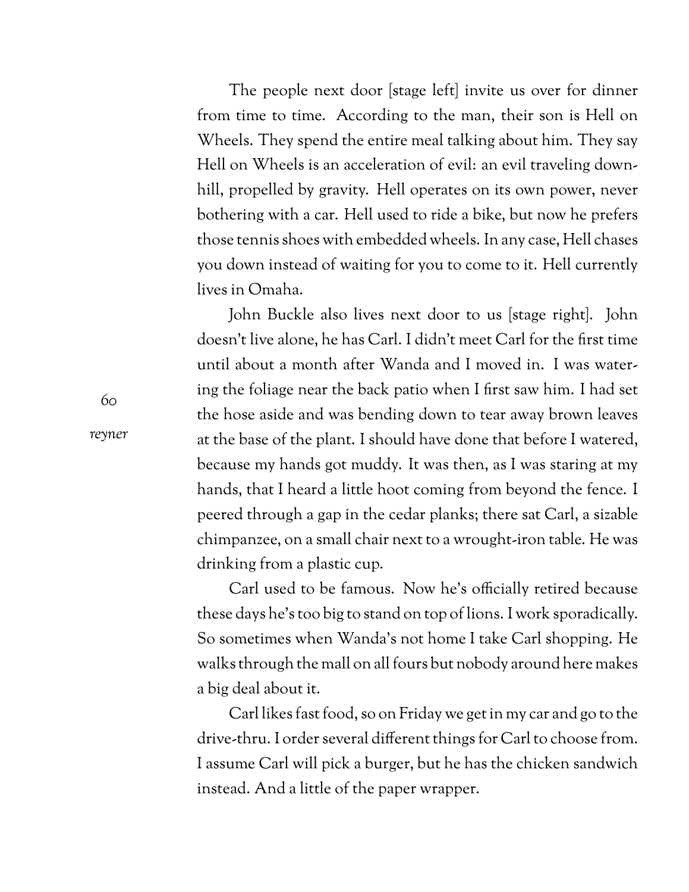The people next door [stage left] invite us over for dinner from time to time. According to the man, their son is Hell on Wheels. They spend the entire meal talking about him. They say Hell on Wheels is an acceleration of evil: an evil traveling downhill, propelled by gravity. Hell operates on its own power, never bothering with a car. Hell used to ride a bike, but now he prefers those tennis shoes with embedded wheels. In any case, Hell chases you down instead of waiting for you to come to it. Hell currently lives in Omaha.

John Buckle also lives next door to us [stage right]. John doesn't live alone, he has Carl. I didn't meet Carl for the first time until about a month after Wanda and I moved in. I was watering the foliage near the back patio when I first saw him. I had set the hose aside and was bending down to tear away brown leaves at the base of the plant. I should have done that before I watered, because my hands got muddy. It was then, as I was staring at my hands, that I heard a little hoot coming from beyond the fence. I peered through a gap in the cedar planks; there sat Carl, a sizable chimpanzee, on a small chair next to a wrought-iron table. He was drinking from a plastic cup.

Carl used to be famous. Now he's officially retired because these days he's too big to stand on top of lions. I work sporadically. So sometimes when Wanda's not home I take Carl shopping. He walks through the mall on all fours but nobody around here makes a big deal about it.

Carl likes fast food, so on Friday we get in my car and go to the drive-thru. I order several different things for Carl to choose from. I assume Carl will pick a burger, but he has the chicken sandwich instead. And a little of the paper wrapper.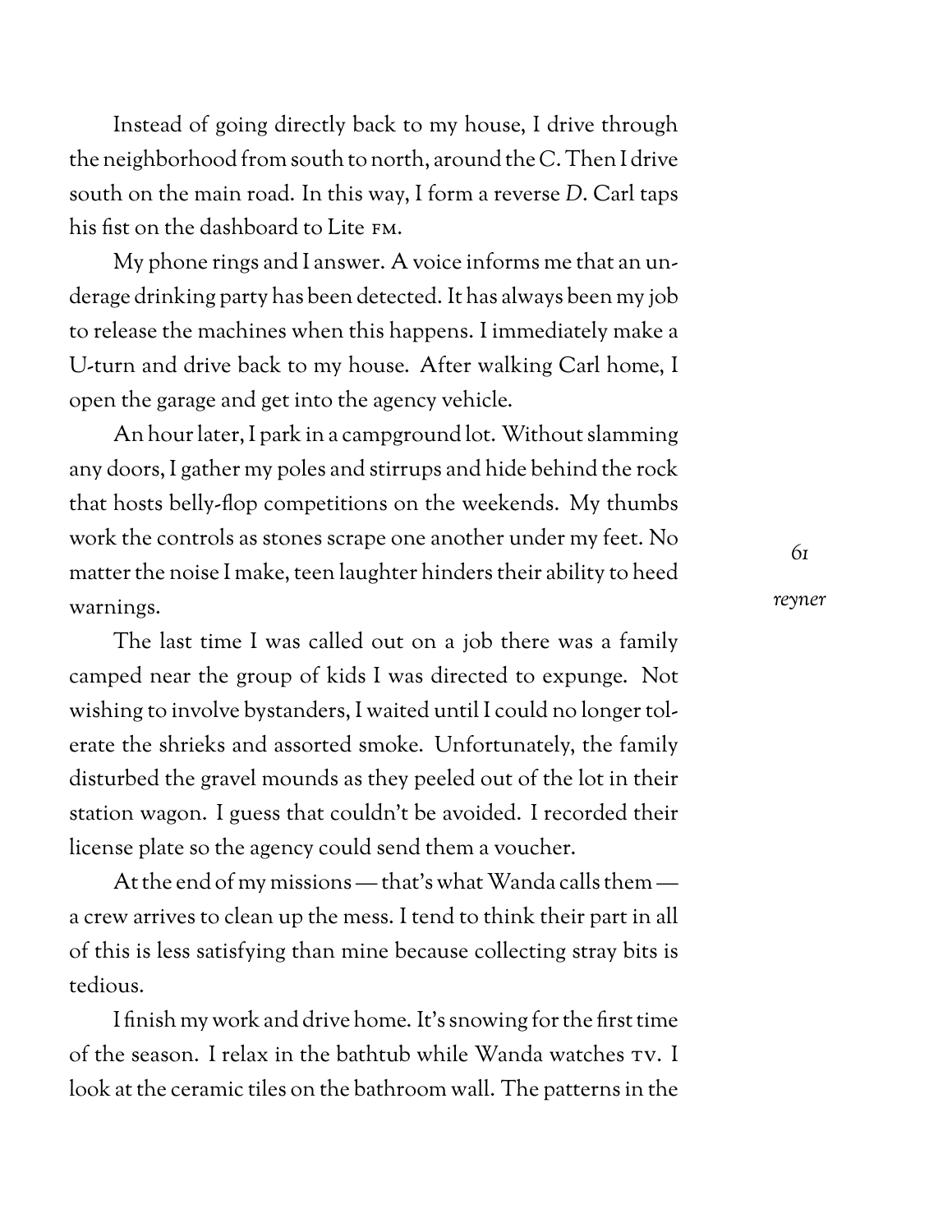Instead of going directly back to my house, I drive through the neighborhood from south to north, around the *C*. Then I drive south on the main road. In this way, I form a reverse *D*. Carl taps his fist on the dashboard to Lite FM.

My phone rings and I answer. A voice informs me that an underage drinking party has been detected. It has always been my job to release the machines when this happens. I immediately make a U-turn and drive back to my house. After walking Carl home, I open the garage and get into the agency vehicle.

An hour later, I park in a campground lot. Without slamming any doors, I gather my poles and stirrups and hide behind the rock that hosts belly-flop competitions on the weekends. My thumbs work the controls as stones scrape one another under my feet. No matter the noise I make, teen laughter hinders their ability to heed warnings.

The last time I was called out on a job there was a family camped near the group of kids I was directed to expunge. Not wishing to involve bystanders, I waited until I could no longer tolerate the shrieks and assorted smoke. Unfortunately, the family disturbed the gravel mounds as they peeled out of the lot in their station wagon. I guess that couldn't be avoided. I recorded their license plate so the agency could send them a voucher.

At the end of my missions — that's what Wanda calls them — a crew arrives to clean up the mess. I tend to think their part in all of this is less satisfying than mine because collecting stray bits is tedious.

I finish my work and drive home. It's snowing for the first time of the season. I relax in the bathtub while Wanda watches TV. I look at the ceramic tiles on the bathroom wall. The patterns in the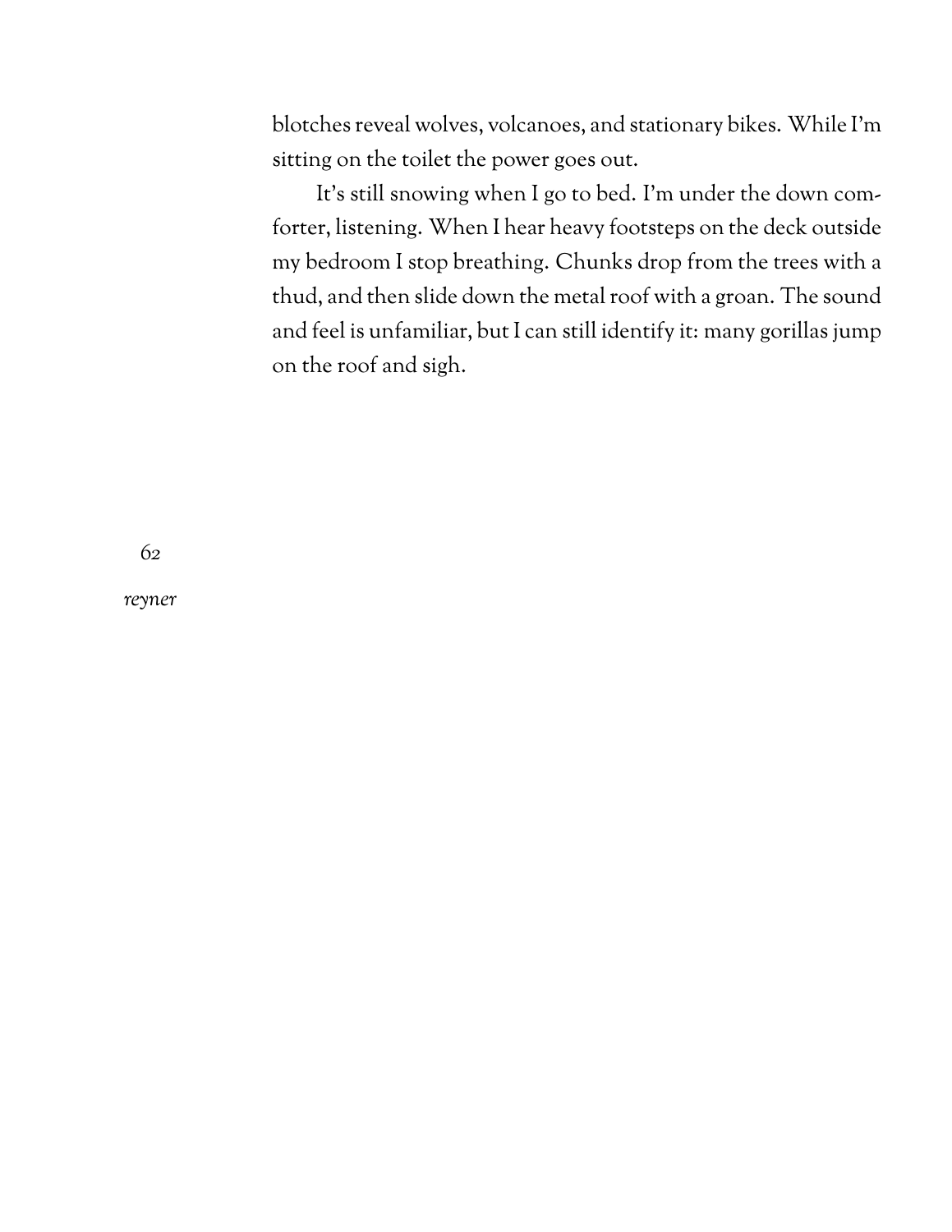blotches reveal wolves, volcanoes, and stationary bikes. While I'm sitting on the toilet the power goes out.

It's still snowing when I go to bed. I'm under the down comforter, listening. When I hear heavy footsteps on the deck outside my bedroom I stop breathing. Chunks drop from the trees with a thud, and then slide down the metal roof with a groan. The sound and feel is unfamiliar, but I can still identify it: many gorillas jump on the roof and sigh.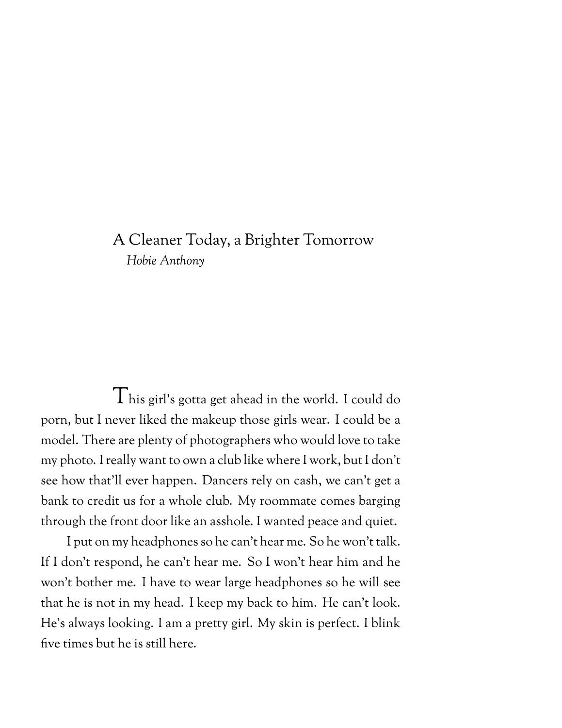# A Cleaner Today, a Brighter Tomorrow

*Hobie Anthony*

This girl's gotta get ahead in the world. I could do porn, but I never liked the makeup those girls wear. I could be a model. There are plenty of photographers who would love to take my photo. I really want to own a club like where I work, but I don't see how that'll ever happen. Dancers rely on cash, we can't get a bank to credit us for a whole club. My roommate comes barging through the front door like an asshole. I wanted peace and quiet.

I put on my headphones so he can't hear me. So he won't talk. If I don't respond, he can't hear me. So I won't hear him and he won't bother me. I have to wear large headphones so he will see that he is not in my head. I keep my back to him. He can't look. He's always looking. I am a pretty girl. My skin is perfect. I blink five times but he is still here.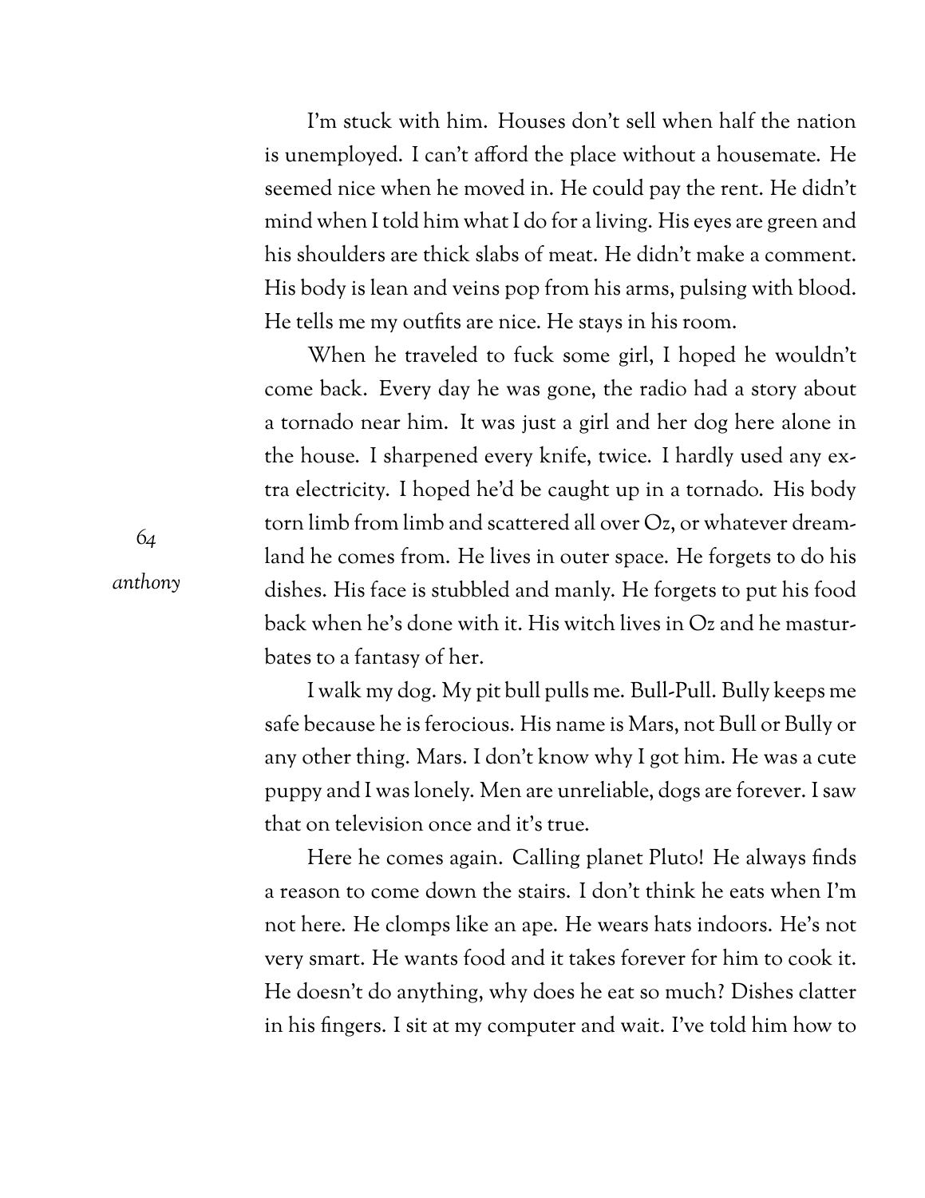I'm stuck with him. Houses don't sell when half the nation is unemployed. I can't afford the place without a housemate. He seemed nice when he moved in. He could pay the rent. He didn't mind when I told him what I do for a living. His eyes are green and his shoulders are thick slabs of meat. He didn't make a comment. His body is lean and veins pop from his arms, pulsing with blood. He tells me my outfits are nice. He stays in his room.

When he traveled to fuck some girl, I hoped he wouldn't come back. Every day he was gone, the radio had a story about a tornado near him. It was just a girl and her dog here alone in the house. I sharpened every knife, twice. I hardly used any extra electricity. I hoped he'd be caught up in a tornado. His body torn limb from limb and scattered all over Oz, or whatever dreamland he comes from. He lives in outer space. He forgets to do his dishes. His face is stubbled and manly. He forgets to put his food back when he's done with it. His witch lives in Oz and he masturbates to a fantasy of her.

I walk my dog. My pit bull pulls me. Bull-Pull. Bully keeps me safe because he is ferocious. His name is Mars, not Bull or Bully or any other thing. Mars. I don't know why I got him. He was a cute puppy and I was lonely. Men are unreliable, dogs are forever. I saw that on television once and it's true.

Here he comes again. Calling planet Pluto! He always finds a reason to come down the stairs. I don't think he eats when I'm not here. He clomps like an ape. He wears hats indoors. He's not very smart. He wants food and it takes forever for him to cook it. He doesn't do anything, why does he eat so much? Dishes clatter in his fingers. I sit at my computer and wait. I've told him how to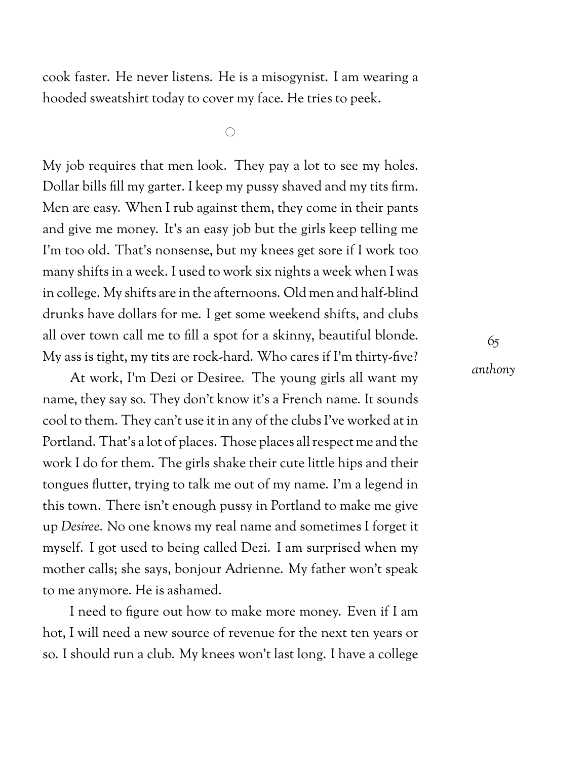cook faster. He never listens. He is a misogynist. I am wearing a hooded sweatshirt today to cover my face. He tries to peek.

○

My job requires that men look. They pay a lot to see my holes. Dollar bills fill my garter. I keep my pussy shaved and my tits firm. Men are easy. When I rub against them, they come in their pants and give me money. It's an easy job but the girls keep telling me I'm too old. That's nonsense, but my knees get sore if I work too many shifts in a week. I used to work six nights a week when I was in college. My shifts are in the afternoons. Old men and half-blind drunks have dollars for me. I get some weekend shifts, and clubs all over town call me to fill a spot for a skinny, beautiful blonde. My ass is tight, my tits are rock-hard. Who cares if I'm thirty-five?

At work, I'm Dezi or Desiree. The young girls all want my name, they say so. They don't know it's a French name. It sounds cool to them. They can't use it in any of the clubs I've worked at in Portland. That's a lot of places. Those places all respect me and the work I do for them. The girls shake their cute little hips and their tongues flutter, trying to talk me out of my name. I'm a legend in this town. There isn't enough pussy in Portland to make me give up *Desiree*. No one knows my real name and sometimes I forget it myself. I got used to being called Dezi. I am surprised when my mother calls; she says, bonjour Adrienne. My father won't speak to me anymore. He is ashamed.

I need to figure out how to make more money. Even if I am hot, I will need a new source of revenue for the next ten years or so. I should run a club. My knees won't last long. I have a college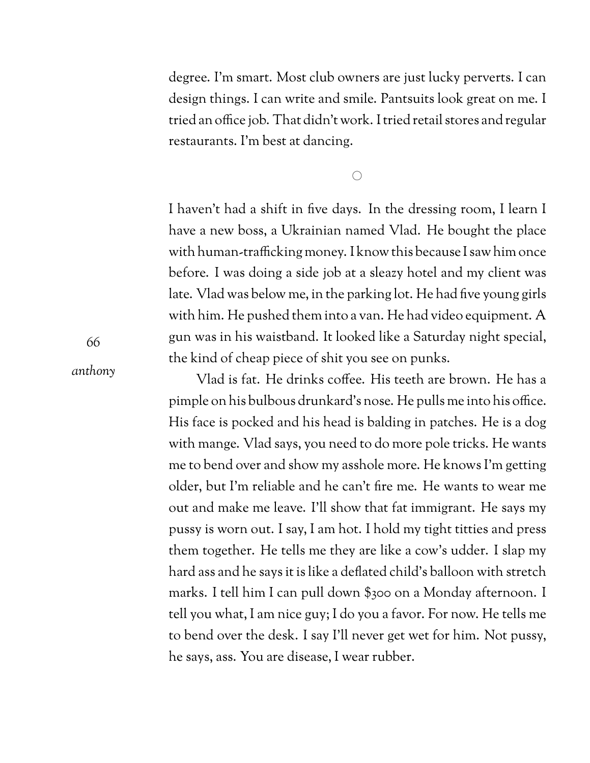degree. I'm smart. Most club owners are just lucky perverts. I can design things. I can write and smile. Pantsuits look great on me. I tried an office job. That didn't work. I tried retail stores and regular restaurants. I'm best at dancing.

○

I haven't had a shift in five days. In the dressing room, I learn I have a new boss, a Ukrainian named Vlad. He bought the place with human-trafficking money. I know this because I saw him once before. I was doing a side job at a sleazy hotel and my client was late. Vlad was below me, in the parking lot. He had five young girls with him. He pushed them into a van. He had video equipment. A gun was in his waistband. It looked like a Saturday night special, the kind of cheap piece of shit you see on punks.

Vlad is fat. He drinks coffee. His teeth are brown. He has a pimple on his bulbous drunkard's nose. He pulls me into his office. His face is pocked and his head is balding in patches. He is a dog with mange. Vlad says, you need to do more pole tricks. He wants me to bend over and show my asshole more. He knows I'm getting older, but I'm reliable and he can't fire me. He wants to wear me out and make me leave. I'll show that fat immigrant. He says my pussy is worn out. I say, I am hot. I hold my tight titties and press them together. He tells me they are like a cow's udder. I slap my hard ass and he says it is like a deflated child's balloon with stretch marks. I tell him I can pull down $300 on a Monday afternoon. I tell you what, I am nice guy; I do you a favor. For now. He tells me to bend over the desk. I say I'll never get wet for him. Not pussy, he says, ass. You are disease, I wear rubber.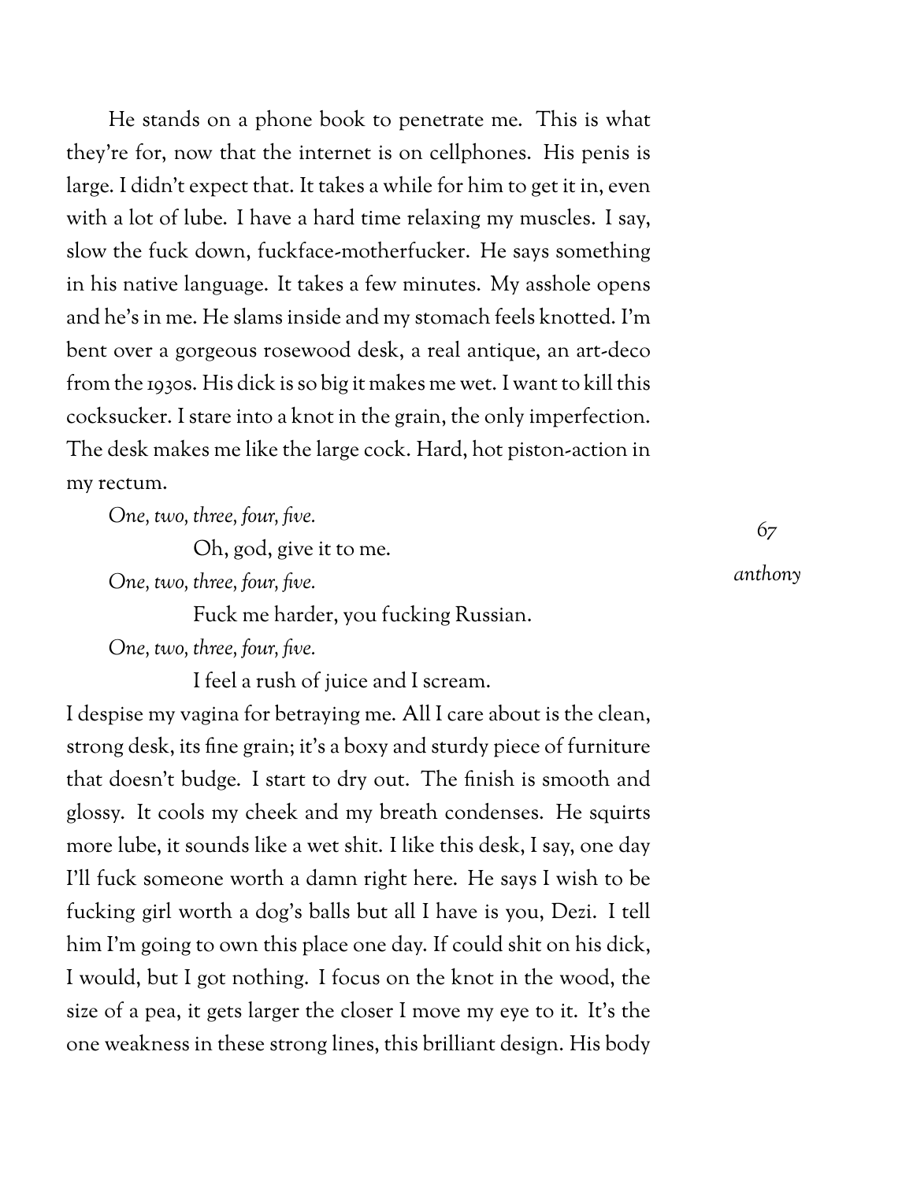He stands on a phone book to penetrate me. This is what they're for, now that the internet is on cellphones. His penis is large. I didn't expect that. It takes a while for him to get it in, even with a lot of lube. I have a hard time relaxing my muscles. I say, slow the fuck down, fuckface-motherfucker. He says something in his native language. It takes a few minutes. My asshole opens and he's in me. He slams inside and my stomach feels knotted. I'm bent over a gorgeous rosewood desk, a real antique, an art-deco from the 1930s. His dick is so big it makes me wet. I want to kill this cocksucker. I stare into a knot in the grain, the only imperfection. The desk makes me like the large cock. Hard, hot piston-action in my rectum.

*One, two, three, four, five.*

Oh, god, give it to me.

*One, two, three, four, five.*

Fuck me harder, you fucking Russian.

*One, two, three, four, five.*

I feel a rush of juice and I scream.

I despise my vagina for betraying me. All I care about is the clean, strong desk, its fine grain; it's a boxy and sturdy piece of furniture that doesn't budge. I start to dry out. The finish is smooth and glossy. It cools my cheek and my breath condenses. He squirts more lube, it sounds like a wet shit. I like this desk, I say, one day I'll fuck someone worth a damn right here. He says I wish to be fucking girl worth a dog's balls but all I have is you, Dezi. I tell him I'm going to own this place one day. If could shit on his dick, I would, but I got nothing. I focus on the knot in the wood, the size of a pea, it gets larger the closer I move my eye to it. It's the one weakness in these strong lines, this brilliant design. His body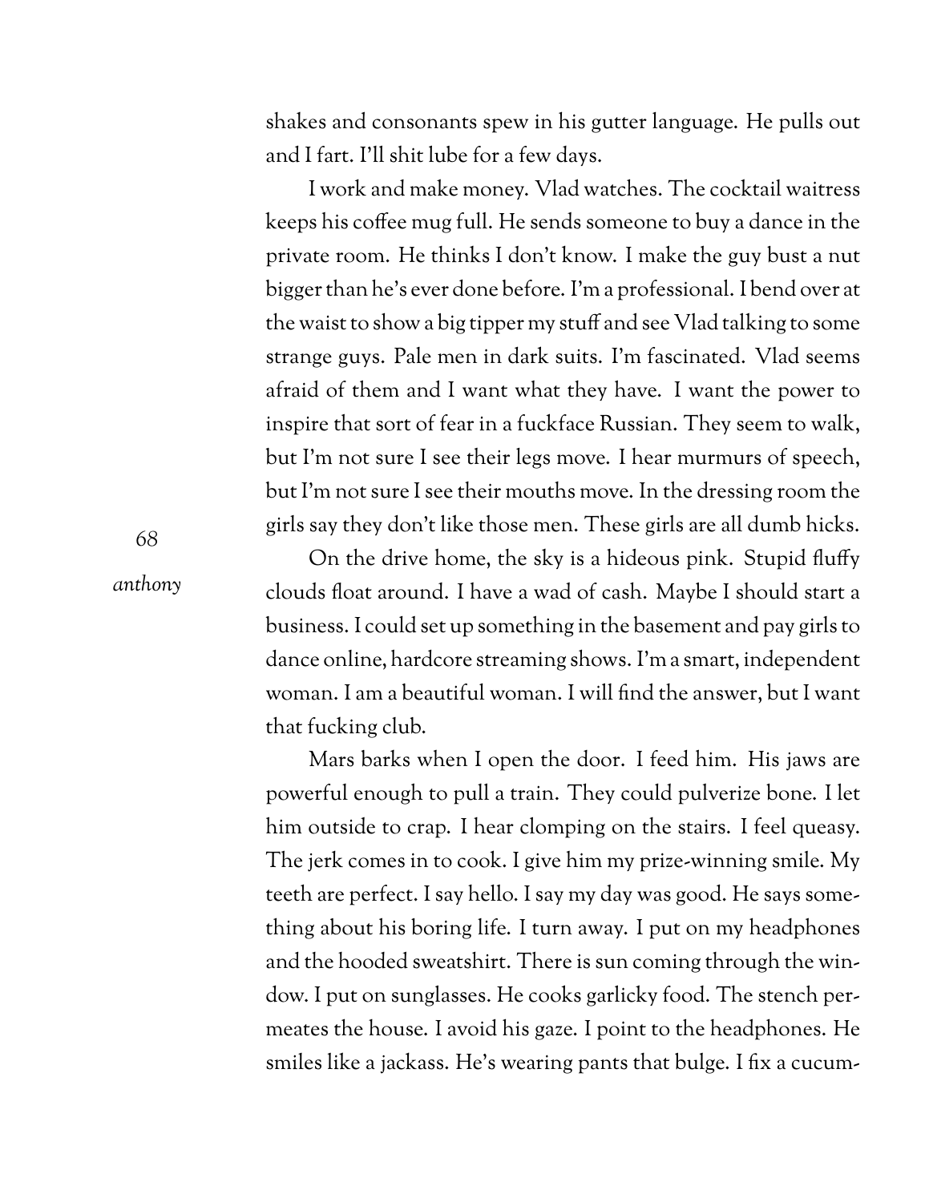shakes and consonants spew in his gutter language. He pulls out and I fart. I'll shit lube for a few days.

I work and make money. Vlad watches. The cocktail waitress keeps his coffee mug full. He sends someone to buy a dance in the private room. He thinks I don't know. I make the guy bust a nut bigger than he's ever done before. I'm a professional. I bend over at the waist to show a big tipper my stuff and see Vlad talking to some strange guys. Pale men in dark suits. I'm fascinated. Vlad seems afraid of them and I want what they have. I want the power to inspire that sort of fear in a fuckface Russian. They seem to walk, but I'm not sure I see their legs move. I hear murmurs of speech, but I'm not sure I see their mouths move. In the dressing room the girls say they don't like those men. These girls are all dumb hicks.

On the drive home, the sky is a hideous pink. Stupid fluffy clouds float around. I have a wad of cash. Maybe I should start a business. I could set up something in the basement and pay girls to dance online, hardcore streaming shows. I'm a smart, independent woman. I am a beautiful woman. I will find the answer, but I want that fucking club.

Mars barks when I open the door. I feed him. His jaws are powerful enough to pull a train. They could pulverize bone. I let him outside to crap. I hear clomping on the stairs. I feel queasy. The jerk comes in to cook. I give him my prize-winning smile. My teeth are perfect. I say hello. I say my day was good. He says something about his boring life. I turn away. I put on my headphones and the hooded sweatshirt. There is sun coming through the window. I put on sunglasses. He cooks garlicky food. The stench permeates the house. I avoid his gaze. I point to the headphones. He smiles like a jackass. He's wearing pants that bulge. I fix a cucum-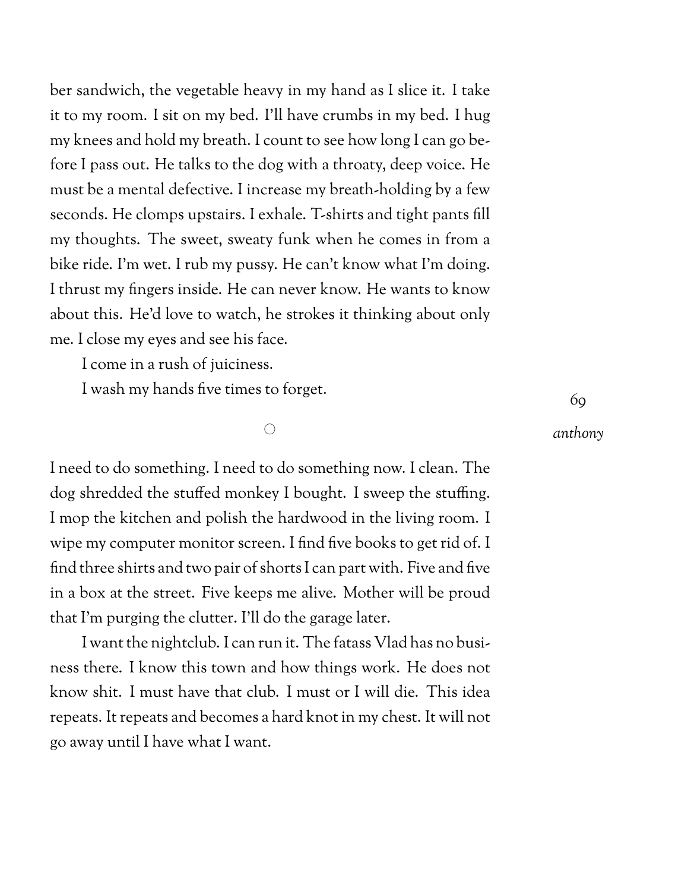ber sandwich, the vegetable heavy in my hand as I slice it. I take it to my room. I sit on my bed. I'll have crumbs in my bed. I hug my knees and hold my breath. I count to see how long I can go before I pass out. He talks to the dog with a throaty, deep voice. He must be a mental defective. I increase my breath-holding by a few seconds. He clomps upstairs. I exhale. T-shirts and tight pants fill my thoughts. The sweet, sweaty funk when he comes in from a bike ride. I'm wet. I rub my pussy. He can't know what I'm doing. I thrust my fingers inside. He can never know. He wants to know about this. He'd love to watch, he strokes it thinking about only me. I close my eyes and see his face.

I come in a rush of juiciness.

I wash my hands five times to forget.

○

*anthony*

I need to do something. I need to do something now. I clean. The dog shredded the stuffed monkey I bought. I sweep the stuffing. I mop the kitchen and polish the hardwood in the living room. I wipe my computer monitor screen. I find five books to get rid of. I find three shirts and two pair of shorts I can part with. Five and five in a box at the street. Five keeps me alive. Mother will be proud that I'm purging the clutter. I'll do the garage later.

I want the nightclub. I can run it. The fatass Vlad has no business there. I know this town and how things work. He does not know shit. I must have that club. I must or I will die. This idea repeats. It repeats and becomes a hard knot in my chest. It will not go away until I have what I want.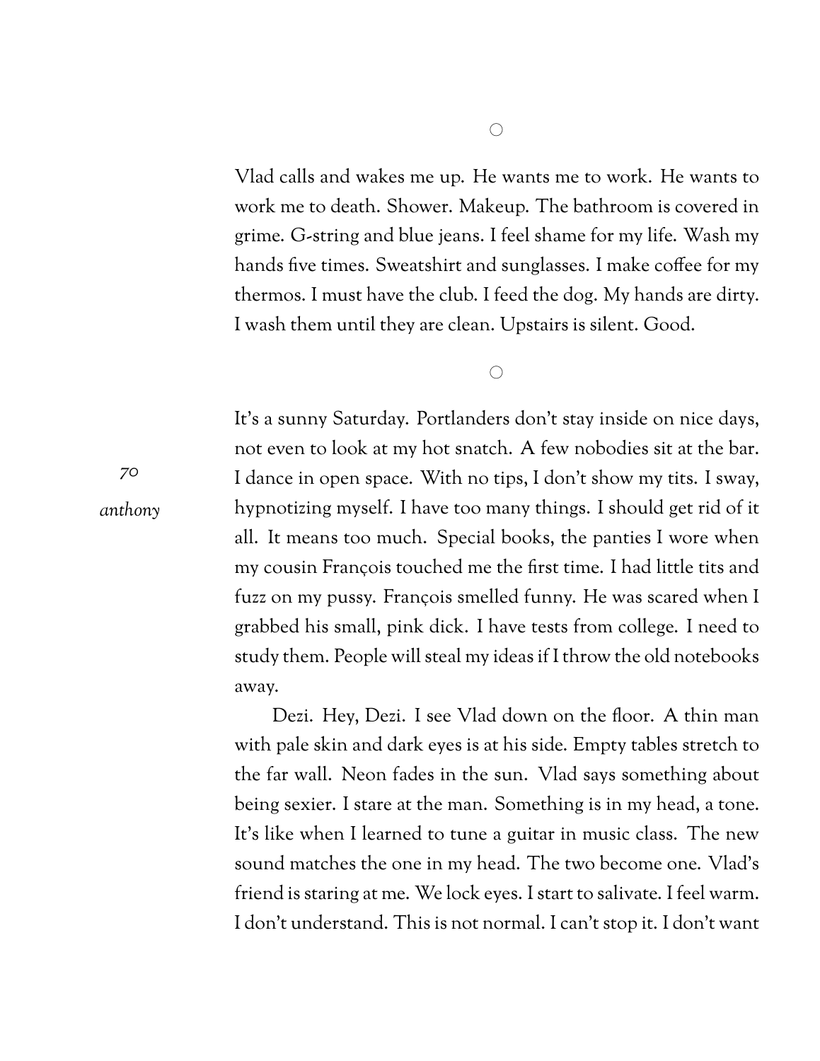○

Vlad calls and wakes me up. He wants me to work. He wants to work me to death. Shower. Makeup. The bathroom is covered in grime. G-string and blue jeans. I feel shame for my life. Wash my hands five times. Sweatshirt and sunglasses. I make coffee for my thermos. I must have the club. I feed the dog. My hands are dirty. I wash them until they are clean. Upstairs is silent. Good.

○

It's a sunny Saturday. Portlanders don't stay inside on nice days, not even to look at my hot snatch. A few nobodies sit at the bar. I dance in open space. With no tips, I don't show my tits. I sway, hypnotizing myself. I have too many things. I should get rid of it all. It means too much. Special books, the panties I wore when my cousin François touched me the first time. I had little tits and fuzz on my pussy. François smelled funny. He was scared when I grabbed his small, pink dick. I have tests from college. I need to study them. People will steal my ideas if I throw the old notebooks away.

Dezi. Hey, Dezi. I see Vlad down on the floor. A thin man with pale skin and dark eyes is at his side. Empty tables stretch to the far wall. Neon fades in the sun. Vlad says something about being sexier. I stare at the man. Something is in my head, a tone. It's like when I learned to tune a guitar in music class. The new sound matches the one in my head. The two become one. Vlad's friend is staring at me. We lock eyes. I start to salivate. I feel warm. I don't understand. This is not normal. I can't stop it. I don't want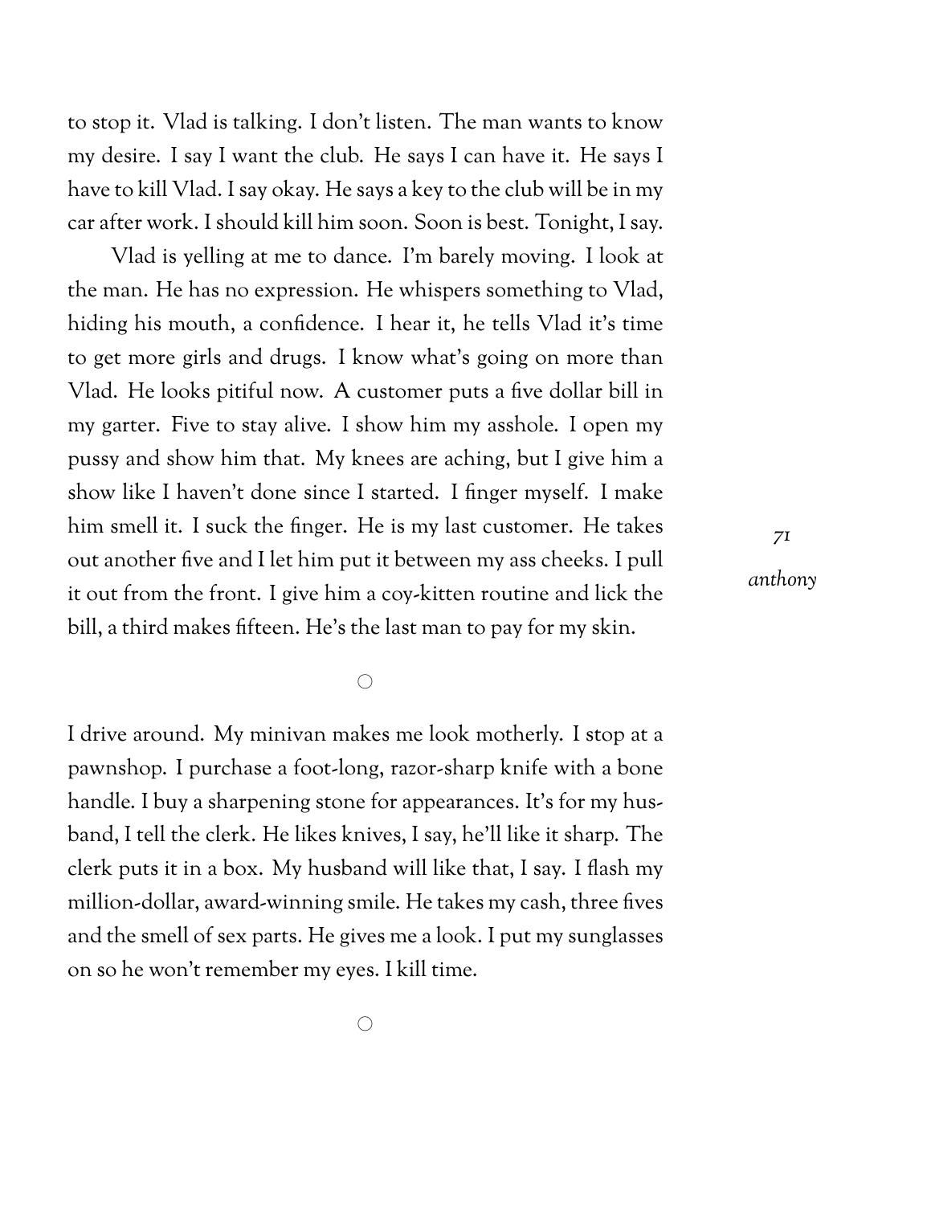to stop it. Vlad is talking. I don't listen. The man wants to know my desire. I say I want the club. He says I can have it. He says I have to kill Vlad. I say okay. He says a key to the club will be in my car after work. I should kill him soon. Soon is best. Tonight, I say.

Vlad is yelling at me to dance. I'm barely moving. I look at the man. He has no expression. He whispers something to Vlad, hiding his mouth, a confidence. I hear it, he tells Vlad it's time to get more girls and drugs. I know what's going on more than Vlad. He looks pitiful now. A customer puts a five dollar bill in my garter. Five to stay alive. I show him my asshole. I open my pussy and show him that. My knees are aching, but I give him a show like I haven't done since I started. I finger myself. I make him smell it. I suck the finger. He is my last customer. He takes out another five and I let him put it between my ass cheeks. I pull it out from the front. I give him a coy-kitten routine and lick the bill, a third makes fifteen. He's the last man to pay for my skin.

○

I drive around. My minivan makes me look motherly. I stop at a pawnshop. I purchase a foot-long, razor-sharp knife with a bone handle. I buy a sharpening stone for appearances. It's for my husband, I tell the clerk. He likes knives, I say, he'll like it sharp. The clerk puts it in a box. My husband will like that, I say. I flash my million-dollar, award-winning smile. He takes my cash, three fives and the smell of sex parts. He gives me a look. I put my sunglasses on so he won't remember my eyes. I kill time.

○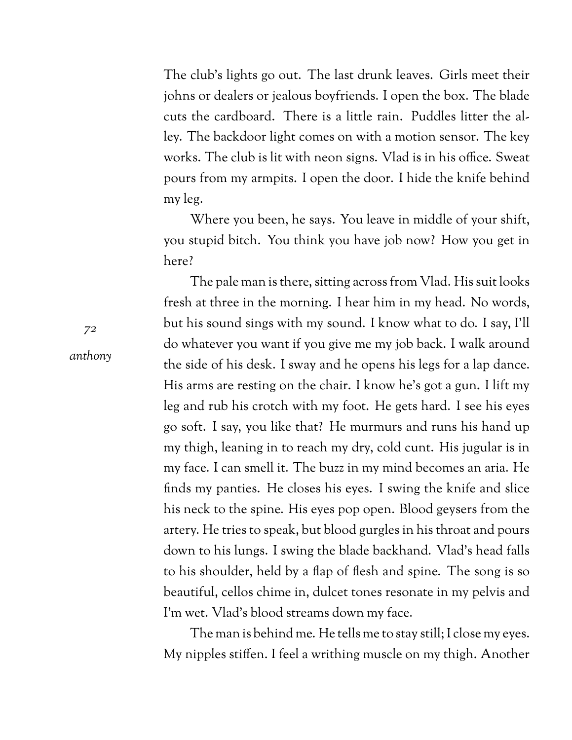The club's lights go out. The last drunk leaves. Girls meet their johns or dealers or jealous boyfriends. I open the box. The blade cuts the cardboard. There is a little rain. Puddles litter the alley. The backdoor light comes on with a motion sensor. The key works. The club is lit with neon signs. Vlad is in his office. Sweat pours from my armpits. I open the door. I hide the knife behind my leg.

Where you been, he says. You leave in middle of your shift, you stupid bitch. You think you have job now? How you get in here?

The pale man is there, sitting across from Vlad. His suit looks fresh at three in the morning. I hear him in my head. No words, but his sound sings with my sound. I know what to do. I say, I'll do whatever you want if you give me my job back. I walk around the side of his desk. I sway and he opens his legs for a lap dance. His arms are resting on the chair. I know he's got a gun. I lift my leg and rub his crotch with my foot. He gets hard. I see his eyes go soft. I say, you like that? He murmurs and runs his hand up my thigh, leaning in to reach my dry, cold cunt. His jugular is in my face. I can smell it. The buzz in my mind becomes an aria. He finds my panties. He closes his eyes. I swing the knife and slice his neck to the spine. His eyes pop open. Blood geysers from the artery. He tries to speak, but blood gurgles in his throat and pours down to his lungs. I swing the blade backhand. Vlad's head falls to his shoulder, held by a flap of flesh and spine. The song is so beautiful, cellos chime in, dulcet tones resonate in my pelvis and I'm wet. Vlad's blood streams down my face.

The man is behind me. He tells me to stay still; I close my eyes. My nipples stiffen. I feel a writhing muscle on my thigh. Another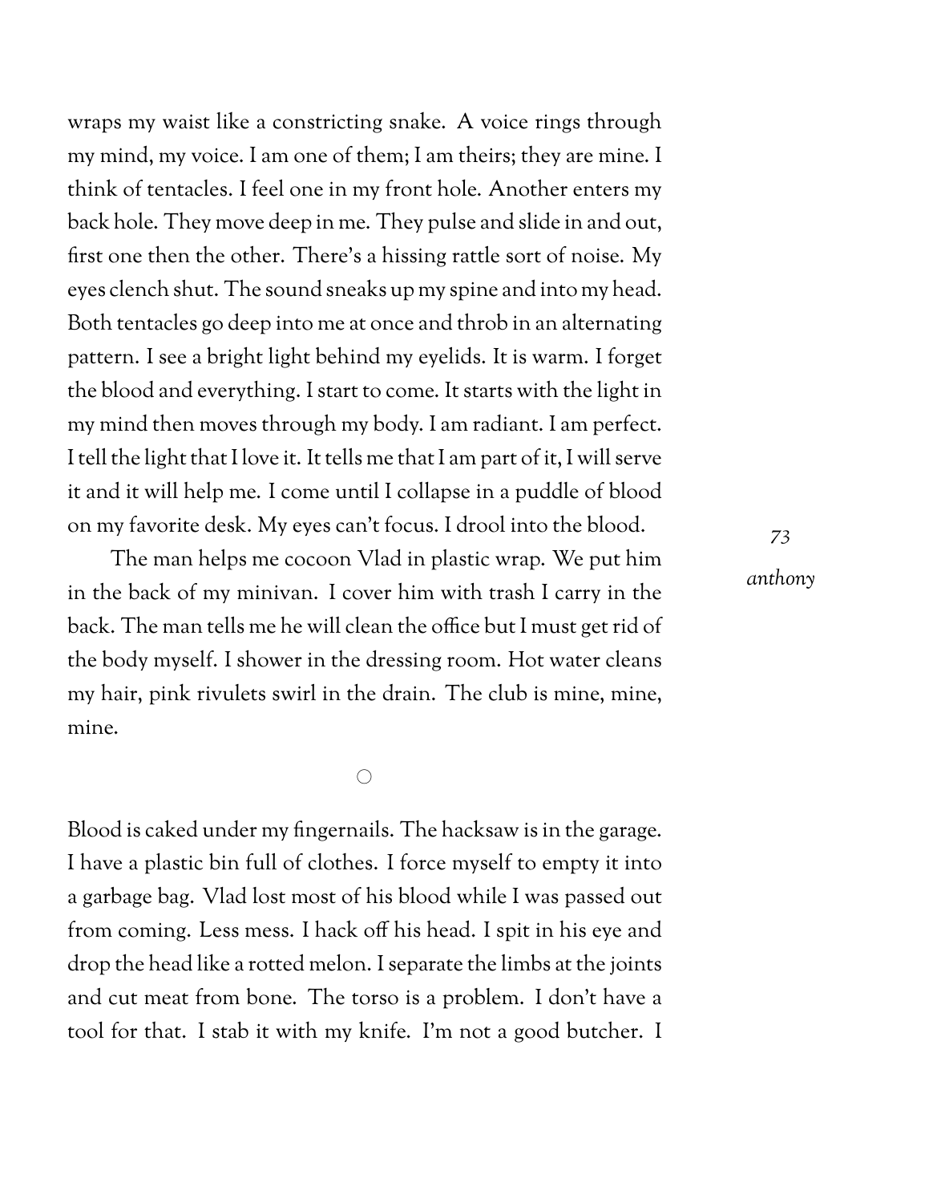wraps my waist like a constricting snake. A voice rings through my mind, my voice. I am one of them; I am theirs; they are mine. I think of tentacles. I feel one in my front hole. Another enters my back hole. They move deep in me. They pulse and slide in and out, first one then the other. There's a hissing rattle sort of noise. My eyes clench shut. The sound sneaks up my spine and into my head. Both tentacles go deep into me at once and throb in an alternating pattern. I see a bright light behind my eyelids. It is warm. I forget the blood and everything. I start to come. It starts with the light in my mind then moves through my body. I am radiant. I am perfect. I tell the light that I love it. It tells me that I am part of it, I will serve it and it will help me. I come until I collapse in a puddle of blood on my favorite desk. My eyes can't focus. I drool into the blood.

The man helps me cocoon Vlad in plastic wrap. We put him in the back of my minivan. I cover him with trash I carry in the back. The man tells me he will clean the office but I must get rid of the body myself. I shower in the dressing room. Hot water cleans my hair, pink rivulets swirl in the drain. The club is mine, mine, mine.

○

Blood is caked under my fingernails. The hacksaw is in the garage. I have a plastic bin full of clothes. I force myself to empty it into a garbage bag. Vlad lost most of his blood while I was passed out from coming. Less mess. I hack off his head. I spit in his eye and drop the head like a rotted melon. I separate the limbs at the joints and cut meat from bone. The torso is a problem. I don't have a tool for that. I stab it with my knife. I'm not a good butcher. I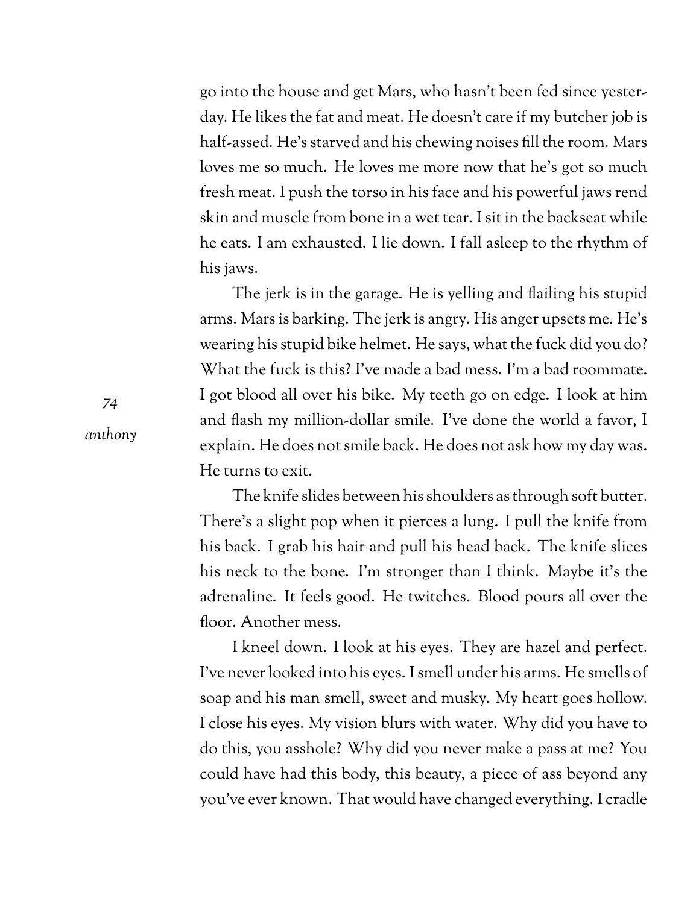go into the house and get Mars, who hasn't been fed since yesterday. He likes the fat and meat. He doesn't care if my butcher job is half-assed. He's starved and his chewing noises fill the room. Mars loves me so much. He loves me more now that he's got so much fresh meat. I push the torso in his face and his powerful jaws rend skin and muscle from bone in a wet tear. I sit in the backseat while he eats. I am exhausted. I lie down. I fall asleep to the rhythm of his jaws.

The jerk is in the garage. He is yelling and flailing his stupid arms. Mars is barking. The jerk is angry. His anger upsets me. He's wearing his stupid bike helmet. He says, what the fuck did you do? What the fuck is this? I've made a bad mess. I'm a bad roommate. I got blood all over his bike. My teeth go on edge. I look at him and flash my million-dollar smile. I've done the world a favor, I explain. He does not smile back. He does not ask how my day was. He turns to exit.

The knife slides between his shoulders as through soft butter. There's a slight pop when it pierces a lung. I pull the knife from his back. I grab his hair and pull his head back. The knife slices his neck to the bone. I'm stronger than I think. Maybe it's the adrenaline. It feels good. He twitches. Blood pours all over the floor. Another mess.

I kneel down. I look at his eyes. They are hazel and perfect. I've never looked into his eyes. I smell under his arms. He smells of soap and his man smell, sweet and musky. My heart goes hollow. I close his eyes. My vision blurs with water. Why did you have to do this, you asshole? Why did you never make a pass at me? You could have had this body, this beauty, a piece of ass beyond any you've ever known. That would have changed everything. I cradle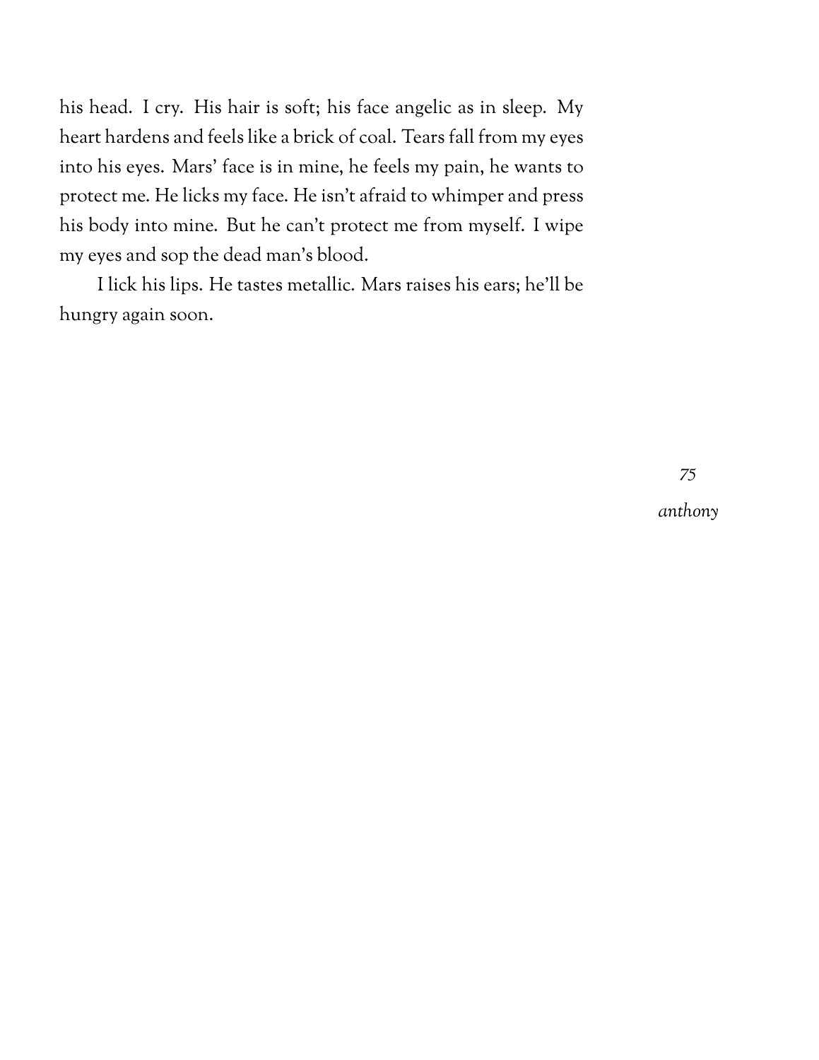his head. I cry. His hair is soft; his face angelic as in sleep. My heart hardens and feels like a brick of coal. Tears fall from my eyes into his eyes. Mars' face is in mine, he feels my pain, he wants to protect me. He licks my face. He isn't afraid to whimper and press his body into mine. But he can't protect me from myself. I wipe my eyes and sop the dead man's blood.

I lick his lips. He tastes metallic. Mars raises his ears; he'll be hungry again soon.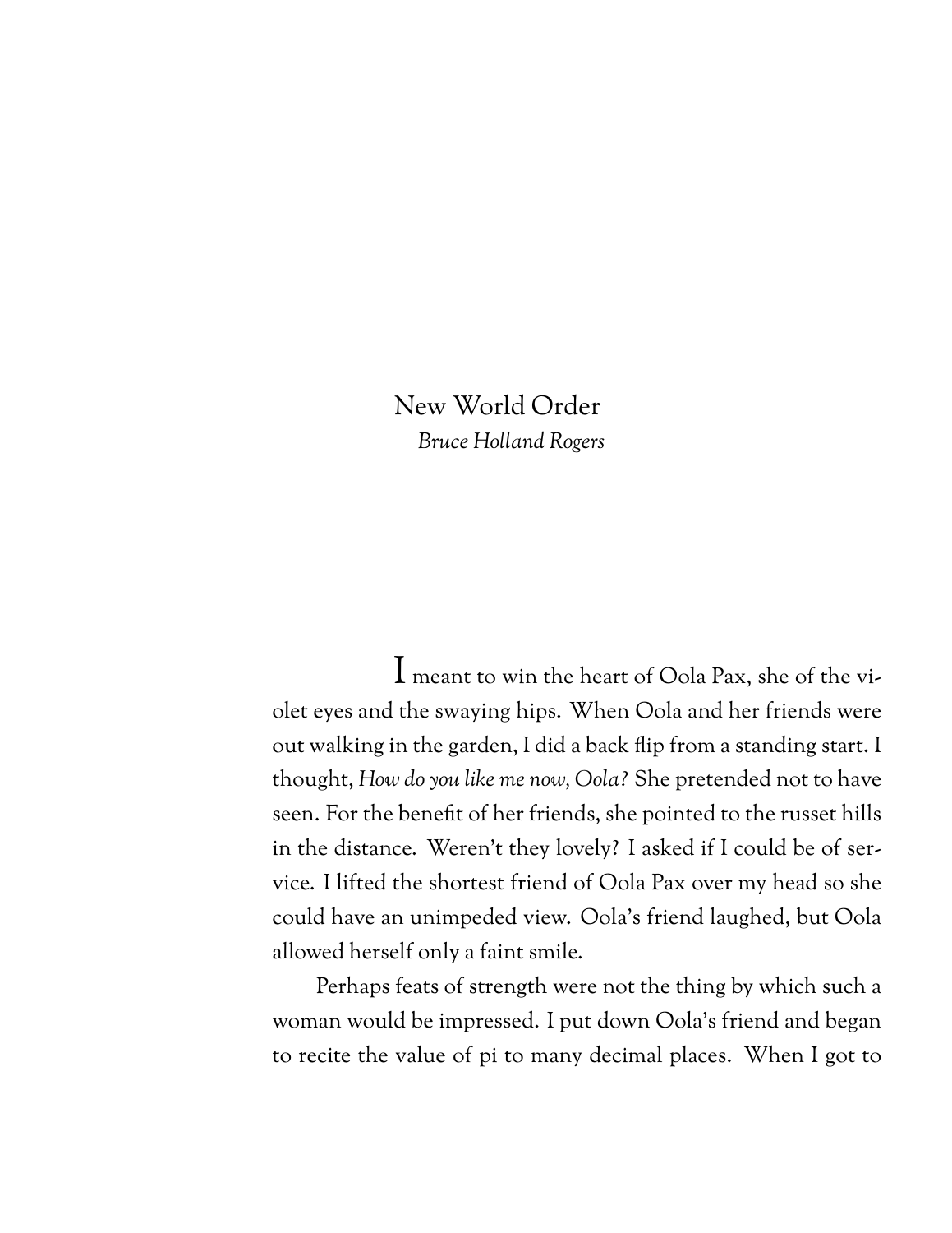# New World Order

*Bruce Holland Rogers*

I meant to win the heart of Oola Pax, she of the violet eyes and the swaying hips. When Oola and her friends were out walking in the garden, I did a back flip from a standing start. I thought, *How do you like me now, Oola?* She pretended not to have seen. For the benefit of her friends, she pointed to the russet hills in the distance. Weren't they lovely? I asked if I could be of service. I lifted the shortest friend of Oola Pax over my head so she could have an unimpeded view. Oola's friend laughed, but Oola allowed herself only a faint smile.

Perhaps feats of strength were not the thing by which such a woman would be impressed. I put down Oola's friend and began to recite the value of pi to many decimal places. When I got to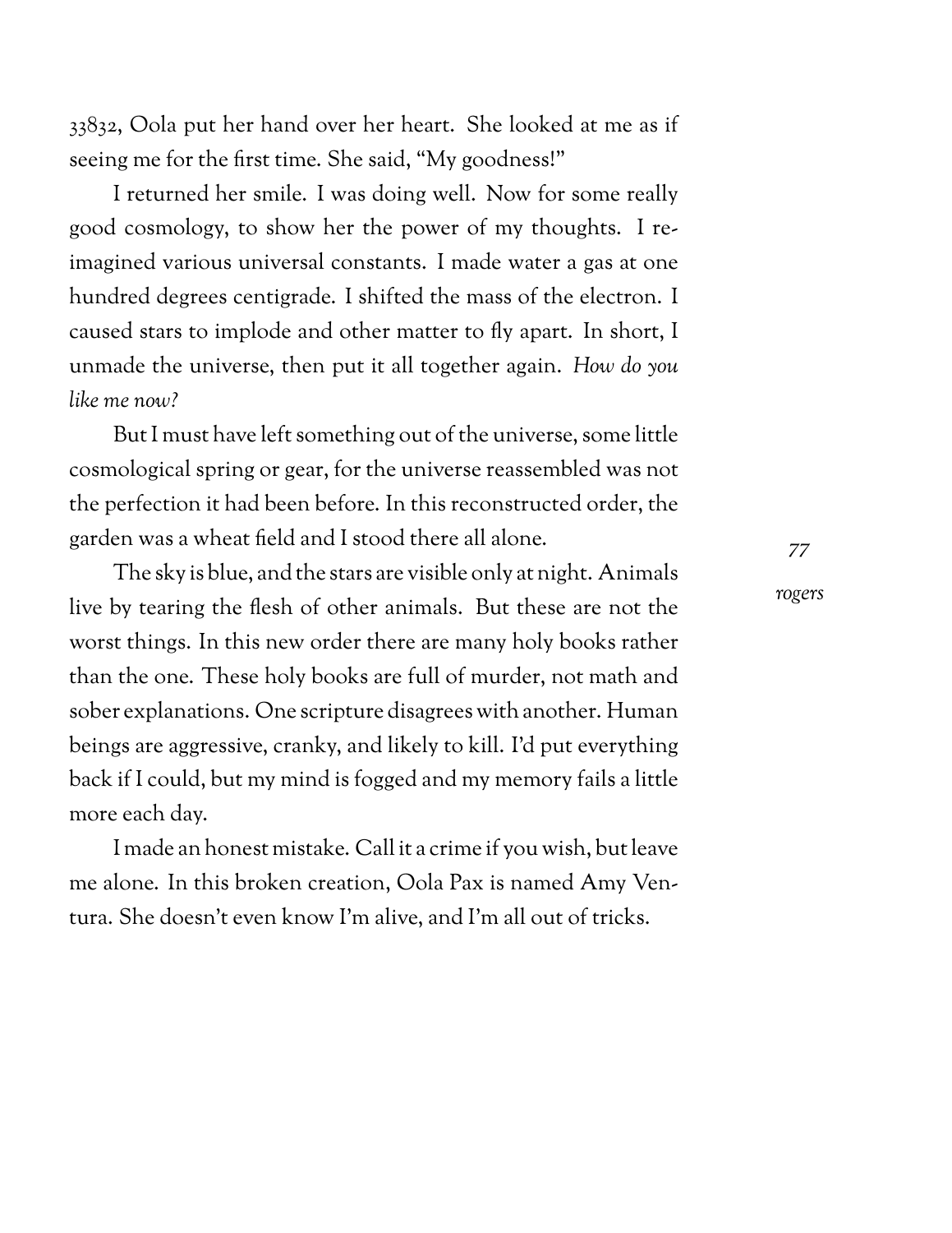33832, Oola put her hand over her heart. She looked at me as if seeing me for the first time. She said, "My goodness!"

I returned her smile. I was doing well. Now for some really good cosmology, to show her the power of my thoughts. I re-imagined various universal constants. I made water a gas at one hundred degrees centigrade. I shifted the mass of the electron. I caused stars to implode and other matter to fly apart. In short, I unmade the universe, then put it all together again. *How do you like me now?*

But I must have left something out of the universe, some little cosmological spring or gear, for the universe reassembled was not the perfection it had been before. In this reconstructed order, the garden was a wheat field and I stood there all alone.

The sky is blue, and the stars are visible only at night. Animals live by tearing the flesh of other animals. But these are not the worst things. In this new order there are many holy books rather than the one. These holy books are full of murder, not math and sober explanations. One scripture disagrees with another. Human beings are aggressive, cranky, and likely to kill. I'd put everything back if I could, but my mind is fogged and my memory fails a little more each day.

I made an honest mistake. Call it a crime if you wish, but leave me alone. In this broken creation, Oola Pax is named Amy Ventura. She doesn't even know I'm alive, and I'm all out of tricks.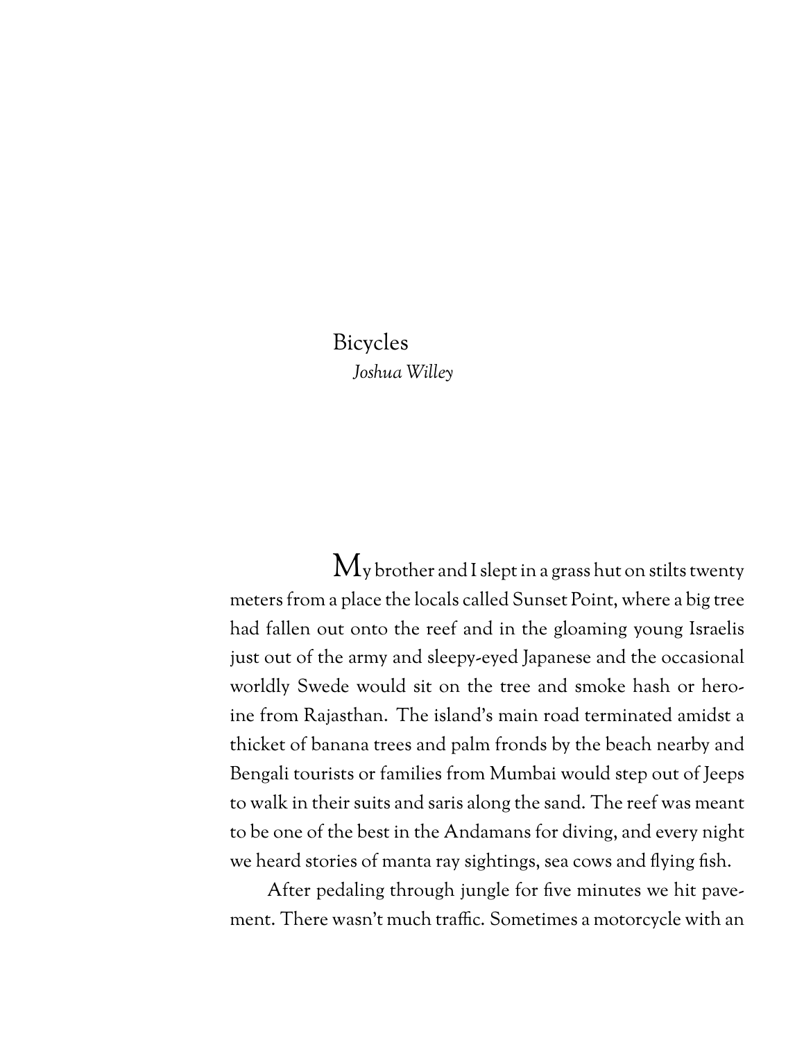# Bicycles

*Joshua Willey*

My brother and I slept in a grass hut on stilts twenty meters from a place the locals called Sunset Point, where a big tree had fallen out onto the reef and in the gloaming young Israelis just out of the army and sleepy-eyed Japanese and the occasional worldly Swede would sit on the tree and smoke hash or heroine from Rajasthan. The island's main road terminated amidst a thicket of banana trees and palm fronds by the beach nearby and Bengali tourists or families from Mumbai would step out of Jeeps to walk in their suits and saris along the sand. The reef was meant to be one of the best in the Andamans for diving, and every night we heard stories of manta ray sightings, sea cows and flying fish.

After pedaling through jungle for five minutes we hit pavement. There wasn't much traffic. Sometimes a motorcycle with an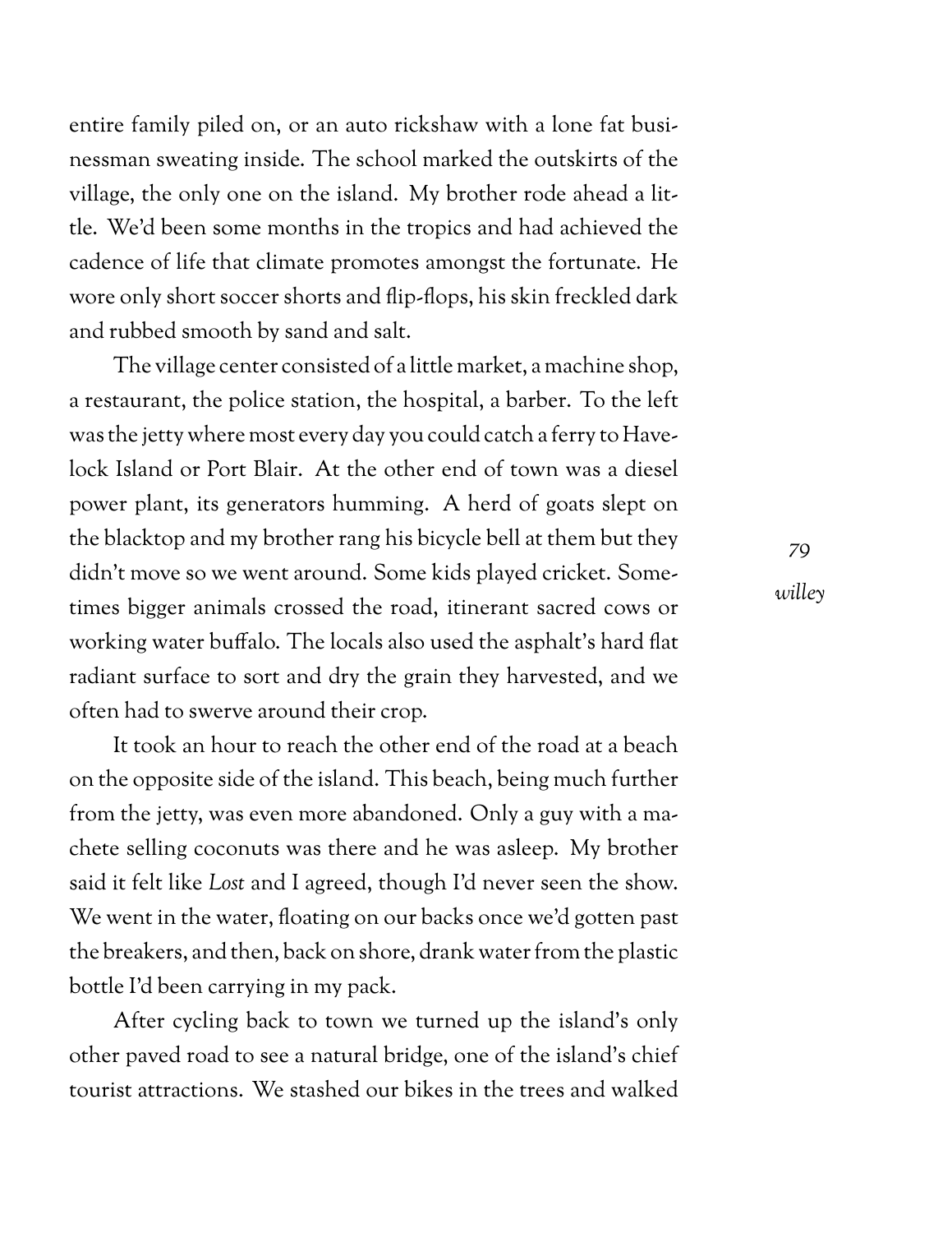entire family piled on, or an auto rickshaw with a lone fat businessman sweating inside. The school marked the outskirts of the village, the only one on the island. My brother rode ahead a little. We'd been some months in the tropics and had achieved the cadence of life that climate promotes amongst the fortunate. He wore only short soccer shorts and flip-flops, his skin freckled dark and rubbed smooth by sand and salt.

The village center consisted of a little market, a machine shop, a restaurant, the police station, the hospital, a barber. To the left was the jetty where most every day you could catch a ferry to Havelock Island or Port Blair. At the other end of town was a diesel power plant, its generators humming. A herd of goats slept on the blacktop and my brother rang his bicycle bell at them but they didn't move so we went around. Some kids played cricket. Sometimes bigger animals crossed the road, itinerant sacred cows or working water buffalo. The locals also used the asphalt's hard flat radiant surface to sort and dry the grain they harvested, and we often had to swerve around their crop.

It took an hour to reach the other end of the road at a beach on the opposite side of the island. This beach, being much further from the jetty, was even more abandoned. Only a guy with a machete selling coconuts was there and he was asleep. My brother said it felt like *Lost* and I agreed, though I'd never seen the show. We went in the water, floating on our backs once we'd gotten past the breakers, and then, back on shore, drank water from the plastic bottle I'd been carrying in my pack.

After cycling back to town we turned up the island's only other paved road to see a natural bridge, one of the island's chief tourist attractions. We stashed our bikes in the trees and walked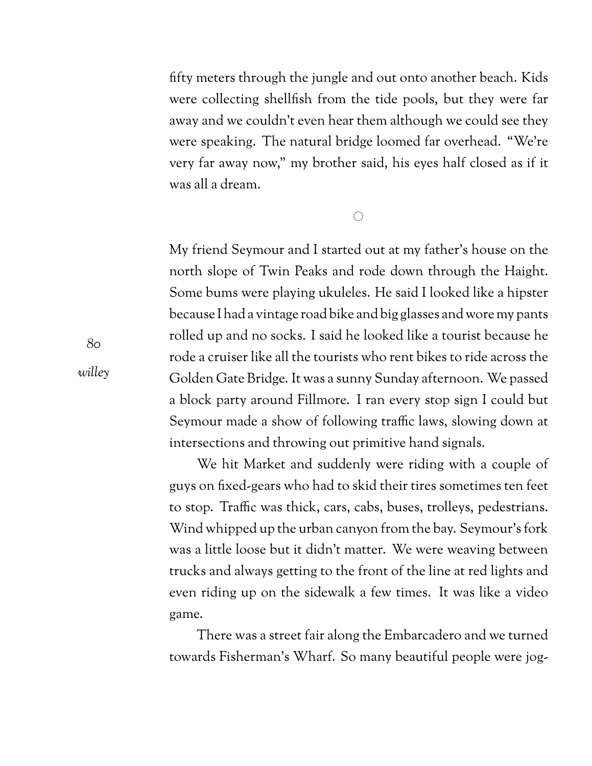fifty meters through the jungle and out onto another beach. Kids were collecting shellfish from the tide pools, but they were far away and we couldn't even hear them although we could see they were speaking. The natural bridge loomed far overhead. "We're very far away now," my brother said, his eyes half closed as if it was all a dream.

○

My friend Seymour and I started out at my father's house on the north slope of Twin Peaks and rode down through the Haight. Some bums were playing ukuleles. He said I looked like a hipster because I had a vintage road bike and big glasses and wore my pants rolled up and no socks. I said he looked like a tourist because he rode a cruiser like all the tourists who rent bikes to ride across the Golden Gate Bridge. It was a sunny Sunday afternoon. We passed a block party around Fillmore. I ran every stop sign I could but Seymour made a show of following traffic laws, slowing down at intersections and throwing out primitive hand signals.

We hit Market and suddenly were riding with a couple of guys on fixed-gears who had to skid their tires sometimes ten feet to stop. Traffic was thick, cars, cabs, buses, trolleys, pedestrians. Wind whipped up the urban canyon from the bay. Seymour's fork was a little loose but it didn't matter. We were weaving between trucks and always getting to the front of the line at red lights and even riding up on the sidewalk a few times. It was like a video game.

There was a street fair along the Embarcadero and we turned towards Fisherman's Wharf. So many beautiful people were jog-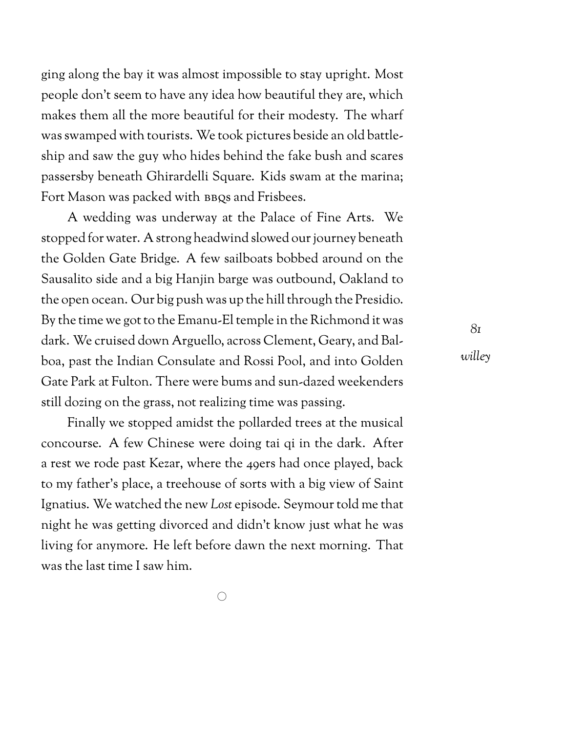ging along the bay it was almost impossible to stay upright. Most people don't seem to have any idea how beautiful they are, which makes them all the more beautiful for their modesty. The wharf was swamped with tourists. We took pictures beside an old battleship and saw the guy who hides behind the fake bush and scares passersby beneath Ghirardelli Square. Kids swam at the marina; Fort Mason was packed with BBQs and Frisbees.

A wedding was underway at the Palace of Fine Arts. We stopped for water. A strong headwind slowed our journey beneath the Golden Gate Bridge. A few sailboats bobbed around on the Sausalito side and a big Hanjin barge was outbound, Oakland to the open ocean. Our big push was up the hill through the Presidio. By the time we got to the Emanu-El temple in the Richmond it was dark. We cruised down Arguello, across Clement, Geary, and Balboa, past the Indian Consulate and Rossi Pool, and into Golden Gate Park at Fulton. There were bums and sun-dazed weekenders still dozing on the grass, not realizing time was passing.

Finally we stopped amidst the pollarded trees at the musical concourse. A few Chinese were doing tai qi in the dark. After a rest we rode past Kezar, where the 49ers had once played, back to my father's place, a treehouse of sorts with a big view of Saint Ignatius. We watched the new *Lost* episode. Seymour told me that night he was getting divorced and didn't know just what he was living for anymore. He left before dawn the next morning. That was the last time I saw him.

○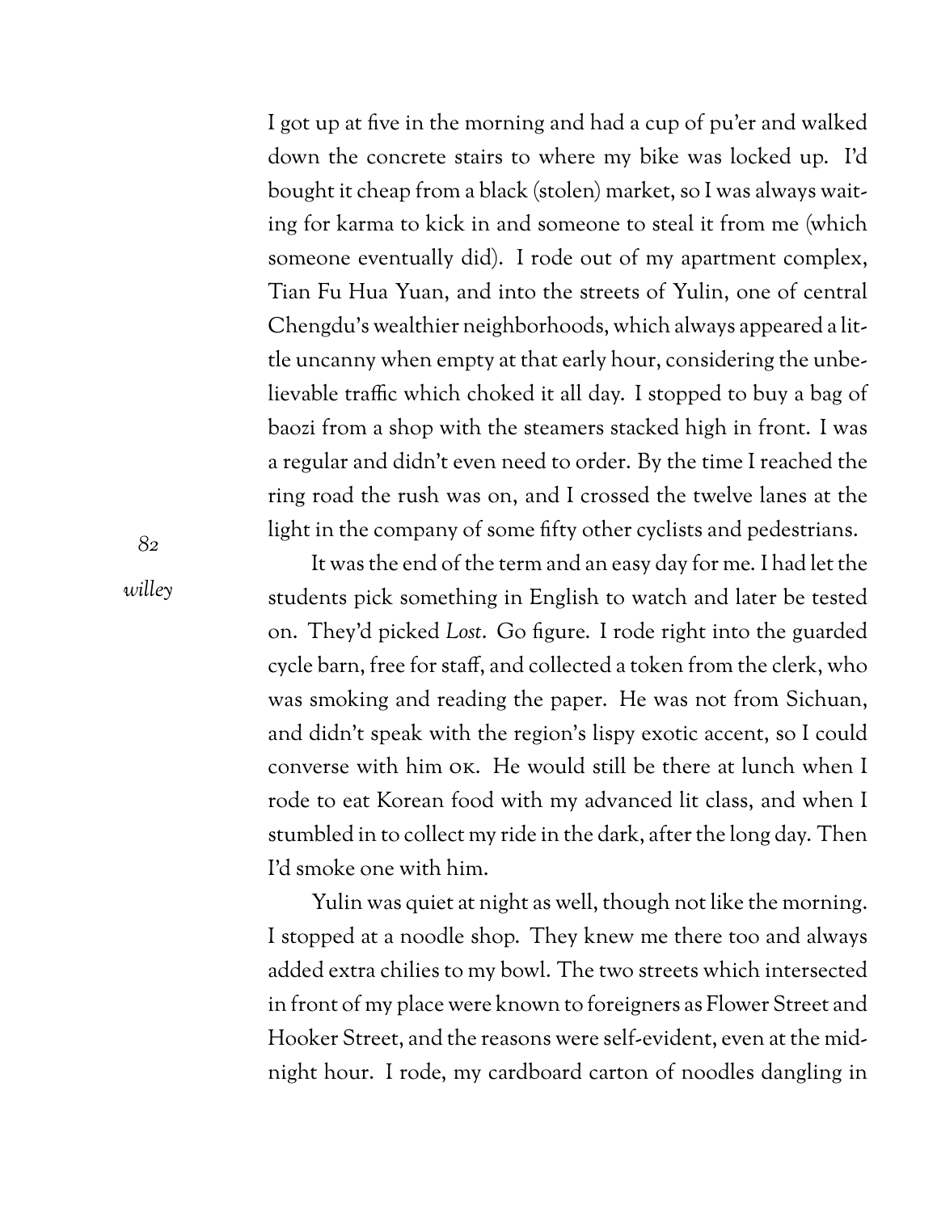I got up at five in the morning and had a cup of pu'er and walked down the concrete stairs to where my bike was locked up. I'd bought it cheap from a black (stolen) market, so I was always waiting for karma to kick in and someone to steal it from me (which someone eventually did). I rode out of my apartment complex, Tian Fu Hua Yuan, and into the streets of Yulin, one of central Chengdu's wealthier neighborhoods, which always appeared a little uncanny when empty at that early hour, considering the unbelievable traffic which choked it all day. I stopped to buy a bag of baozi from a shop with the steamers stacked high in front. I was a regular and didn't even need to order. By the time I reached the ring road the rush was on, and I crossed the twelve lanes at the light in the company of some fifty other cyclists and pedestrians.

It was the end of the term and an easy day for me. I had let the students pick something in English to watch and later be tested on. They'd picked *Lost*. Go figure. I rode right into the guarded cycle barn, free for staff, and collected a token from the clerk, who was smoking and reading the paper. He was not from Sichuan, and didn't speak with the region's lispy exotic accent, so I could converse with him OK. He would still be there at lunch when I rode to eat Korean food with my advanced lit class, and when I stumbled in to collect my ride in the dark, after the long day. Then I'd smoke one with him.

Yulin was quiet at night as well, though not like the morning. I stopped at a noodle shop. They knew me there too and always added extra chilies to my bowl. The two streets which intersected in front of my place were known to foreigners as Flower Street and Hooker Street, and the reasons were self-evident, even at the midnight hour. I rode, my cardboard carton of noodles dangling in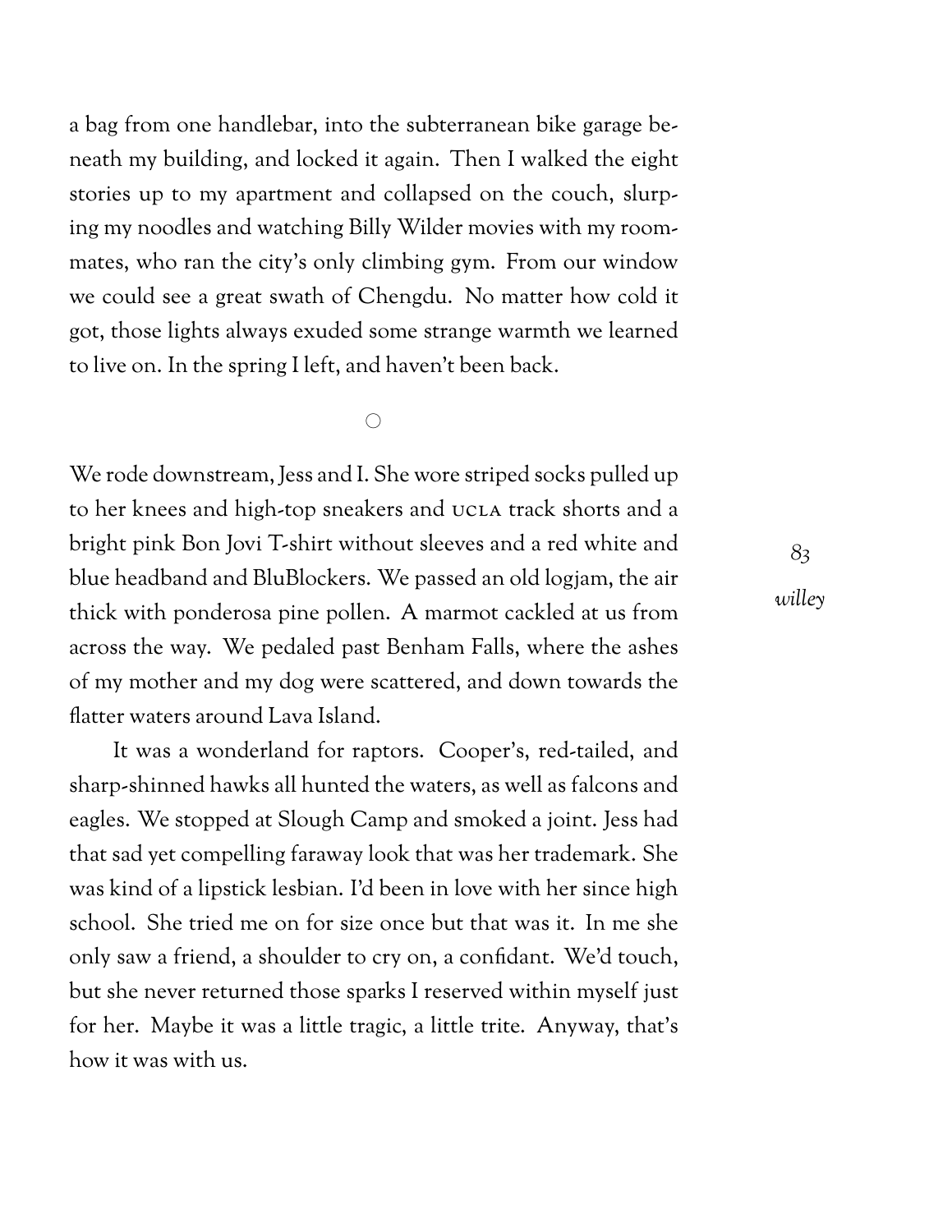a bag from one handlebar, into the subterranean bike garage beneath my building, and locked it again. Then I walked the eight stories up to my apartment and collapsed on the couch, slurping my noodles and watching Billy Wilder movies with my roommates, who ran the city's only climbing gym. From our window we could see a great swath of Chengdu. No matter how cold it got, those lights always exuded some strange warmth we learned to live on. In the spring I left, and haven't been back.

○

We rode downstream, Jess and I. She wore striped socks pulled up to her knees and high-top sneakers and UCLA track shorts and a bright pink Bon Jovi T-shirt without sleeves and a red white and blue headband and BluBlockers. We passed an old logjam, the air thick with ponderosa pine pollen. A marmot cackled at us from across the way. We pedaled past Benham Falls, where the ashes of my mother and my dog were scattered, and down towards the flatter waters around Lava Island.

It was a wonderland for raptors. Cooper's, red-tailed, and sharp-shinned hawks all hunted the waters, as well as falcons and eagles. We stopped at Slough Camp and smoked a joint. Jess had that sad yet compelling faraway look that was her trademark. She was kind of a lipstick lesbian. I'd been in love with her since high school. She tried me on for size once but that was it. In me she only saw a friend, a shoulder to cry on, a confidant. We'd touch, but she never returned those sparks I reserved within myself just for her. Maybe it was a little tragic, a little trite. Anyway, that's how it was with us.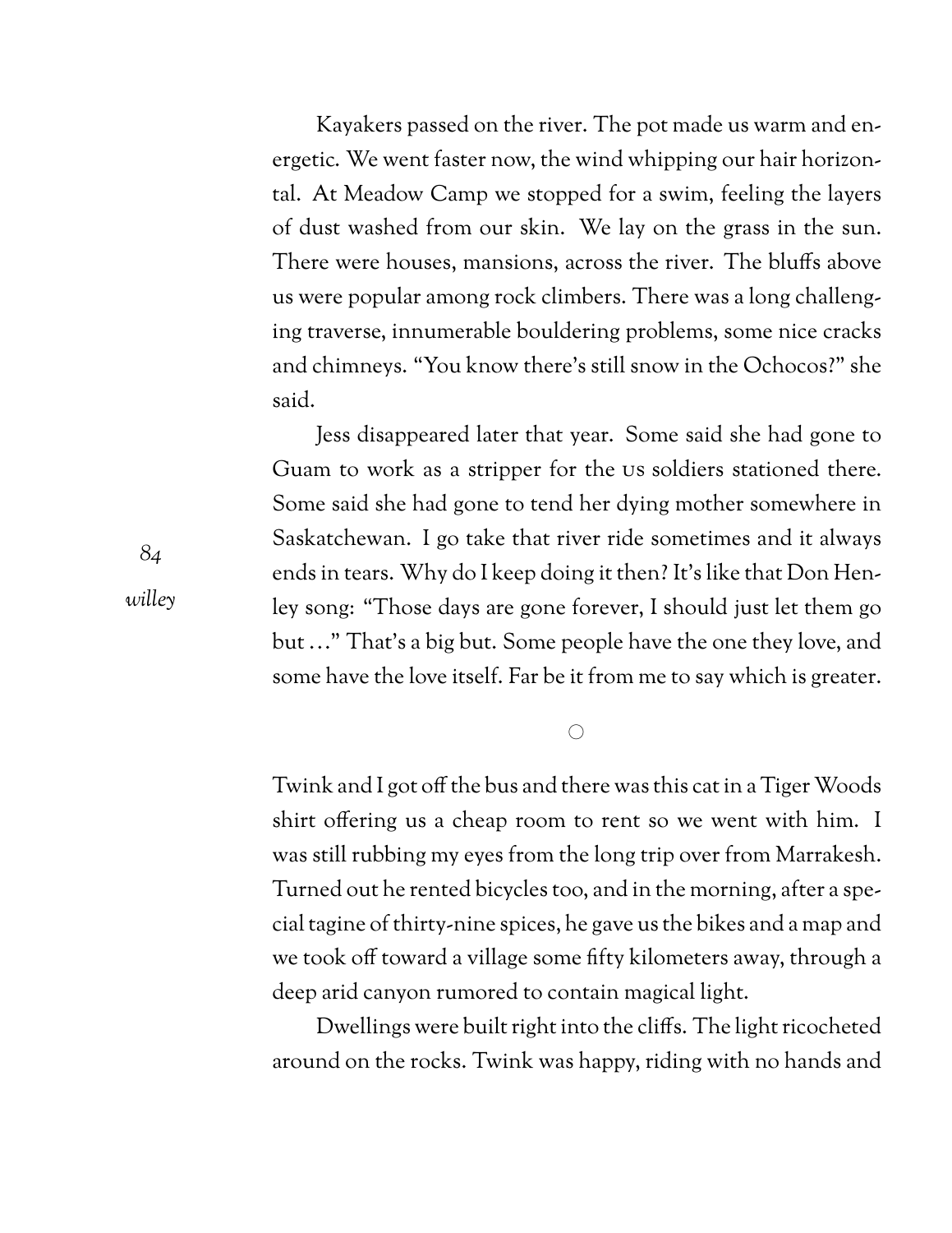Kayakers passed on the river. The pot made us warm and energetic. We went faster now, the wind whipping our hair horizontal. At Meadow Camp we stopped for a swim, feeling the layers of dust washed from our skin. We lay on the grass in the sun. There were houses, mansions, across the river. The bluffs above us were popular among rock climbers. There was a long challenging traverse, innumerable bouldering problems, some nice cracks and chimneys. "You know there's still snow in the Ochocos?" she said.

Jess disappeared later that year. Some said she had gone to Guam to work as a stripper for the US soldiers stationed there. Some said she had gone to tend her dying mother somewhere in Saskatchewan. I go take that river ride sometimes and it always ends in tears. Why do I keep doing it then? It's like that Don Henley song: "Those days are gone forever, I should just let them go but …" That's a big but. Some people have the one they love, and some have the love itself. Far be it from me to say which is greater.

○

Twink and I got off the bus and there was this cat in a Tiger Woods shirt offering us a cheap room to rent so we went with him. I was still rubbing my eyes from the long trip over from Marrakesh. Turned out he rented bicycles too, and in the morning, after a special tagine of thirty-nine spices, he gave us the bikes and a map and we took off toward a village some fifty kilometers away, through a deep arid canyon rumored to contain magical light.

Dwellings were built right into the cliffs. The light ricocheted around on the rocks. Twink was happy, riding with no hands and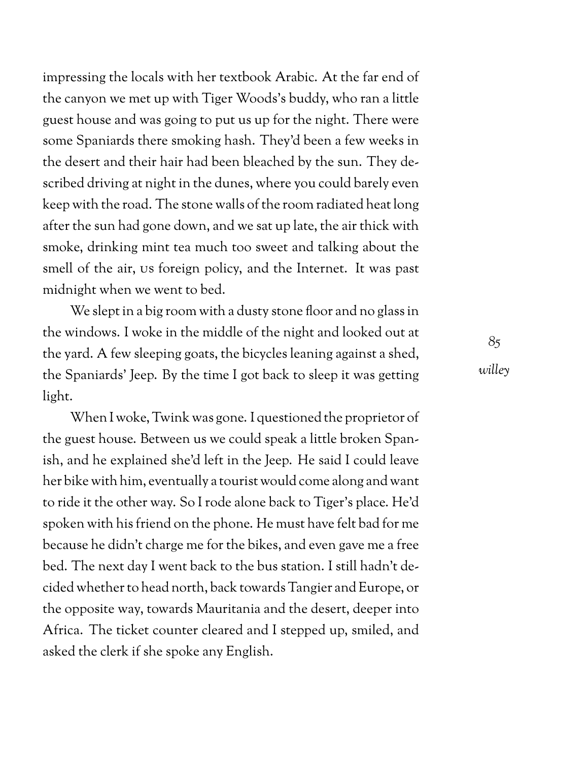impressing the locals with her textbook Arabic. At the far end of the canyon we met up with Tiger Woods's buddy, who ran a little guest house and was going to put us up for the night. There were some Spaniards there smoking hash. They'd been a few weeks in the desert and their hair had been bleached by the sun. They described driving at night in the dunes, where you could barely even keep with the road. The stone walls of the room radiated heat long after the sun had gone down, and we sat up late, the air thick with smoke, drinking mint tea much too sweet and talking about the smell of the air, US foreign policy, and the Internet. It was past midnight when we went to bed.

We slept in a big room with a dusty stone floor and no glass in the windows. I woke in the middle of the night and looked out at the yard. A few sleeping goats, the bicycles leaning against a shed, the Spaniards' Jeep. By the time I got back to sleep it was getting light.

When I woke, Twink was gone. I questioned the proprietor of the guest house. Between us we could speak a little broken Spanish, and he explained she'd left in the Jeep. He said I could leave her bike with him, eventually a tourist would come along and want to ride it the other way. So I rode alone back to Tiger's place. He'd spoken with his friend on the phone. He must have felt bad for me because he didn't charge me for the bikes, and even gave me a free bed. The next day I went back to the bus station. I still hadn't decided whether to head north, back towards Tangier and Europe, or the opposite way, towards Mauritania and the desert, deeper into Africa. The ticket counter cleared and I stepped up, smiled, and asked the clerk if she spoke any English.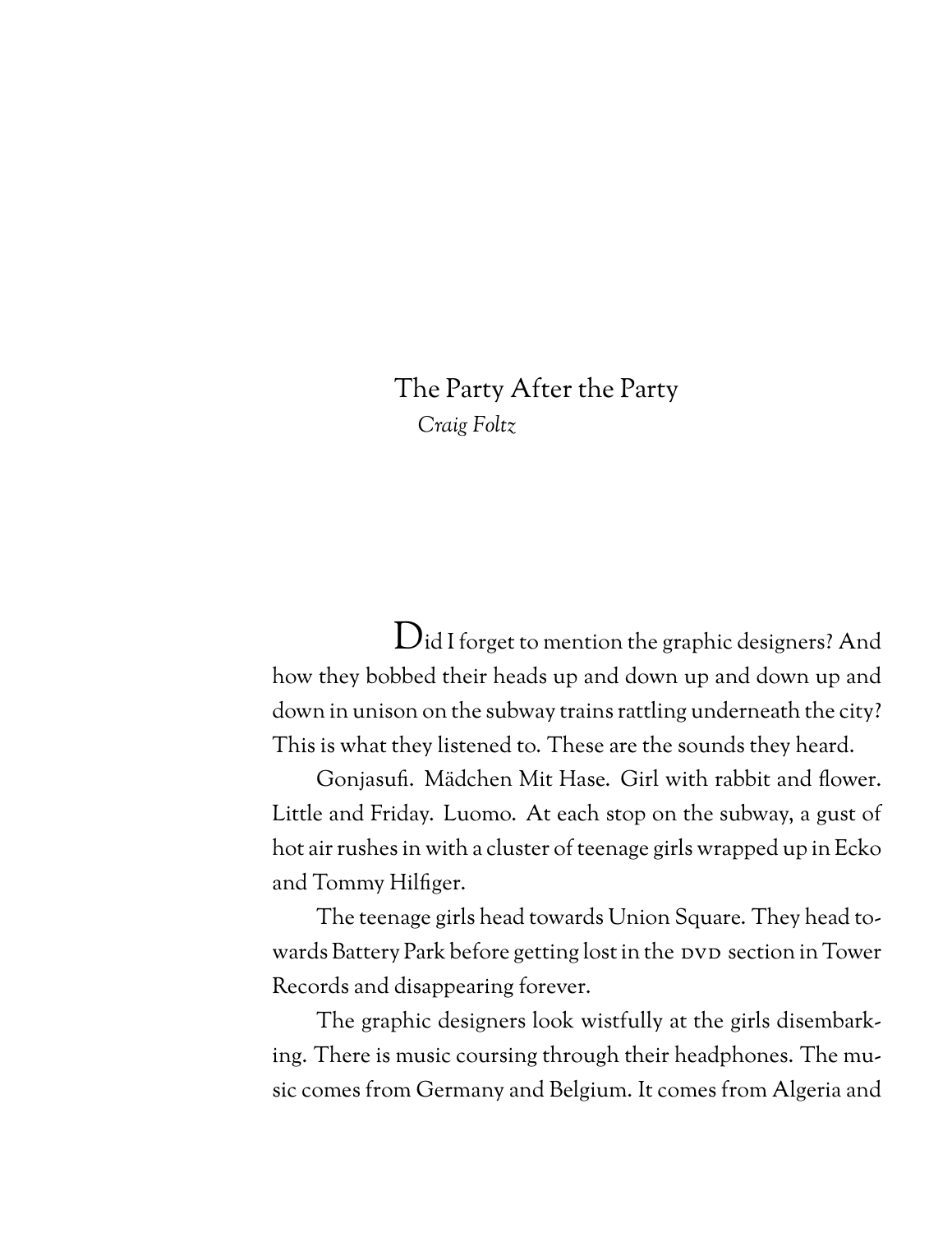# The Party After the Party

*Craig Foltz*

Did I forget to mention the graphic designers? And how they bobbed their heads up and down up and down up and down in unison on the subway trains rattling underneath the city? This is what they listened to. These are the sounds they heard.

Gonjasufi. Mädchen Mit Hase. Girl with rabbit and flower. Little and Friday. Luomo. At each stop on the subway, a gust of hot air rushes in with a cluster of teenage girls wrapped up in Ecko and Tommy Hilfiger.

The teenage girls head towards Union Square. They head towards Battery Park before getting lost in the DVD section in Tower Records and disappearing forever.

The graphic designers look wistfully at the girls disembarking. There is music coursing through their headphones. The music comes from Germany and Belgium. It comes from Algeria and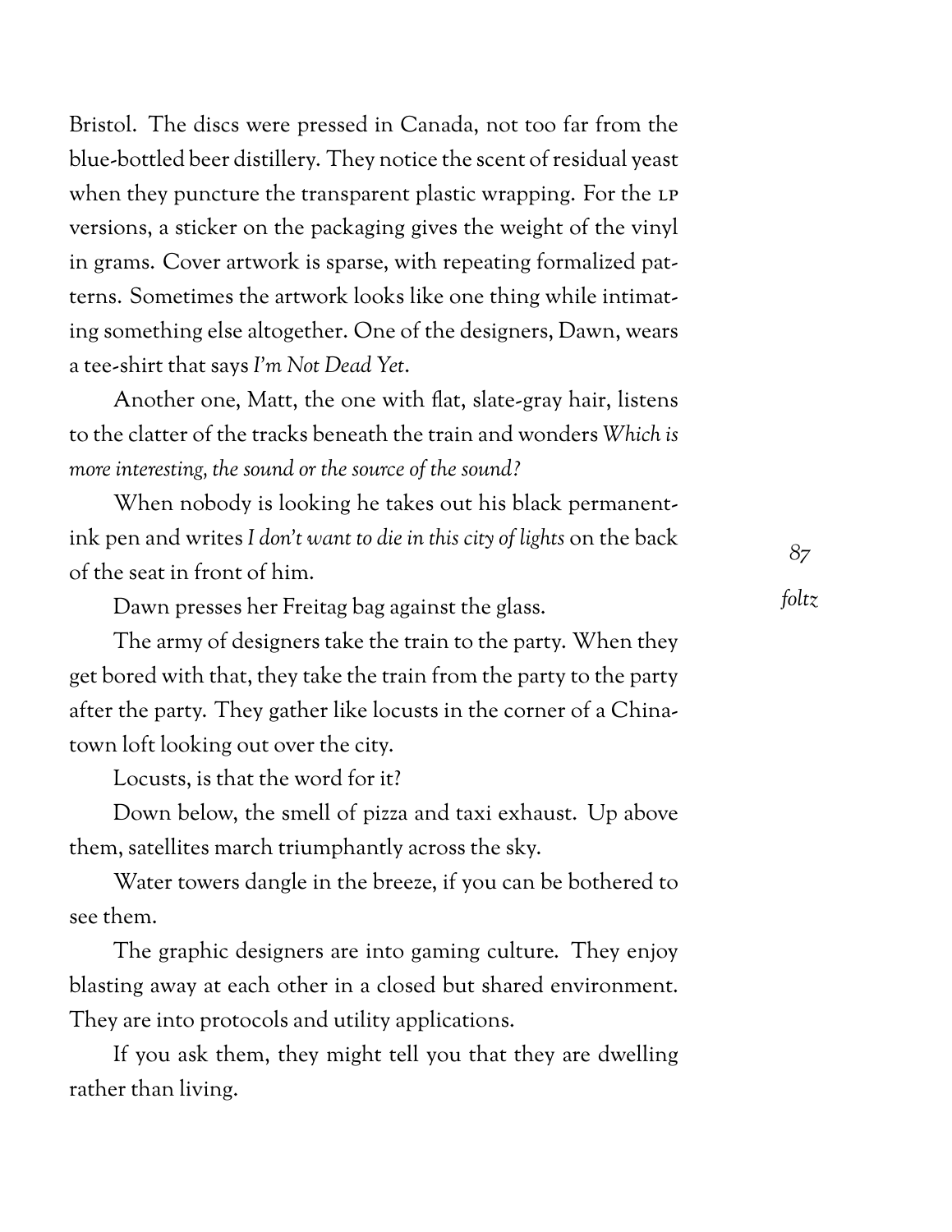Bristol. The discs were pressed in Canada, not too far from the blue-bottled beer distillery. They notice the scent of residual yeast when they puncture the transparent plastic wrapping. For the LP versions, a sticker on the packaging gives the weight of the vinyl in grams. Cover artwork is sparse, with repeating formalized patterns. Sometimes the artwork looks like one thing while intimating something else altogether. One of the designers, Dawn, wears a tee-shirt that says *I'm Not Dead Yet*.

Another one, Matt, the one with flat, slate-gray hair, listens to the clatter of the tracks beneath the train and wonders *Which is more interesting, the sound or the source of the sound?*

When nobody is looking he takes out his black permanent-ink pen and writes *I don't want to die in this city of lights* on the back of the seat in front of him.

Dawn presses her Freitag bag against the glass.

The army of designers take the train to the party. When they get bored with that, they take the train from the party to the party after the party. They gather like locusts in the corner of a Chinatown loft looking out over the city.

Locusts, is that the word for it?

Down below, the smell of pizza and taxi exhaust. Up above them, satellites march triumphantly across the sky.

Water towers dangle in the breeze, if you can be bothered to see them.

The graphic designers are into gaming culture. They enjoy blasting away at each other in a closed but shared environment. They are into protocols and utility applications.

If you ask them, they might tell you that they are dwelling rather than living.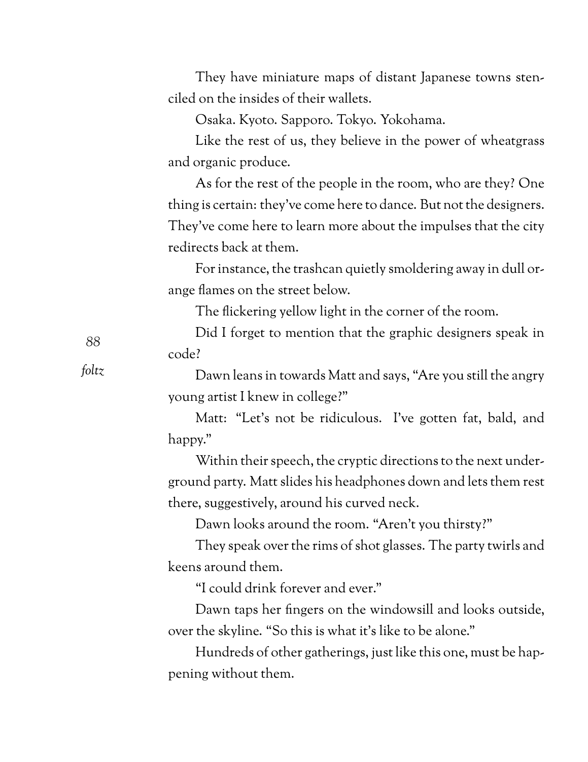They have miniature maps of distant Japanese towns stenciled on the insides of their wallets.

Osaka. Kyoto. Sapporo. Tokyo. Yokohama.

Like the rest of us, they believe in the power of wheatgrass and organic produce.

As for the rest of the people in the room, who are they? One thing is certain: they've come here to dance. But not the designers. They've come here to learn more about the impulses that the city redirects back at them.

For instance, the trashcan quietly smoldering away in dull orange flames on the street below.

The flickering yellow light in the corner of the room.

Did I forget to mention that the graphic designers speak in code?

Dawn leans in towards Matt and says, "Are you still the angry young artist I knew in college?"

Matt: "Let's not be ridiculous. I've gotten fat, bald, and happy."

Within their speech, the cryptic directions to the next underground party. Matt slides his headphones down and lets them rest there, suggestively, around his curved neck.

Dawn looks around the room. "Aren't you thirsty?"

They speak over the rims of shot glasses. The party twirls and keens around them.

"I could drink forever and ever."

Dawn taps her fingers on the windowsill and looks outside, over the skyline. "So this is what it's like to be alone."

Hundreds of other gatherings, just like this one, must be happening without them.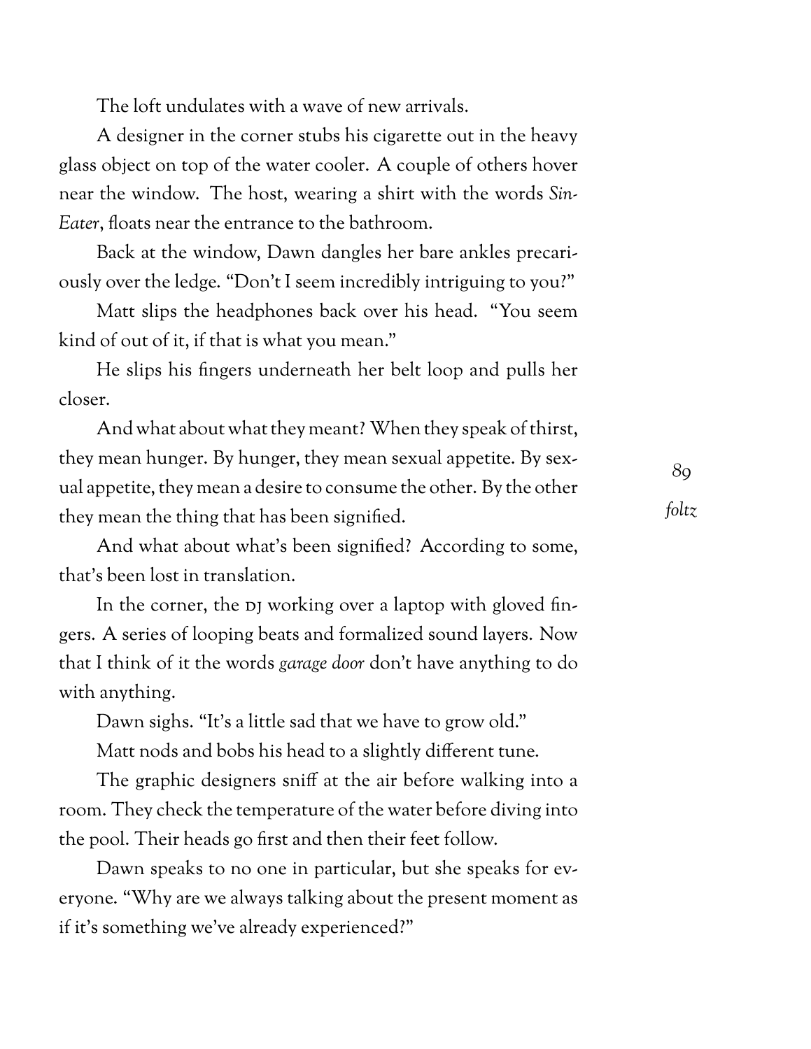The loft undulates with a wave of new arrivals.

A designer in the corner stubs his cigarette out in the heavy glass object on top of the water cooler. A couple of others hover near the window. The host, wearing a shirt with the words *Sin-Eater*, floats near the entrance to the bathroom.

Back at the window, Dawn dangles her bare ankles precariously over the ledge. "Don't I seem incredibly intriguing to you?"

Matt slips the headphones back over his head. "You seem kind of out of it, if that is what you mean."

He slips his fingers underneath her belt loop and pulls her closer.

And what about what they meant? When they speak of thirst, they mean hunger. By hunger, they mean sexual appetite. By sexual appetite, they mean a desire to consume the other. By the other they mean the thing that has been signified.

And what about what's been signified? According to some, that's been lost in translation.

In the corner, the DJ working over a laptop with gloved fingers. A series of looping beats and formalized sound layers. Now that I think of it the words *garage door* don't have anything to do with anything.

Dawn sighs. "It's a little sad that we have to grow old."

Matt nods and bobs his head to a slightly different tune.

The graphic designers sniff at the air before walking into a room. They check the temperature of the water before diving into the pool. Their heads go first and then their feet follow.

Dawn speaks to no one in particular, but she speaks for everyone. "Why are we always talking about the present moment as if it's something we've already experienced?"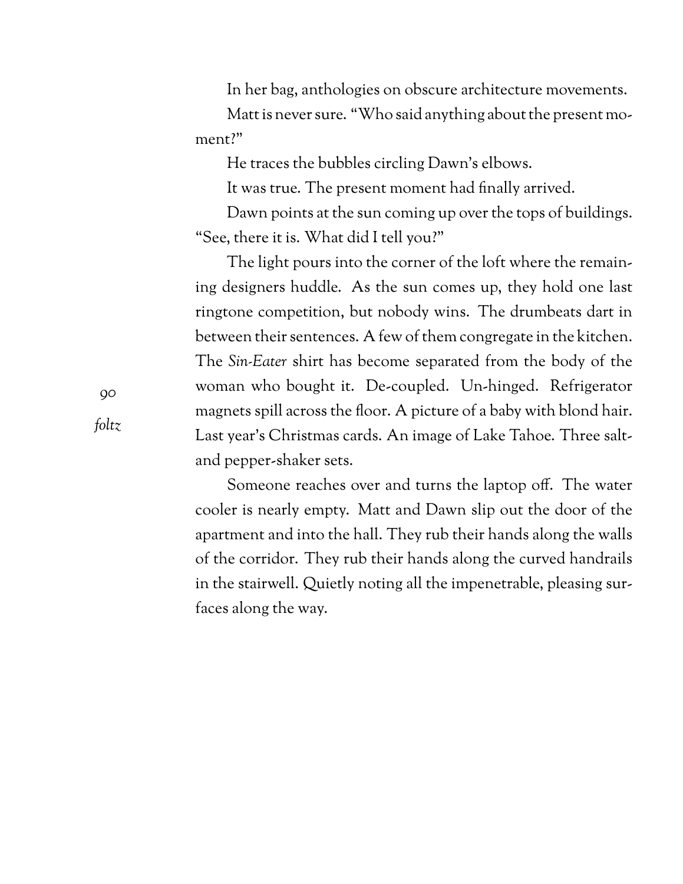In her bag, anthologies on obscure architecture movements.

Matt is never sure. "Who said anything about the present moment?"

He traces the bubbles circling Dawn's elbows.

It was true. The present moment had finally arrived.

Dawn points at the sun coming up over the tops of buildings. "See, there it is. What did I tell you?"

The light pours into the corner of the loft where the remaining designers huddle. As the sun comes up, they hold one last ringtone competition, but nobody wins. The drumbeats dart in between their sentences. A few of them congregate in the kitchen. The *Sin-Eater* shirt has become separated from the body of the woman who bought it. De-coupled. Un-hinged. Refrigerator magnets spill across the floor. A picture of a baby with blond hair. Last year's Christmas cards. An image of Lake Tahoe. Three salt-and pepper-shaker sets.

Someone reaches over and turns the laptop off. The water cooler is nearly empty. Matt and Dawn slip out the door of the apartment and into the hall. They rub their hands along the walls of the corridor. They rub their hands along the curved handrails in the stairwell. Quietly noting all the impenetrable, pleasing surfaces along the way.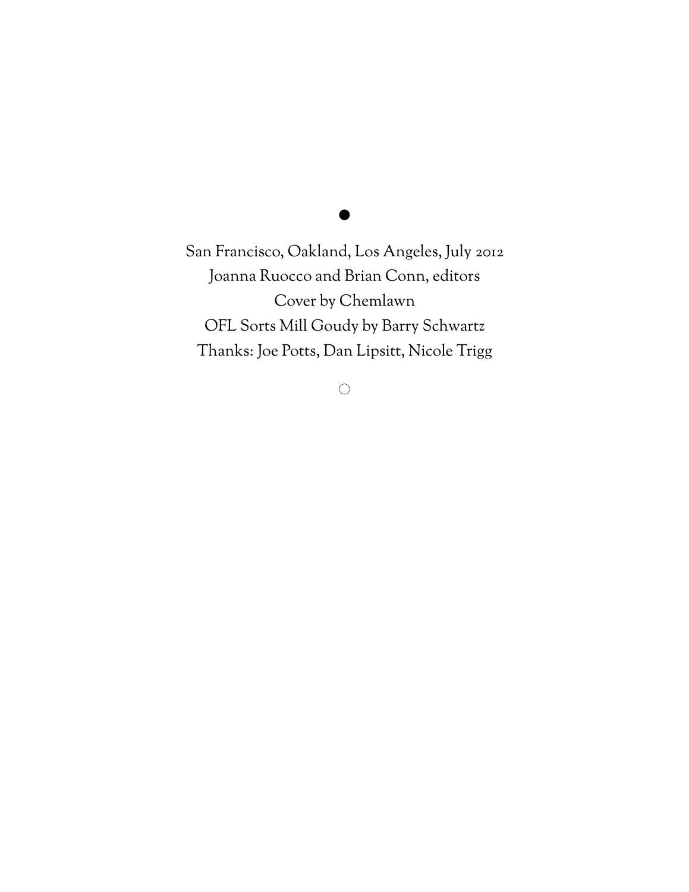●

San Francisco, Oakland, Los Angeles, July 2012

Joanna Ruocco and Brian Conn, editors

Cover by Chemlawn

OFL Sorts Mill Goudy by Barry Schwartz

Thanks: Joe Potts, Dan Lipsitt, Nicole Trigg

○